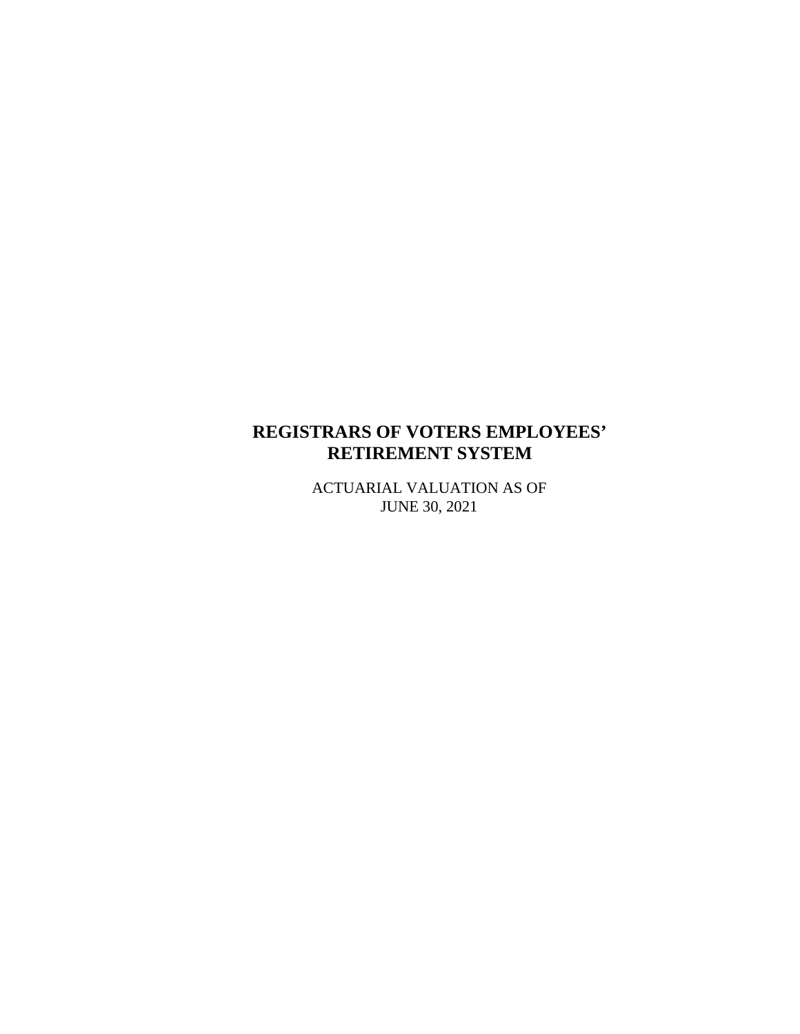# REGISTRARS OF VOTERS EMPLOYEES' RETIREMENT SYSTEM

ACTUARIAL VALUATION AS OF
JUNE 30, 2021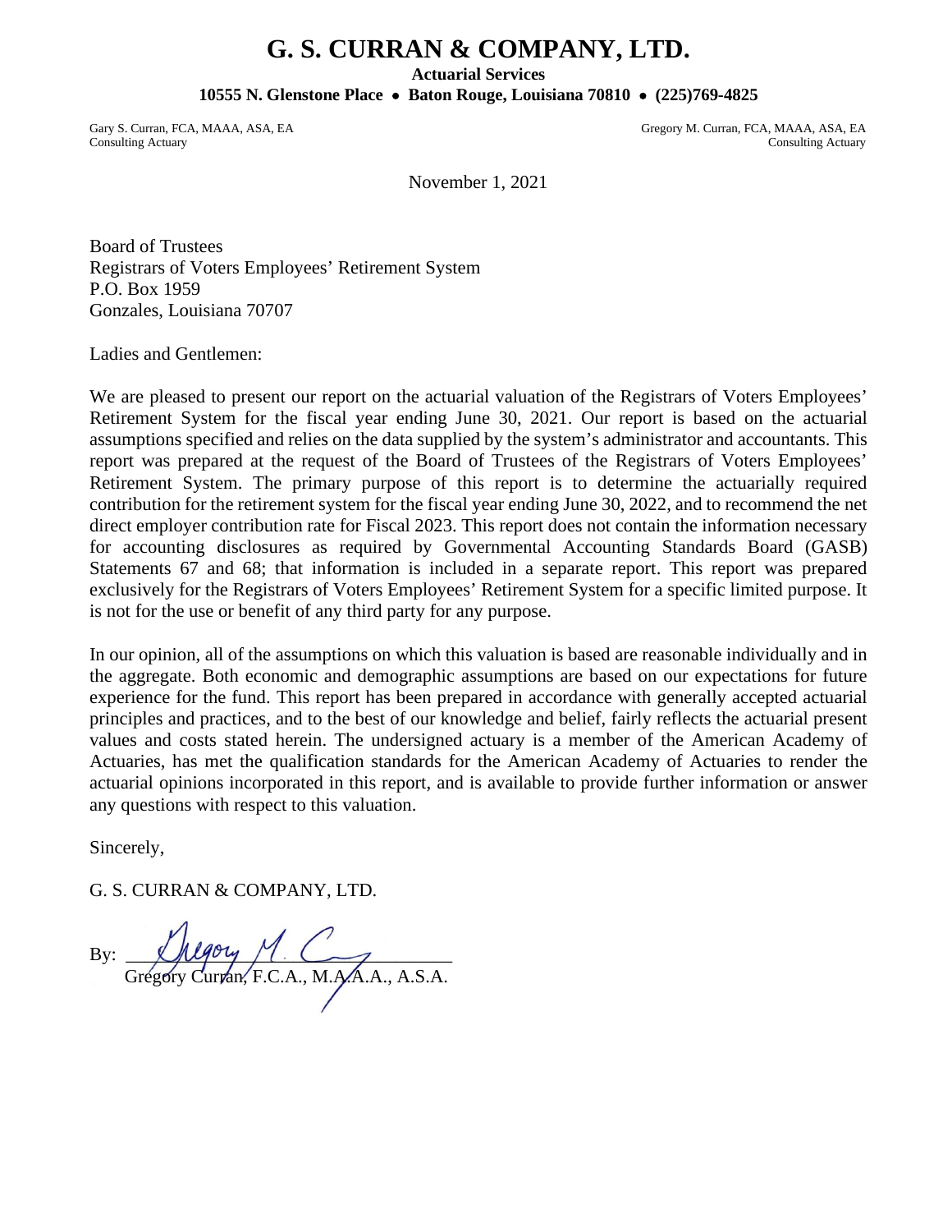# G. S. CURRAN & COMPANY, LTD.

**Actuarial Services**

**10555 N. Glenstone Place • Baton Rouge, Louisiana 70810 • (225)769-4825**

Gary S. Curran, FCA, MAAA, ASA, EA
Consulting Actuary

Gregory M. Curran, FCA, MAAA, ASA, EA
Consulting Actuary

November 1, 2021

Board of Trustees
Registrars of Voters Employees' Retirement System
P.O. Box 1959
Gonzales, Louisiana 70707

Ladies and Gentlemen:

We are pleased to present our report on the actuarial valuation of the Registrars of Voters Employees' Retirement System for the fiscal year ending June 30, 2021. Our report is based on the actuarial assumptions specified and relies on the data supplied by the system's administrator and accountants. This report was prepared at the request of the Board of Trustees of the Registrars of Voters Employees' Retirement System. The primary purpose of this report is to determine the actuarially required contribution for the retirement system for the fiscal year ending June 30, 2022, and to recommend the net direct employer contribution rate for Fiscal 2023. This report does not contain the information necessary for accounting disclosures as required by Governmental Accounting Standards Board (GASB) Statements 67 and 68; that information is included in a separate report. This report was prepared exclusively for the Registrars of Voters Employees' Retirement System for a specific limited purpose. It is not for the use or benefit of any third party for any purpose.

In our opinion, all of the assumptions on which this valuation is based are reasonable individually and in the aggregate. Both economic and demographic assumptions are based on our expectations for future experience for the fund. This report has been prepared in accordance with generally accepted actuarial principles and practices, and to the best of our knowledge and belief, fairly reflects the actuarial present values and costs stated herein. The undersigned actuary is a member of the American Academy of Actuaries, has met the qualification standards for the American Academy of Actuaries to render the actuarial opinions incorporated in this report, and is available to provide further information or answer any questions with respect to this valuation.

Sincerely,

G. S. CURRAN & COMPANY, LTD.

By: Gregory M. Curran

Gregory Curran, F.C.A., M.A.A.A., A.S.A.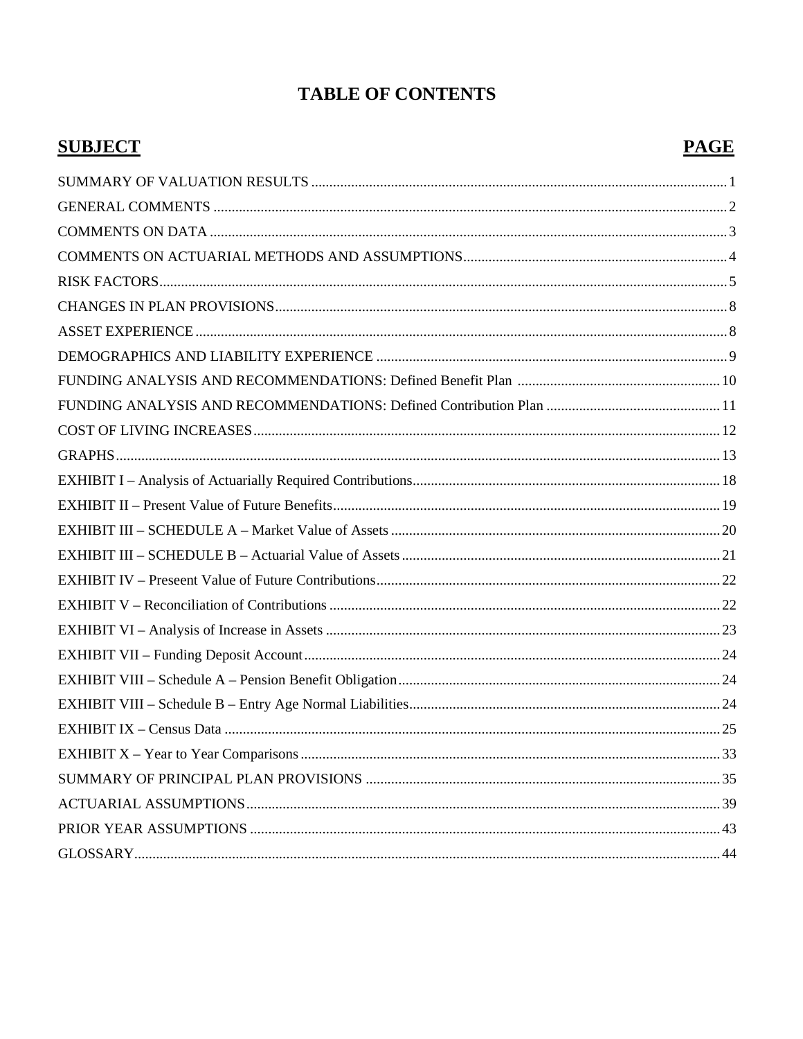# TABLE OF CONTENTS

| SUBJECT | PAGE |
|---|---|
| SUMMARY OF VALUATION RESULTS | 1 |
| GENERAL COMMENTS | 2 |
| COMMENTS ON DATA | 3 |
| COMMENTS ON ACTUARIAL METHODS AND ASSUMPTIONS | 4 |
| RISK FACTORS | 5 |
| CHANGES IN PLAN PROVISIONS | 8 |
| ASSET EXPERIENCE | 8 |
| DEMOGRAPHICS AND LIABILITY EXPERIENCE | 9 |
| FUNDING ANALYSIS AND RECOMMENDATIONS: Defined Benefit Plan | 10 |
| FUNDING ANALYSIS AND RECOMMENDATIONS: Defined Contribution Plan | 11 |
| COST OF LIVING INCREASES | 12 |
| GRAPHS | 13 |
| EXHIBIT I – Analysis of Actuarially Required Contributions | 18 |
| EXHIBIT II – Present Value of Future Benefits | 19 |
| EXHIBIT III – SCHEDULE A – Market Value of Assets | 20 |
| EXHIBIT III – SCHEDULE B – Actuarial Value of Assets | 21 |
| EXHIBIT IV – Preseent Value of Future Contributions | 22 |
| EXHIBIT V – Reconciliation of Contributions | 22 |
| EXHIBIT VI – Analysis of Increase in Assets | 23 |
| EXHIBIT VII – Funding Deposit Account | 24 |
| EXHIBIT VIII – Schedule A – Pension Benefit Obligation | 24 |
| EXHIBIT VIII – Schedule B – Entry Age Normal Liabilities | 24 |
| EXHIBIT IX – Census Data | 25 |
| EXHIBIT X – Year to Year Comparisons | 33 |
| SUMMARY OF PRINCIPAL PLAN PROVISIONS | 35 |
| ACTUARIAL ASSUMPTIONS | 39 |
| PRIOR YEAR ASSUMPTIONS | 43 |
| GLOSSARY | 44 |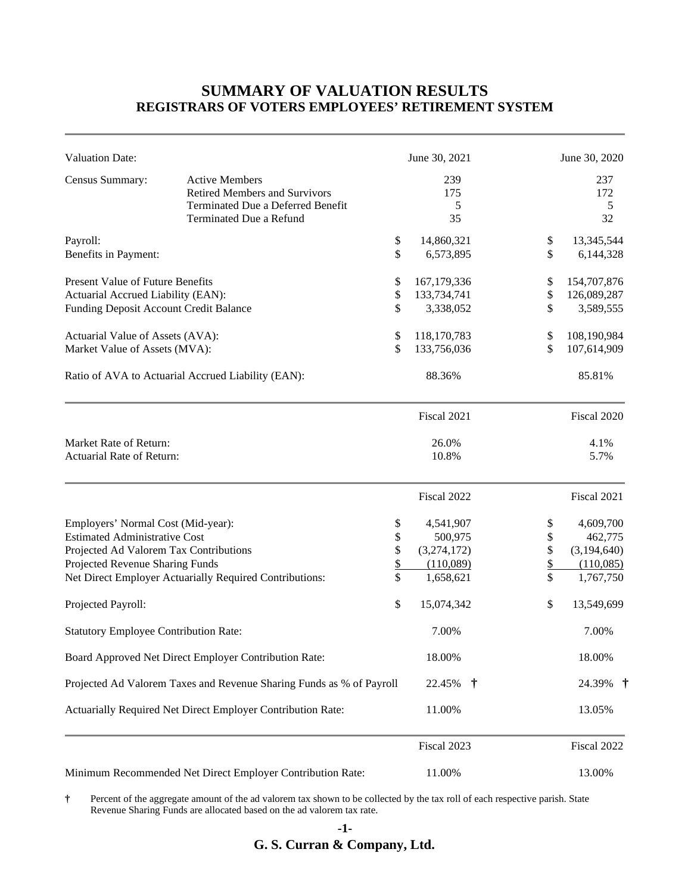# SUMMARY OF VALUATION RESULTS
## REGISTRARS OF VOTERS EMPLOYEES' RETIREMENT SYSTEM

| | | June 30, 2021 | June 30, 2020 |
|---|---|---|---|
| Valuation Date: | | June 30, 2021 | June 30, 2020 |
| Census Summary: | Active Members | 239 | 237 |
| | Retired Members and Survivors | 175 | 172 |
| | Terminated Due a Deferred Benefit | 5 | 5 |
| | Terminated Due a Refund | 35 | 32 |
| Payroll: | | $ 14,860,321 | $ 13,345,544 |
| Benefits in Payment: | | $ 6,573,895 | $ 6,144,328 |
| Present Value of Future Benefits | | $ 167,179,336 | $ 154,707,876 |
| Actuarial Accrued Liability (EAN): | | $ 133,734,741 | $ 126,089,287 |
| Funding Deposit Account Credit Balance | | $ 3,338,052 | $ 3,589,555 |
| Actuarial Value of Assets (AVA): | | $ 118,170,783 | $ 108,190,984 |
| Market Value of Assets (MVA): | | $ 133,756,036 | $ 107,614,909 |
| Ratio of AVA to Actuarial Accrued Liability (EAN): | | 88.36% | 85.81% |

| | Fiscal 2021 | Fiscal 2020 |
|---|---|---|
| Market Rate of Return: | 26.0% | 4.1% |
| Actuarial Rate of Return: | 10.8% | 5.7% |

| | Fiscal 2022 | Fiscal 2021 |
|---|---|---|
| Employers' Normal Cost (Mid-year): | $ 4,541,907 | $ 4,609,700 |
| Estimated Administrative Cost | $ 500,975 | $ 462,775 |
| Projected Ad Valorem Tax Contributions | $ (3,274,172) | $ (3,194,640) |
| Projected Revenue Sharing Funds | $ (110,089) | $ (110,085) |
| Net Direct Employer Actuarially Required Contributions: | $ 1,658,621 | $ 1,767,750 |
| Projected Payroll: | $ 15,074,342 | $ 13,549,699 |
| Statutory Employee Contribution Rate: | 7.00% | 7.00% |
| Board Approved Net Direct Employer Contribution Rate: | 18.00% | 18.00% |
| Projected Ad Valorem Taxes and Revenue Sharing Funds as % of Payroll | 22.45% † | 24.39% † |
| Actuarially Required Net Direct Employer Contribution Rate: | 11.00% | 13.05% |

| | Fiscal 2023 | Fiscal 2022 |
|---|---|---|
| Minimum Recommended Net Direct Employer Contribution Rate: | 11.00% | 13.00% |

† Percent of the aggregate amount of the ad valorem tax shown to be collected by the tax roll of each respective parish. State Revenue Sharing Funds are allocated based on the ad valorem tax rate.

**G. S. Curran & Company, Ltd.**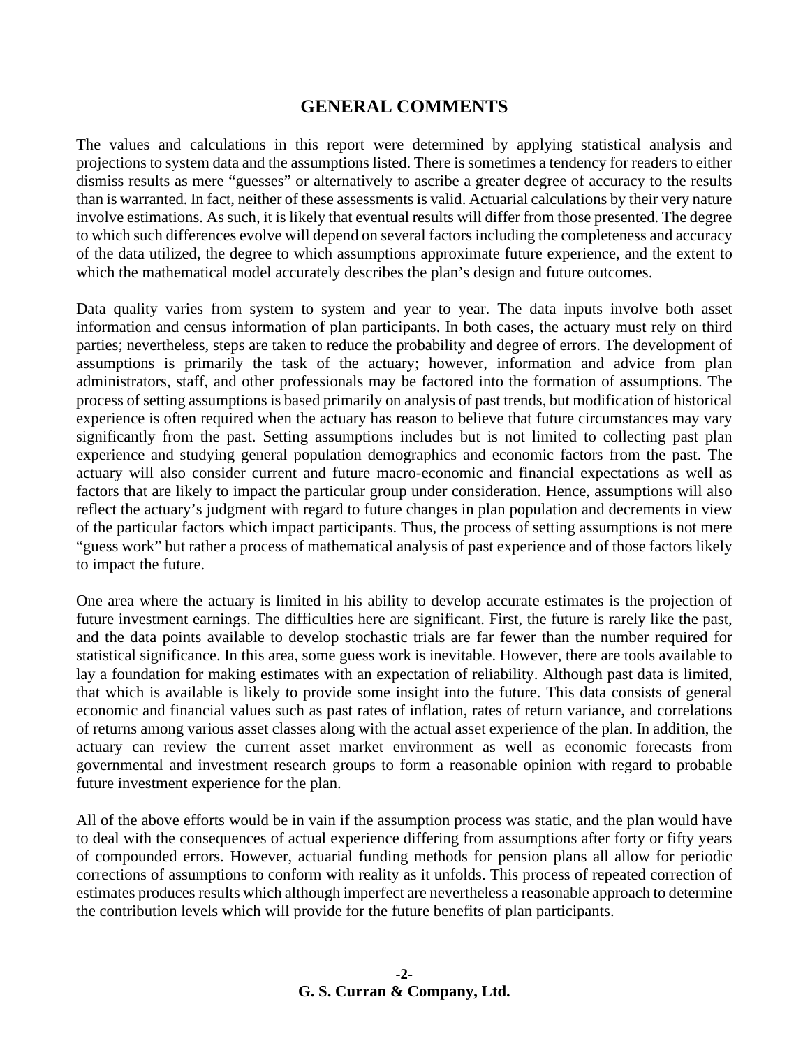# GENERAL COMMENTS

The values and calculations in this report were determined by applying statistical analysis and projections to system data and the assumptions listed. There is sometimes a tendency for readers to either dismiss results as mere "guesses" or alternatively to ascribe a greater degree of accuracy to the results than is warranted. In fact, neither of these assessments is valid. Actuarial calculations by their very nature involve estimations. As such, it is likely that eventual results will differ from those presented. The degree to which such differences evolve will depend on several factors including the completeness and accuracy of the data utilized, the degree to which assumptions approximate future experience, and the extent to which the mathematical model accurately describes the plan's design and future outcomes.

Data quality varies from system to system and year to year. The data inputs involve both asset information and census information of plan participants. In both cases, the actuary must rely on third parties; nevertheless, steps are taken to reduce the probability and degree of errors. The development of assumptions is primarily the task of the actuary; however, information and advice from plan administrators, staff, and other professionals may be factored into the formation of assumptions. The process of setting assumptions is based primarily on analysis of past trends, but modification of historical experience is often required when the actuary has reason to believe that future circumstances may vary significantly from the past. Setting assumptions includes but is not limited to collecting past plan experience and studying general population demographics and economic factors from the past. The actuary will also consider current and future macro-economic and financial expectations as well as factors that are likely to impact the particular group under consideration. Hence, assumptions will also reflect the actuary's judgment with regard to future changes in plan population and decrements in view of the particular factors which impact participants. Thus, the process of setting assumptions is not mere "guess work" but rather a process of mathematical analysis of past experience and of those factors likely to impact the future.

One area where the actuary is limited in his ability to develop accurate estimates is the projection of future investment earnings. The difficulties here are significant. First, the future is rarely like the past, and the data points available to develop stochastic trials are far fewer than the number required for statistical significance. In this area, some guess work is inevitable. However, there are tools available to lay a foundation for making estimates with an expectation of reliability. Although past data is limited, that which is available is likely to provide some insight into the future. This data consists of general economic and financial values such as past rates of inflation, rates of return variance, and correlations of returns among various asset classes along with the actual asset experience of the plan. In addition, the actuary can review the current asset market environment as well as economic forecasts from governmental and investment research groups to form a reasonable opinion with regard to probable future investment experience for the plan.

All of the above efforts would be in vain if the assumption process was static, and the plan would have to deal with the consequences of actual experience differing from assumptions after forty or fifty years of compounded errors. However, actuarial funding methods for pension plans all allow for periodic corrections of assumptions to conform with reality as it unfolds. This process of repeated correction of estimates produces results which although imperfect are nevertheless a reasonable approach to determine the contribution levels which will provide for the future benefits of plan participants.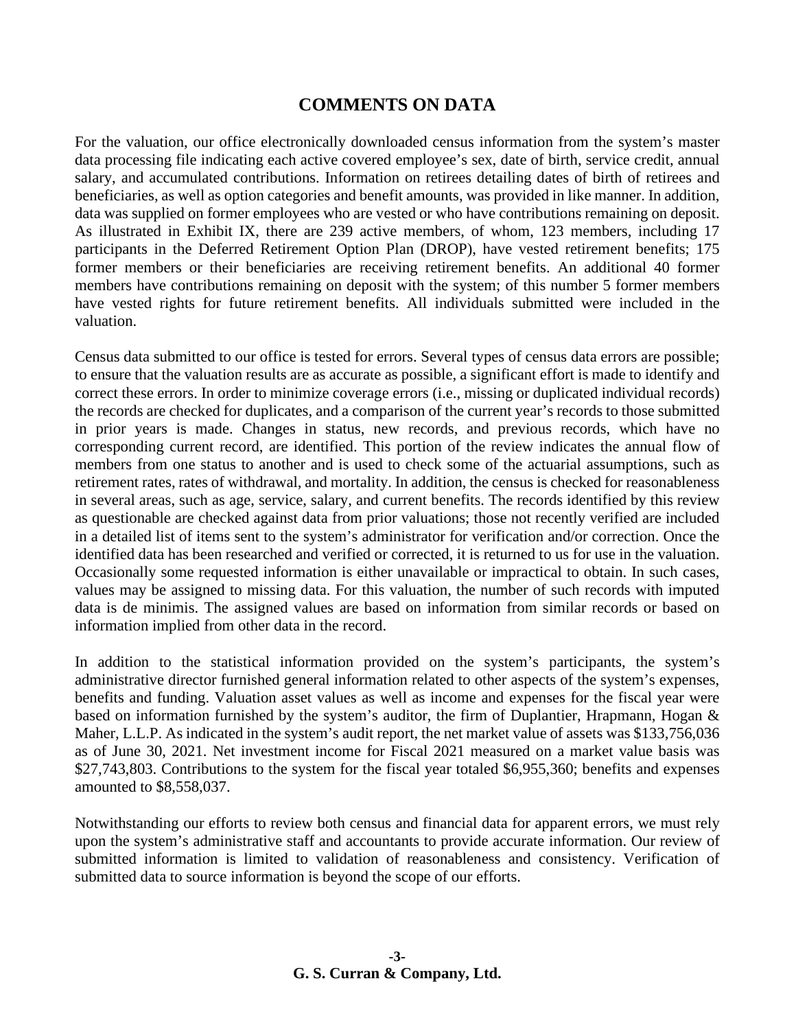## COMMENTS ON DATA

For the valuation, our office electronically downloaded census information from the system's master data processing file indicating each active covered employee's sex, date of birth, service credit, annual salary, and accumulated contributions. Information on retirees detailing dates of birth of retirees and beneficiaries, as well as option categories and benefit amounts, was provided in like manner. In addition, data was supplied on former employees who are vested or who have contributions remaining on deposit. As illustrated in Exhibit IX, there are 239 active members, of whom, 123 members, including 17 participants in the Deferred Retirement Option Plan (DROP), have vested retirement benefits; 175 former members or their beneficiaries are receiving retirement benefits. An additional 40 former members have contributions remaining on deposit with the system; of this number 5 former members have vested rights for future retirement benefits. All individuals submitted were included in the valuation.

Census data submitted to our office is tested for errors. Several types of census data errors are possible; to ensure that the valuation results are as accurate as possible, a significant effort is made to identify and correct these errors. In order to minimize coverage errors (i.e., missing or duplicated individual records) the records are checked for duplicates, and a comparison of the current year's records to those submitted in prior years is made. Changes in status, new records, and previous records, which have no corresponding current record, are identified. This portion of the review indicates the annual flow of members from one status to another and is used to check some of the actuarial assumptions, such as retirement rates, rates of withdrawal, and mortality. In addition, the census is checked for reasonableness in several areas, such as age, service, salary, and current benefits. The records identified by this review as questionable are checked against data from prior valuations; those not recently verified are included in a detailed list of items sent to the system's administrator for verification and/or correction. Once the identified data has been researched and verified or corrected, it is returned to us for use in the valuation. Occasionally some requested information is either unavailable or impractical to obtain. In such cases, values may be assigned to missing data. For this valuation, the number of such records with imputed data is de minimis. The assigned values are based on information from similar records or based on information implied from other data in the record.

In addition to the statistical information provided on the system's participants, the system's administrative director furnished general information related to other aspects of the system's expenses, benefits and funding. Valuation asset values as well as income and expenses for the fiscal year were based on information furnished by the system's auditor, the firm of Duplantier, Hrapmann, Hogan & Maher, L.L.P. As indicated in the system's audit report, the net market value of assets was $133,756,036 as of June 30, 2021. Net investment income for Fiscal 2021 measured on a market value basis was $27,743,803. Contributions to the system for the fiscal year totaled $6,955,360; benefits and expenses amounted to $8,558,037.

Notwithstanding our efforts to review both census and financial data for apparent errors, we must rely upon the system's administrative staff and accountants to provide accurate information. Our review of submitted information is limited to validation of reasonableness and consistency. Verification of submitted data to source information is beyond the scope of our efforts.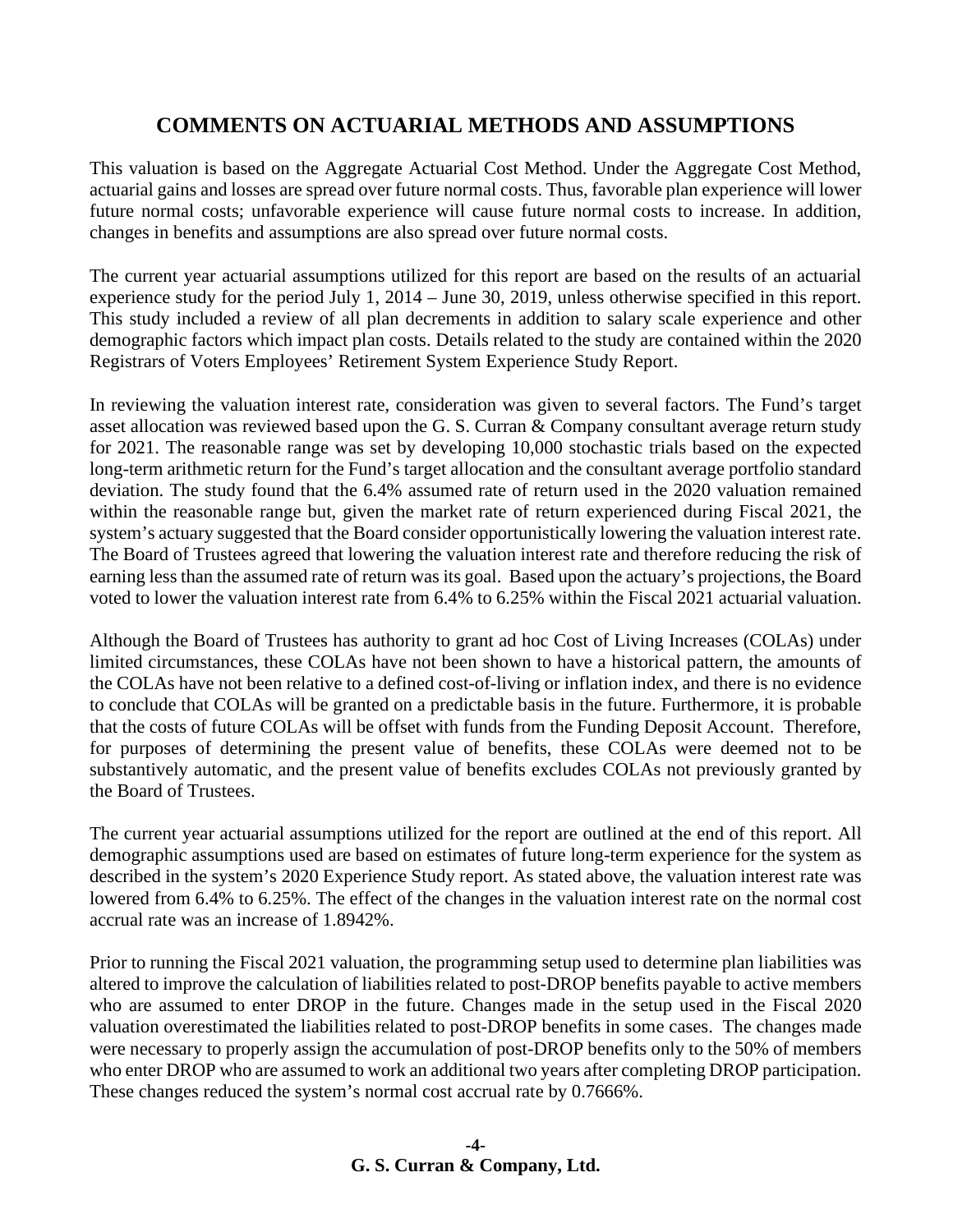## COMMENTS ON ACTUARIAL METHODS AND ASSUMPTIONS

This valuation is based on the Aggregate Actuarial Cost Method. Under the Aggregate Cost Method, actuarial gains and losses are spread over future normal costs. Thus, favorable plan experience will lower future normal costs; unfavorable experience will cause future normal costs to increase. In addition, changes in benefits and assumptions are also spread over future normal costs.

The current year actuarial assumptions utilized for this report are based on the results of an actuarial experience study for the period July 1, 2014 – June 30, 2019, unless otherwise specified in this report. This study included a review of all plan decrements in addition to salary scale experience and other demographic factors which impact plan costs. Details related to the study are contained within the 2020 Registrars of Voters Employees' Retirement System Experience Study Report.

In reviewing the valuation interest rate, consideration was given to several factors. The Fund's target asset allocation was reviewed based upon the G. S. Curran & Company consultant average return study for 2021. The reasonable range was set by developing 10,000 stochastic trials based on the expected long-term arithmetic return for the Fund's target allocation and the consultant average portfolio standard deviation. The study found that the 6.4% assumed rate of return used in the 2020 valuation remained within the reasonable range but, given the market rate of return experienced during Fiscal 2021, the system's actuary suggested that the Board consider opportunistically lowering the valuation interest rate. The Board of Trustees agreed that lowering the valuation interest rate and therefore reducing the risk of earning less than the assumed rate of return was its goal. Based upon the actuary's projections, the Board voted to lower the valuation interest rate from 6.4% to 6.25% within the Fiscal 2021 actuarial valuation.

Although the Board of Trustees has authority to grant ad hoc Cost of Living Increases (COLAs) under limited circumstances, these COLAs have not been shown to have a historical pattern, the amounts of the COLAs have not been relative to a defined cost-of-living or inflation index, and there is no evidence to conclude that COLAs will be granted on a predictable basis in the future. Furthermore, it is probable that the costs of future COLAs will be offset with funds from the Funding Deposit Account. Therefore, for purposes of determining the present value of benefits, these COLAs were deemed not to be substantively automatic, and the present value of benefits excludes COLAs not previously granted by the Board of Trustees.

The current year actuarial assumptions utilized for the report are outlined at the end of this report. All demographic assumptions used are based on estimates of future long-term experience for the system as described in the system's 2020 Experience Study report. As stated above, the valuation interest rate was lowered from 6.4% to 6.25%. The effect of the changes in the valuation interest rate on the normal cost accrual rate was an increase of 1.8942%.

Prior to running the Fiscal 2021 valuation, the programming setup used to determine plan liabilities was altered to improve the calculation of liabilities related to post-DROP benefits payable to active members who are assumed to enter DROP in the future. Changes made in the setup used in the Fiscal 2020 valuation overestimated the liabilities related to post-DROP benefits in some cases. The changes made were necessary to properly assign the accumulation of post-DROP benefits only to the 50% of members who enter DROP who are assumed to work an additional two years after completing DROP participation. These changes reduced the system's normal cost accrual rate by 0.7666%.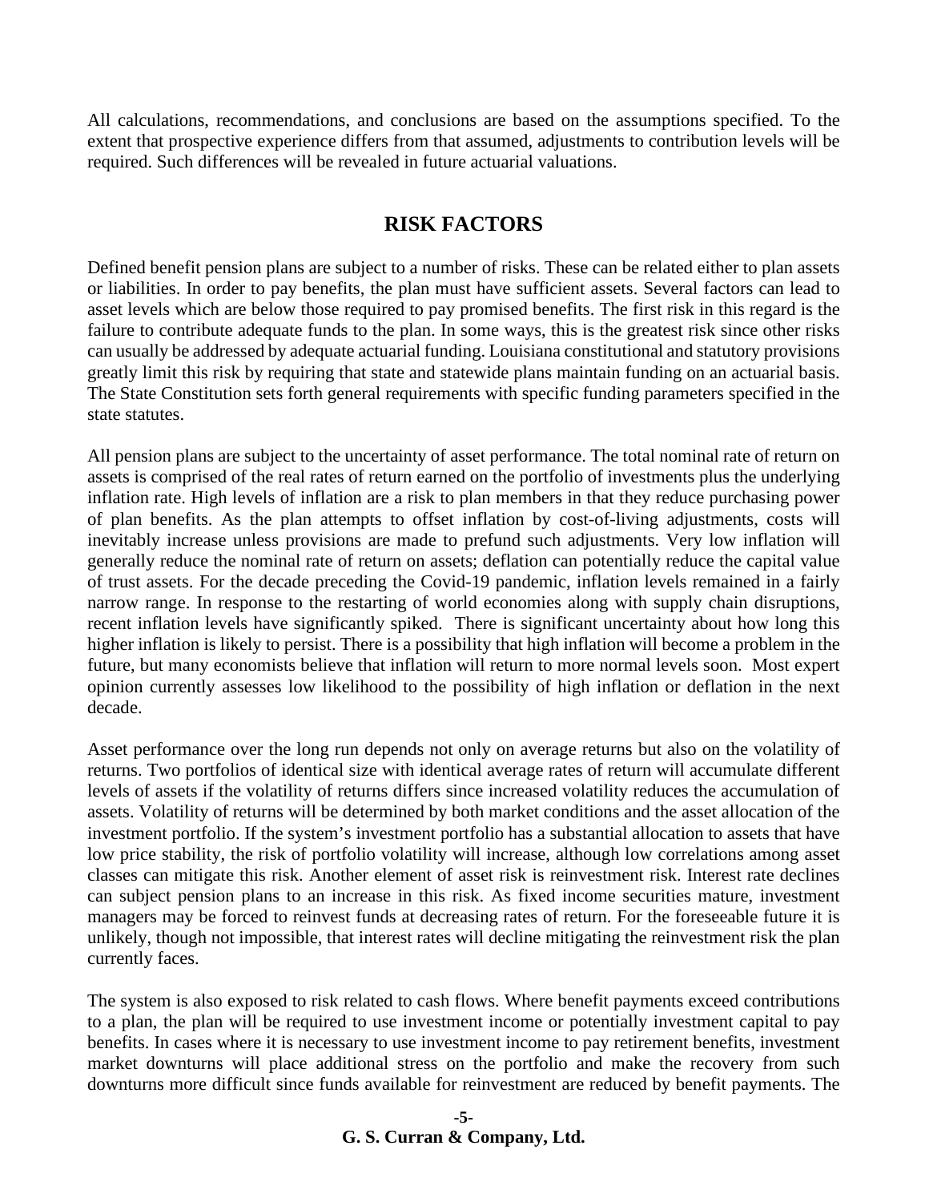All calculations, recommendations, and conclusions are based on the assumptions specified. To the extent that prospective experience differs from that assumed, adjustments to contribution levels will be required. Such differences will be revealed in future actuarial valuations.

## RISK FACTORS

Defined benefit pension plans are subject to a number of risks. These can be related either to plan assets or liabilities. In order to pay benefits, the plan must have sufficient assets. Several factors can lead to asset levels which are below those required to pay promised benefits. The first risk in this regard is the failure to contribute adequate funds to the plan. In some ways, this is the greatest risk since other risks can usually be addressed by adequate actuarial funding. Louisiana constitutional and statutory provisions greatly limit this risk by requiring that state and statewide plans maintain funding on an actuarial basis. The State Constitution sets forth general requirements with specific funding parameters specified in the state statutes.

All pension plans are subject to the uncertainty of asset performance. The total nominal rate of return on assets is comprised of the real rates of return earned on the portfolio of investments plus the underlying inflation rate. High levels of inflation are a risk to plan members in that they reduce purchasing power of plan benefits. As the plan attempts to offset inflation by cost-of-living adjustments, costs will inevitably increase unless provisions are made to prefund such adjustments. Very low inflation will generally reduce the nominal rate of return on assets; deflation can potentially reduce the capital value of trust assets. For the decade preceding the Covid-19 pandemic, inflation levels remained in a fairly narrow range. In response to the restarting of world economies along with supply chain disruptions, recent inflation levels have significantly spiked. There is significant uncertainty about how long this higher inflation is likely to persist. There is a possibility that high inflation will become a problem in the future, but many economists believe that inflation will return to more normal levels soon. Most expert opinion currently assesses low likelihood to the possibility of high inflation or deflation in the next decade.

Asset performance over the long run depends not only on average returns but also on the volatility of returns. Two portfolios of identical size with identical average rates of return will accumulate different levels of assets if the volatility of returns differs since increased volatility reduces the accumulation of assets. Volatility of returns will be determined by both market conditions and the asset allocation of the investment portfolio. If the system's investment portfolio has a substantial allocation to assets that have low price stability, the risk of portfolio volatility will increase, although low correlations among asset classes can mitigate this risk. Another element of asset risk is reinvestment risk. Interest rate declines can subject pension plans to an increase in this risk. As fixed income securities mature, investment managers may be forced to reinvest funds at decreasing rates of return. For the foreseeable future it is unlikely, though not impossible, that interest rates will decline mitigating the reinvestment risk the plan currently faces.

The system is also exposed to risk related to cash flows. Where benefit payments exceed contributions to a plan, the plan will be required to use investment income or potentially investment capital to pay benefits. In cases where it is necessary to use investment income to pay retirement benefits, investment market downturns will place additional stress on the portfolio and make the recovery from such downturns more difficult since funds available for reinvestment are reduced by benefit payments. The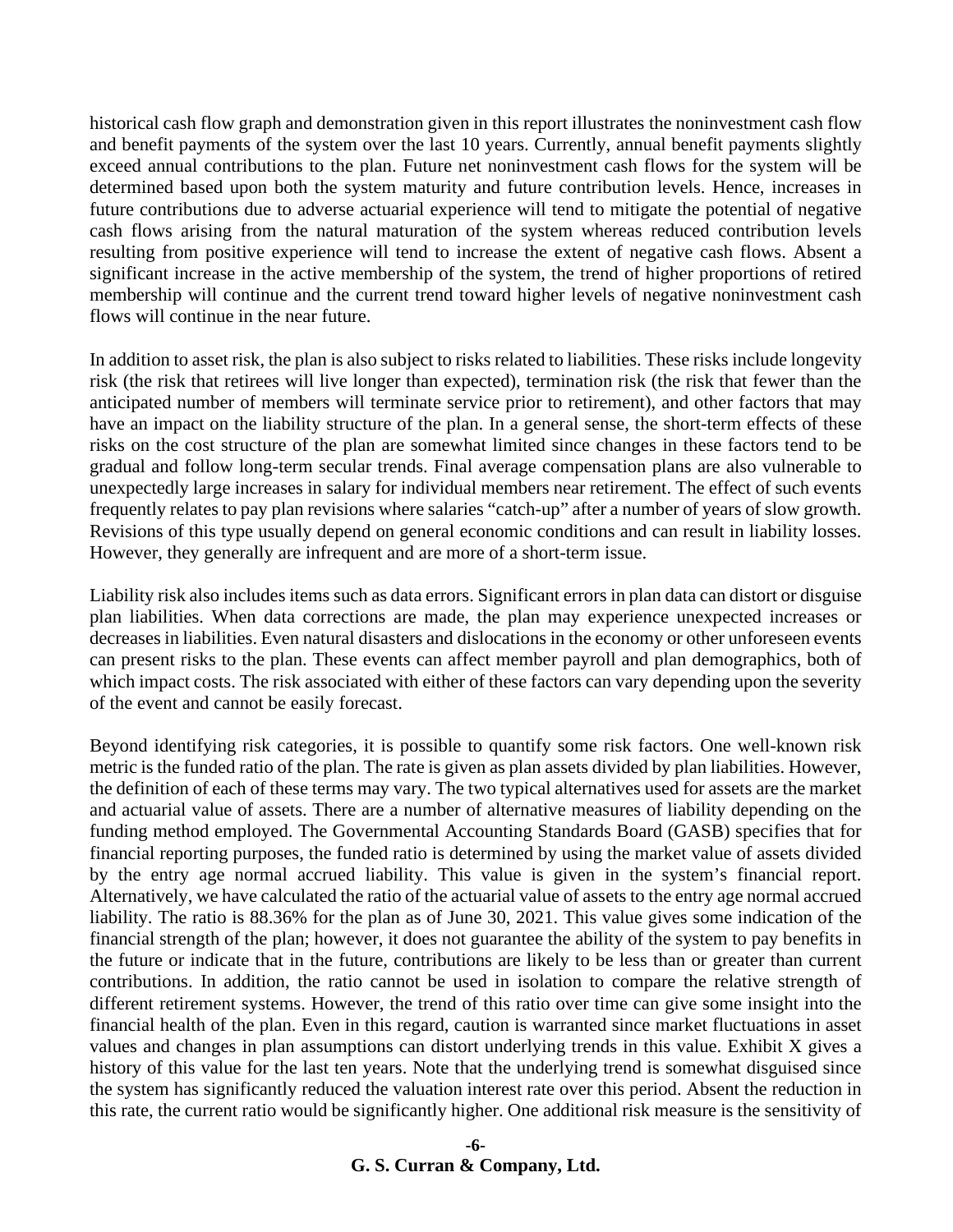historical cash flow graph and demonstration given in this report illustrates the noninvestment cash flow and benefit payments of the system over the last 10 years. Currently, annual benefit payments slightly exceed annual contributions to the plan. Future net noninvestment cash flows for the system will be determined based upon both the system maturity and future contribution levels. Hence, increases in future contributions due to adverse actuarial experience will tend to mitigate the potential of negative cash flows arising from the natural maturation of the system whereas reduced contribution levels resulting from positive experience will tend to increase the extent of negative cash flows. Absent a significant increase in the active membership of the system, the trend of higher proportions of retired membership will continue and the current trend toward higher levels of negative noninvestment cash flows will continue in the near future.

In addition to asset risk, the plan is also subject to risks related to liabilities. These risks include longevity risk (the risk that retirees will live longer than expected), termination risk (the risk that fewer than the anticipated number of members will terminate service prior to retirement), and other factors that may have an impact on the liability structure of the plan. In a general sense, the short-term effects of these risks on the cost structure of the plan are somewhat limited since changes in these factors tend to be gradual and follow long-term secular trends. Final average compensation plans are also vulnerable to unexpectedly large increases in salary for individual members near retirement. The effect of such events frequently relates to pay plan revisions where salaries "catch-up" after a number of years of slow growth. Revisions of this type usually depend on general economic conditions and can result in liability losses. However, they generally are infrequent and are more of a short-term issue.

Liability risk also includes items such as data errors. Significant errors in plan data can distort or disguise plan liabilities. When data corrections are made, the plan may experience unexpected increases or decreases in liabilities. Even natural disasters and dislocations in the economy or other unforeseen events can present risks to the plan. These events can affect member payroll and plan demographics, both of which impact costs. The risk associated with either of these factors can vary depending upon the severity of the event and cannot be easily forecast.

Beyond identifying risk categories, it is possible to quantify some risk factors. One well-known risk metric is the funded ratio of the plan. The rate is given as plan assets divided by plan liabilities. However, the definition of each of these terms may vary. The two typical alternatives used for assets are the market and actuarial value of assets. There are a number of alternative measures of liability depending on the funding method employed. The Governmental Accounting Standards Board (GASB) specifies that for financial reporting purposes, the funded ratio is determined by using the market value of assets divided by the entry age normal accrued liability. This value is given in the system's financial report. Alternatively, we have calculated the ratio of the actuarial value of assets to the entry age normal accrued liability. The ratio is 88.36% for the plan as of June 30, 2021. This value gives some indication of the financial strength of the plan; however, it does not guarantee the ability of the system to pay benefits in the future or indicate that in the future, contributions are likely to be less than or greater than current contributions. In addition, the ratio cannot be used in isolation to compare the relative strength of different retirement systems. However, the trend of this ratio over time can give some insight into the financial health of the plan. Even in this regard, caution is warranted since market fluctuations in asset values and changes in plan assumptions can distort underlying trends in this value. Exhibit X gives a history of this value for the last ten years. Note that the underlying trend is somewhat disguised since the system has significantly reduced the valuation interest rate over this period. Absent the reduction in this rate, the current ratio would be significantly higher. One additional risk measure is the sensitivity of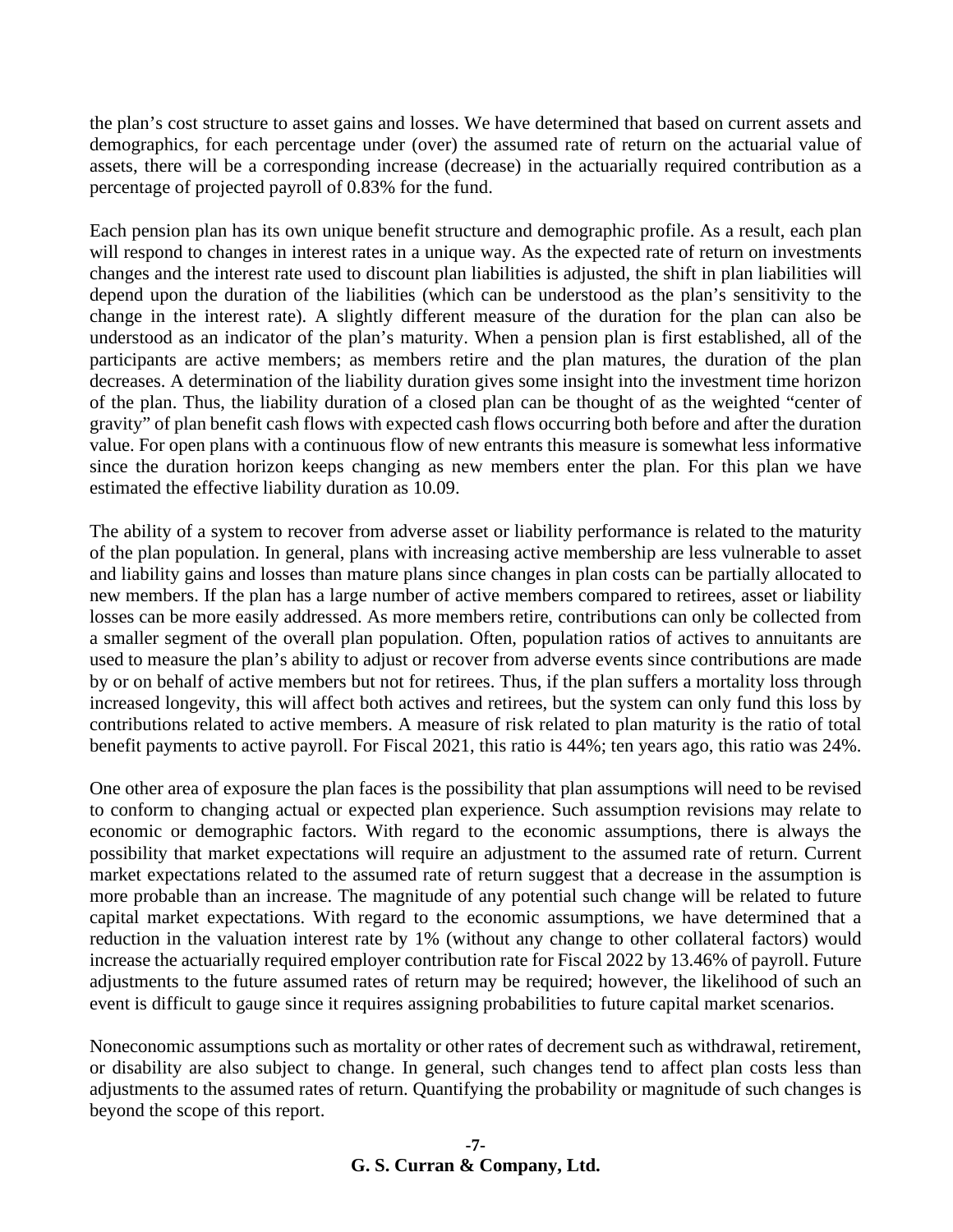the plan's cost structure to asset gains and losses. We have determined that based on current assets and demographics, for each percentage under (over) the assumed rate of return on the actuarial value of assets, there will be a corresponding increase (decrease) in the actuarially required contribution as a percentage of projected payroll of 0.83% for the fund.

Each pension plan has its own unique benefit structure and demographic profile. As a result, each plan will respond to changes in interest rates in a unique way. As the expected rate of return on investments changes and the interest rate used to discount plan liabilities is adjusted, the shift in plan liabilities will depend upon the duration of the liabilities (which can be understood as the plan's sensitivity to the change in the interest rate). A slightly different measure of the duration for the plan can also be understood as an indicator of the plan's maturity. When a pension plan is first established, all of the participants are active members; as members retire and the plan matures, the duration of the plan decreases. A determination of the liability duration gives some insight into the investment time horizon of the plan. Thus, the liability duration of a closed plan can be thought of as the weighted "center of gravity" of plan benefit cash flows with expected cash flows occurring both before and after the duration value. For open plans with a continuous flow of new entrants this measure is somewhat less informative since the duration horizon keeps changing as new members enter the plan. For this plan we have estimated the effective liability duration as 10.09.

The ability of a system to recover from adverse asset or liability performance is related to the maturity of the plan population. In general, plans with increasing active membership are less vulnerable to asset and liability gains and losses than mature plans since changes in plan costs can be partially allocated to new members. If the plan has a large number of active members compared to retirees, asset or liability losses can be more easily addressed. As more members retire, contributions can only be collected from a smaller segment of the overall plan population. Often, population ratios of actives to annuitants are used to measure the plan's ability to adjust or recover from adverse events since contributions are made by or on behalf of active members but not for retirees. Thus, if the plan suffers a mortality loss through increased longevity, this will affect both actives and retirees, but the system can only fund this loss by contributions related to active members. A measure of risk related to plan maturity is the ratio of total benefit payments to active payroll. For Fiscal 2021, this ratio is 44%; ten years ago, this ratio was 24%.

One other area of exposure the plan faces is the possibility that plan assumptions will need to be revised to conform to changing actual or expected plan experience. Such assumption revisions may relate to economic or demographic factors. With regard to the economic assumptions, there is always the possibility that market expectations will require an adjustment to the assumed rate of return. Current market expectations related to the assumed rate of return suggest that a decrease in the assumption is more probable than an increase. The magnitude of any potential such change will be related to future capital market expectations. With regard to the economic assumptions, we have determined that a reduction in the valuation interest rate by 1% (without any change to other collateral factors) would increase the actuarially required employer contribution rate for Fiscal 2022 by 13.46% of payroll. Future adjustments to the future assumed rates of return may be required; however, the likelihood of such an event is difficult to gauge since it requires assigning probabilities to future capital market scenarios.

Noneconomic assumptions such as mortality or other rates of decrement such as withdrawal, retirement, or disability are also subject to change. In general, such changes tend to affect plan costs less than adjustments to the assumed rates of return. Quantifying the probability or magnitude of such changes is beyond the scope of this report.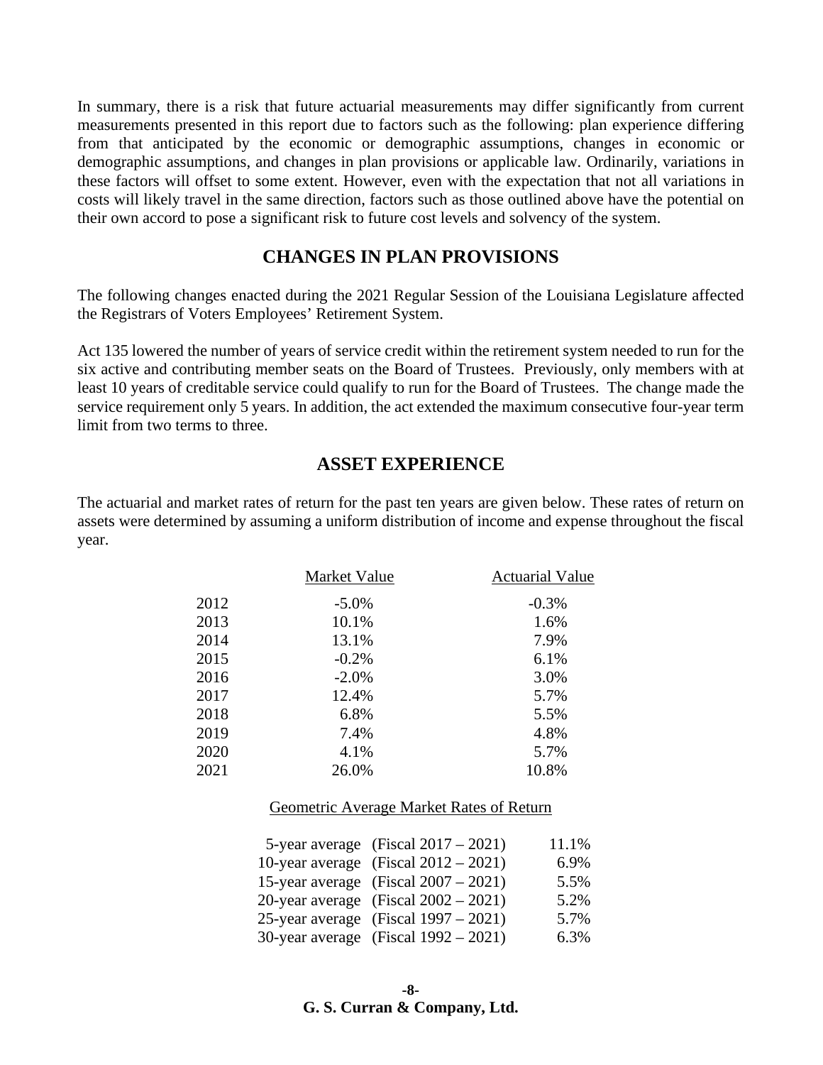In summary, there is a risk that future actuarial measurements may differ significantly from current measurements presented in this report due to factors such as the following: plan experience differing from that anticipated by the economic or demographic assumptions, changes in economic or demographic assumptions, and changes in plan provisions or applicable law. Ordinarily, variations in these factors will offset to some extent. However, even with the expectation that not all variations in costs will likely travel in the same direction, factors such as those outlined above have the potential on their own accord to pose a significant risk to future cost levels and solvency of the system.

## CHANGES IN PLAN PROVISIONS

The following changes enacted during the 2021 Regular Session of the Louisiana Legislature affected the Registrars of Voters Employees' Retirement System.

Act 135 lowered the number of years of service credit within the retirement system needed to run for the six active and contributing member seats on the Board of Trustees. Previously, only members with at least 10 years of creditable service could qualify to run for the Board of Trustees. The change made the service requirement only 5 years. In addition, the act extended the maximum consecutive four-year term limit from two terms to three.

## ASSET EXPERIENCE

The actuarial and market rates of return for the past ten years are given below. These rates of return on assets were determined by assuming a uniform distribution of income and expense throughout the fiscal year.

| | Market Value | Actuarial Value |
|---|---|---|
| 2012 | -5.0% | -0.3% |
| 2013 | 10.1% | 1.6% |
| 2014 | 13.1% | 7.9% |
| 2015 | -0.2% | 6.1% |
| 2016 | -2.0% | 3.0% |
| 2017 | 12.4% | 5.7% |
| 2018 | 6.8% | 5.5% |
| 2019 | 7.4% | 4.8% |
| 2020 | 4.1% | 5.7% |
| 2021 | 26.0% | 10.8% |

Geometric Average Market Rates of Return

| | | |
|---|---|---|
| 5-year average | (Fiscal 2017 – 2021) | 11.1% |
| 10-year average | (Fiscal 2012 – 2021) | 6.9% |
| 15-year average | (Fiscal 2007 – 2021) | 5.5% |
| 20-year average | (Fiscal 2002 – 2021) | 5.2% |
| 25-year average | (Fiscal 1997 – 2021) | 5.7% |
| 30-year average | (Fiscal 1992 – 2021) | 6.3% |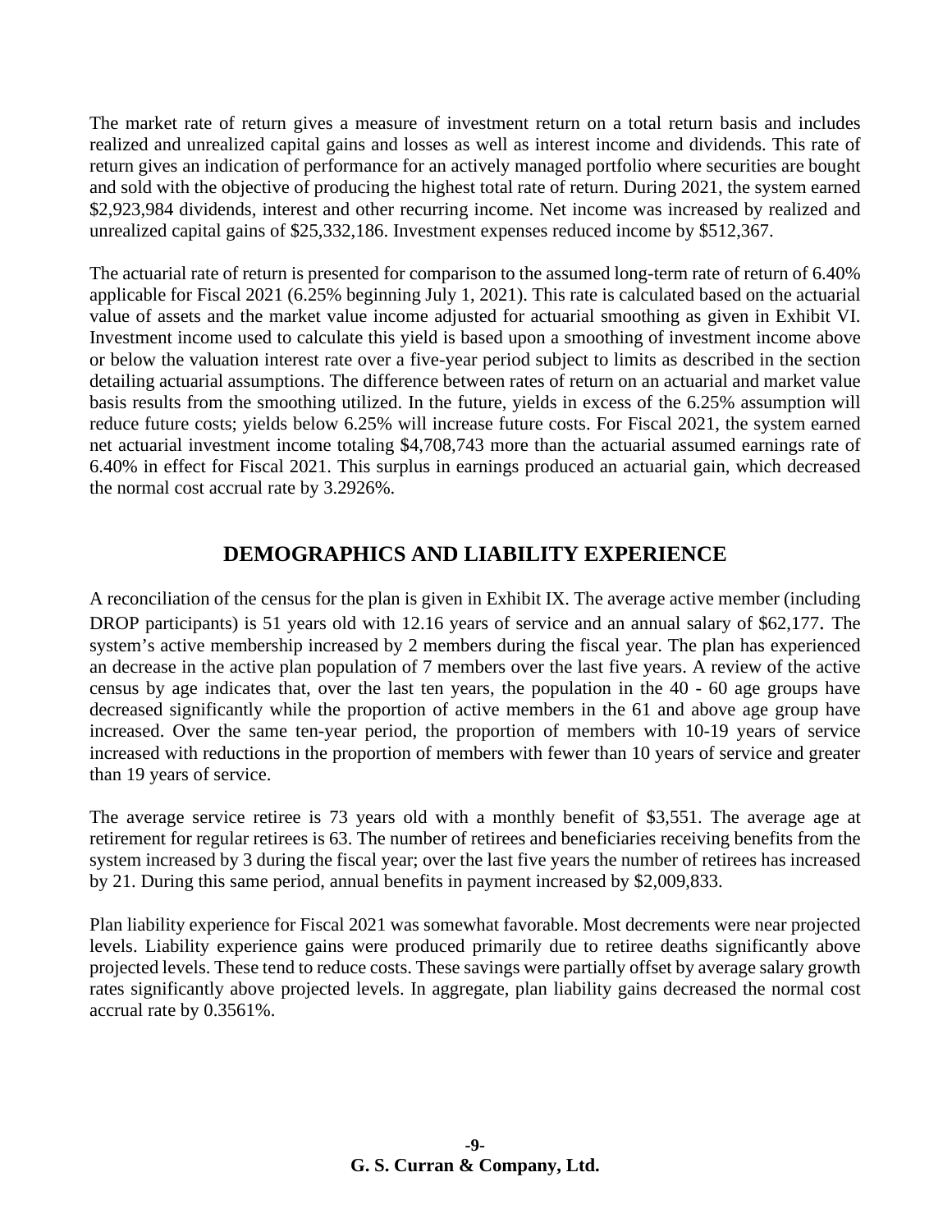The market rate of return gives a measure of investment return on a total return basis and includes realized and unrealized capital gains and losses as well as interest income and dividends. This rate of return gives an indication of performance for an actively managed portfolio where securities are bought and sold with the objective of producing the highest total rate of return. During 2021, the system earned $2,923,984 dividends, interest and other recurring income. Net income was increased by realized and unrealized capital gains of $25,332,186. Investment expenses reduced income by $512,367.

The actuarial rate of return is presented for comparison to the assumed long-term rate of return of 6.40% applicable for Fiscal 2021 (6.25% beginning July 1, 2021). This rate is calculated based on the actuarial value of assets and the market value income adjusted for actuarial smoothing as given in Exhibit VI. Investment income used to calculate this yield is based upon a smoothing of investment income above or below the valuation interest rate over a five-year period subject to limits as described in the section detailing actuarial assumptions. The difference between rates of return on an actuarial and market value basis results from the smoothing utilized. In the future, yields in excess of the 6.25% assumption will reduce future costs; yields below 6.25% will increase future costs. For Fiscal 2021, the system earned net actuarial investment income totaling $4,708,743 more than the actuarial assumed earnings rate of 6.40% in effect for Fiscal 2021. This surplus in earnings produced an actuarial gain, which decreased the normal cost accrual rate by 3.2926%.

## DEMOGRAPHICS AND LIABILITY EXPERIENCE

A reconciliation of the census for the plan is given in Exhibit IX. The average active member (including DROP participants) is 51 years old with 12.16 years of service and an annual salary of $62,177. The system's active membership increased by 2 members during the fiscal year. The plan has experienced an decrease in the active plan population of 7 members over the last five years. A review of the active census by age indicates that, over the last ten years, the population in the 40 - 60 age groups have decreased significantly while the proportion of active members in the 61 and above age group have increased. Over the same ten-year period, the proportion of members with 10-19 years of service increased with reductions in the proportion of members with fewer than 10 years of service and greater than 19 years of service.

The average service retiree is 73 years old with a monthly benefit of $3,551. The average age at retirement for regular retirees is 63. The number of retirees and beneficiaries receiving benefits from the system increased by 3 during the fiscal year; over the last five years the number of retirees has increased by 21. During this same period, annual benefits in payment increased by $2,009,833.

Plan liability experience for Fiscal 2021 was somewhat favorable. Most decrements were near projected levels. Liability experience gains were produced primarily due to retiree deaths significantly above projected levels. These tend to reduce costs. These savings were partially offset by average salary growth rates significantly above projected levels. In aggregate, plan liability gains decreased the normal cost accrual rate by 0.3561%.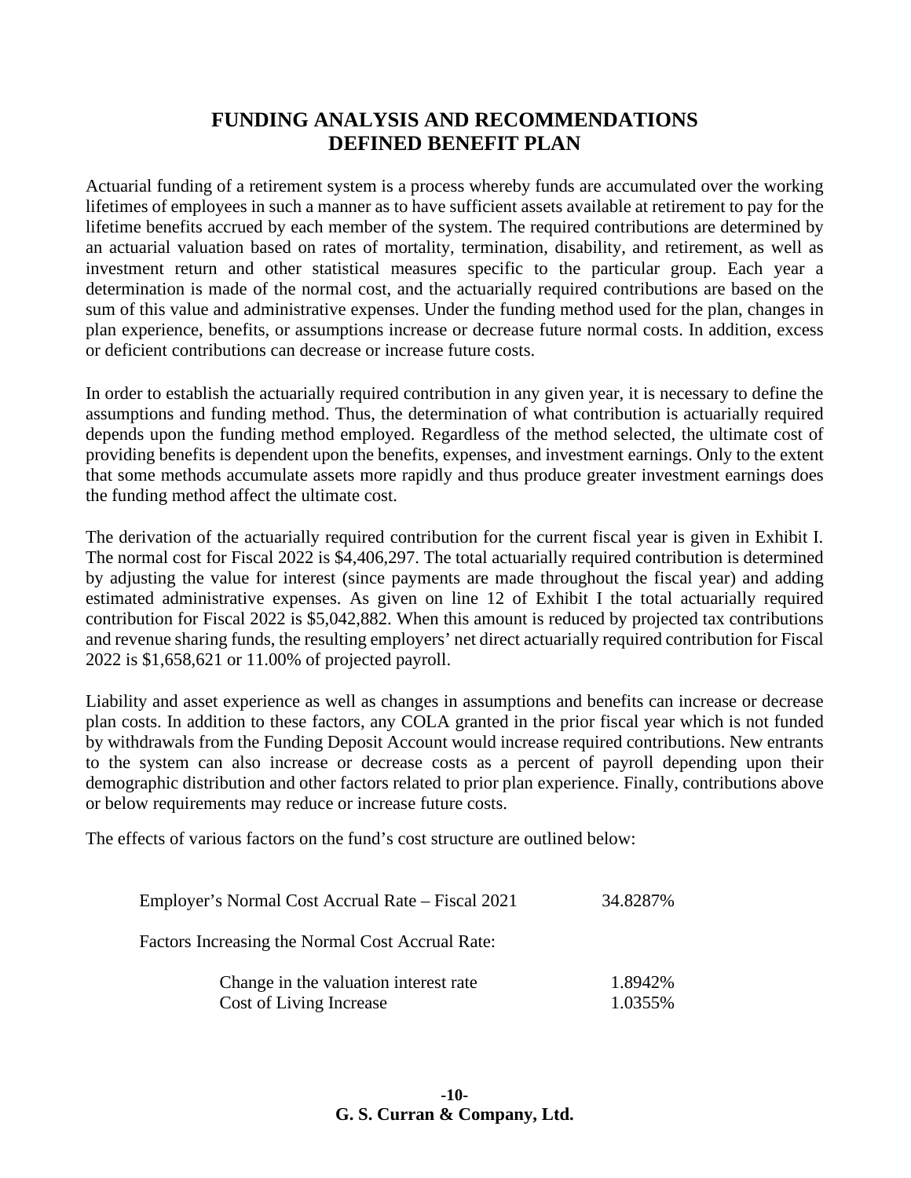# FUNDING ANALYSIS AND RECOMMENDATIONS
# DEFINED BENEFIT PLAN

Actuarial funding of a retirement system is a process whereby funds are accumulated over the working lifetimes of employees in such a manner as to have sufficient assets available at retirement to pay for the lifetime benefits accrued by each member of the system. The required contributions are determined by an actuarial valuation based on rates of mortality, termination, disability, and retirement, as well as investment return and other statistical measures specific to the particular group. Each year a determination is made of the normal cost, and the actuarially required contributions are based on the sum of this value and administrative expenses. Under the funding method used for the plan, changes in plan experience, benefits, or assumptions increase or decrease future normal costs. In addition, excess or deficient contributions can decrease or increase future costs.

In order to establish the actuarially required contribution in any given year, it is necessary to define the assumptions and funding method. Thus, the determination of what contribution is actuarially required depends upon the funding method employed. Regardless of the method selected, the ultimate cost of providing benefits is dependent upon the benefits, expenses, and investment earnings. Only to the extent that some methods accumulate assets more rapidly and thus produce greater investment earnings does the funding method affect the ultimate cost.

The derivation of the actuarially required contribution for the current fiscal year is given in Exhibit I. The normal cost for Fiscal 2022 is $4,406,297. The total actuarially required contribution is determined by adjusting the value for interest (since payments are made throughout the fiscal year) and adding estimated administrative expenses. As given on line 12 of Exhibit I the total actuarially required contribution for Fiscal 2022 is $5,042,882. When this amount is reduced by projected tax contributions and revenue sharing funds, the resulting employers' net direct actuarially required contribution for Fiscal 2022 is $1,658,621 or 11.00% of projected payroll.

Liability and asset experience as well as changes in assumptions and benefits can increase or decrease plan costs. In addition to these factors, any COLA granted in the prior fiscal year which is not funded by withdrawals from the Funding Deposit Account would increase required contributions. New entrants to the system can also increase or decrease costs as a percent of payroll depending upon their demographic distribution and other factors related to prior plan experience. Finally, contributions above or below requirements may reduce or increase future costs.

The effects of various factors on the fund's cost structure are outlined below:

| | |
|---|---|
| Employer's Normal Cost Accrual Rate – Fiscal 2021 | 34.8287% |
| Factors Increasing the Normal Cost Accrual Rate: | |
| Change in the valuation interest rate | 1.8942% |
| Cost of Living Increase | 1.0355% |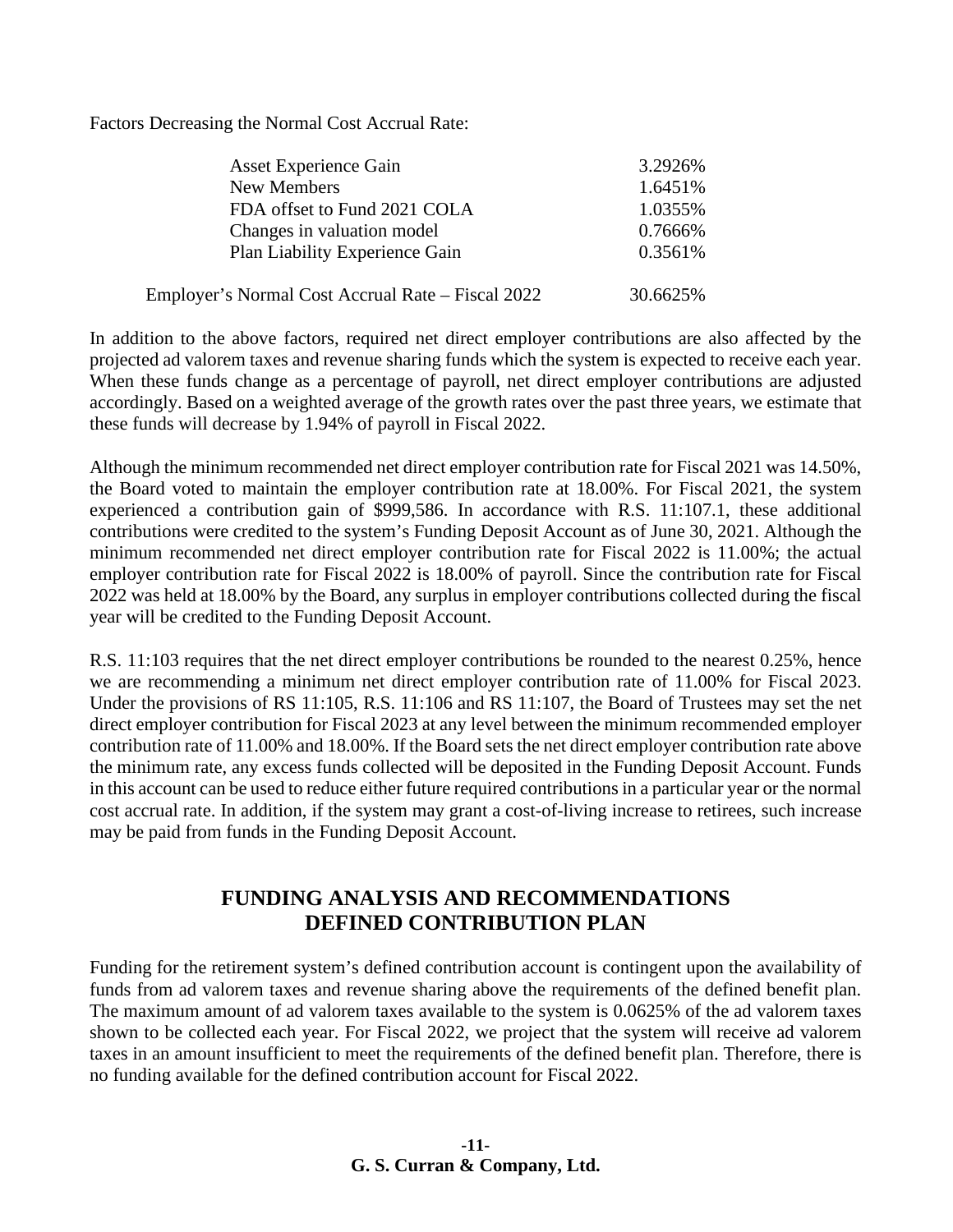Factors Decreasing the Normal Cost Accrual Rate:

| | |
|---|---|
| Asset Experience Gain | 3.2926% |
| New Members | 1.6451% |
| FDA offset to Fund 2021 COLA | 1.0355% |
| Changes in valuation model | 0.7666% |
| Plan Liability Experience Gain | 0.3561% |
| Employer's Normal Cost Accrual Rate – Fiscal 2022 | 30.6625% |

In addition to the above factors, required net direct employer contributions are also affected by the projected ad valorem taxes and revenue sharing funds which the system is expected to receive each year. When these funds change as a percentage of payroll, net direct employer contributions are adjusted accordingly. Based on a weighted average of the growth rates over the past three years, we estimate that these funds will decrease by 1.94% of payroll in Fiscal 2022.

Although the minimum recommended net direct employer contribution rate for Fiscal 2021 was 14.50%, the Board voted to maintain the employer contribution rate at 18.00%. For Fiscal 2021, the system experienced a contribution gain of $999,586. In accordance with R.S. 11:107.1, these additional contributions were credited to the system's Funding Deposit Account as of June 30, 2021. Although the minimum recommended net direct employer contribution rate for Fiscal 2022 is 11.00%; the actual employer contribution rate for Fiscal 2022 is 18.00% of payroll. Since the contribution rate for Fiscal 2022 was held at 18.00% by the Board, any surplus in employer contributions collected during the fiscal year will be credited to the Funding Deposit Account.

R.S. 11:103 requires that the net direct employer contributions be rounded to the nearest 0.25%, hence we are recommending a minimum net direct employer contribution rate of 11.00% for Fiscal 2023. Under the provisions of RS 11:105, R.S. 11:106 and RS 11:107, the Board of Trustees may set the net direct employer contribution for Fiscal 2023 at any level between the minimum recommended employer contribution rate of 11.00% and 18.00%. If the Board sets the net direct employer contribution rate above the minimum rate, any excess funds collected will be deposited in the Funding Deposit Account. Funds in this account can be used to reduce either future required contributions in a particular year or the normal cost accrual rate. In addition, if the system may grant a cost-of-living increase to retirees, such increase may be paid from funds in the Funding Deposit Account.

## FUNDING ANALYSIS AND RECOMMENDATIONS DEFINED CONTRIBUTION PLAN

Funding for the retirement system's defined contribution account is contingent upon the availability of funds from ad valorem taxes and revenue sharing above the requirements of the defined benefit plan. The maximum amount of ad valorem taxes available to the system is 0.0625% of the ad valorem taxes shown to be collected each year. For Fiscal 2022, we project that the system will receive ad valorem taxes in an amount insufficient to meet the requirements of the defined benefit plan. Therefore, there is no funding available for the defined contribution account for Fiscal 2022.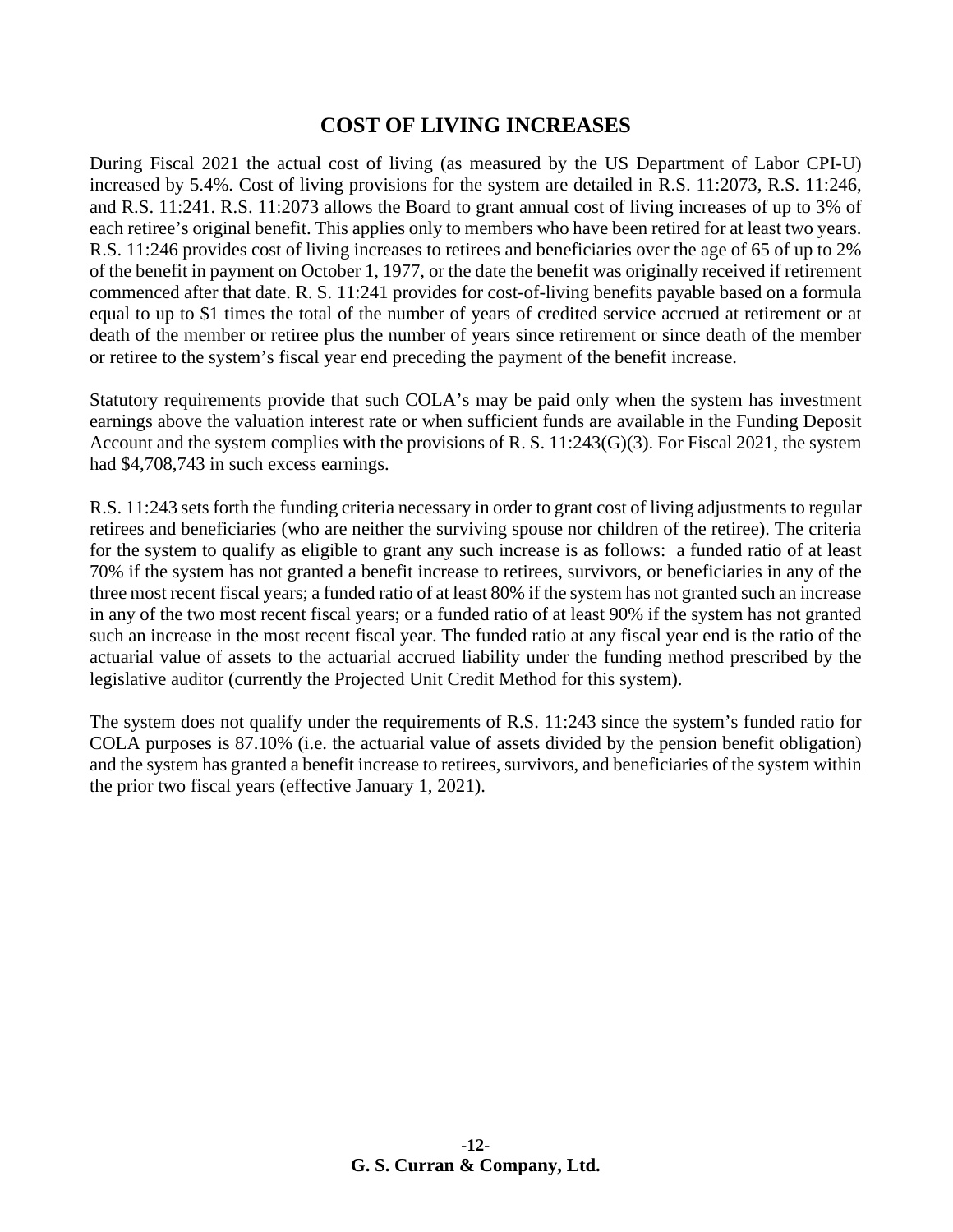## COST OF LIVING INCREASES

During Fiscal 2021 the actual cost of living (as measured by the US Department of Labor CPI-U) increased by 5.4%. Cost of living provisions for the system are detailed in R.S. 11:2073, R.S. 11:246, and R.S. 11:241. R.S. 11:2073 allows the Board to grant annual cost of living increases of up to 3% of each retiree's original benefit. This applies only to members who have been retired for at least two years. R.S. 11:246 provides cost of living increases to retirees and beneficiaries over the age of 65 of up to 2% of the benefit in payment on October 1, 1977, or the date the benefit was originally received if retirement commenced after that date. R. S. 11:241 provides for cost-of-living benefits payable based on a formula equal to up to $1 times the total of the number of years of credited service accrued at retirement or at death of the member or retiree plus the number of years since retirement or since death of the member or retiree to the system's fiscal year end preceding the payment of the benefit increase.

Statutory requirements provide that such COLA's may be paid only when the system has investment earnings above the valuation interest rate or when sufficient funds are available in the Funding Deposit Account and the system complies with the provisions of R. S. 11:243(G)(3). For Fiscal 2021, the system had $4,708,743 in such excess earnings.

R.S. 11:243 sets forth the funding criteria necessary in order to grant cost of living adjustments to regular retirees and beneficiaries (who are neither the surviving spouse nor children of the retiree). The criteria for the system to qualify as eligible to grant any such increase is as follows: a funded ratio of at least 70% if the system has not granted a benefit increase to retirees, survivors, or beneficiaries in any of the three most recent fiscal years; a funded ratio of at least 80% if the system has not granted such an increase in any of the two most recent fiscal years; or a funded ratio of at least 90% if the system has not granted such an increase in the most recent fiscal year. The funded ratio at any fiscal year end is the ratio of the actuarial value of assets to the actuarial accrued liability under the funding method prescribed by the legislative auditor (currently the Projected Unit Credit Method for this system).

The system does not qualify under the requirements of R.S. 11:243 since the system's funded ratio for COLA purposes is 87.10% (i.e. the actuarial value of assets divided by the pension benefit obligation) and the system has granted a benefit increase to retirees, survivors, and beneficiaries of the system within the prior two fiscal years (effective January 1, 2021).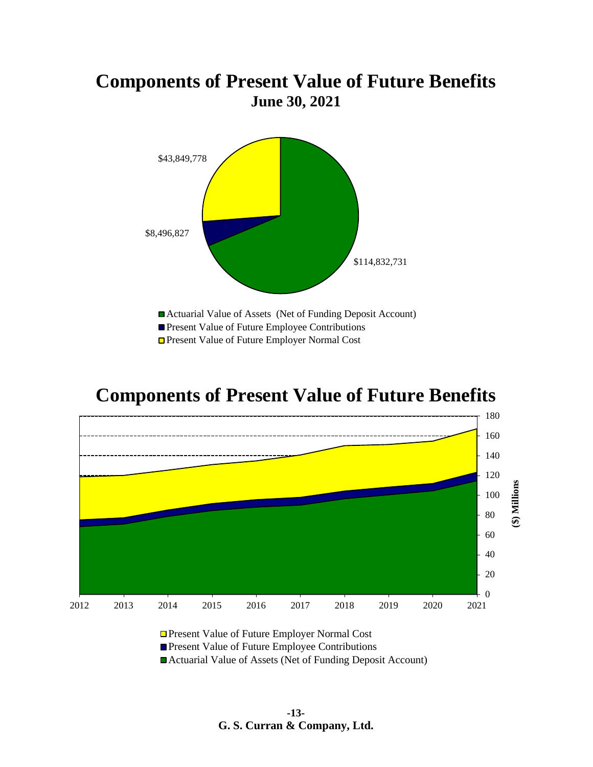# Components of Present Value of Future Benefits

## June 30, 2021

$43,849,778

$8,496,827

$114,832,731

- Actuarial Value of Assets (Net of Funding Deposit Account)
- Present Value of Future Employee Contributions
- Present Value of Future Employer Normal Cost

# Components of Present Value of Future Benefits

($) Millions

180
160
140
120
100
80
60
40
20
0

2012 2013 2014 2015 2016 2017 2018 2019 2020 2021

- Present Value of Future Employer Normal Cost
- Present Value of Future Employee Contributions
- Actuarial Value of Assets (Net of Funding Deposit Account)

**G. S. Curran & Company, Ltd.**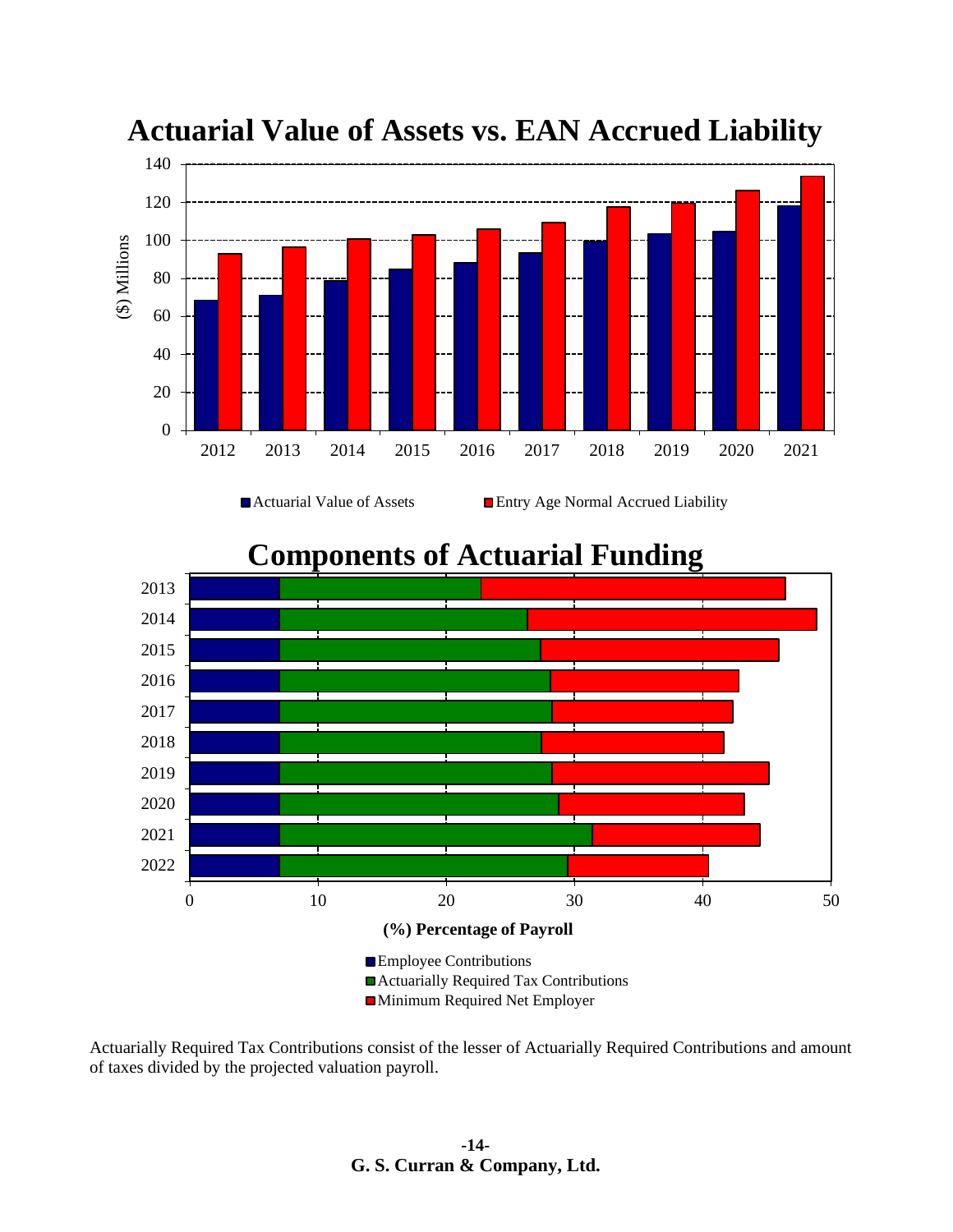## Actuarial Value of Assets vs. EAN Accrued Liability

($) Millions

Years: 2012, 2013, 2014, 2015, 2016, 2017, 2018, 2019, 2020, 2021

■ Actuarial Value of Assets ■ Entry Age Normal Accrued Liability

## Components of Actuarial Funding

Years: 2013, 2014, 2015, 2016, 2017, 2018, 2019, 2020, 2021, 2022

(%) Percentage of Payroll

■ Employee Contributions
■ Actuarially Required Tax Contributions
■ Minimum Required Net Employer

Actuarially Required Tax Contributions consist of the lesser of Actuarially Required Contributions and amount of taxes divided by the projected valuation payroll.

**G. S. Curran & Company, Ltd.**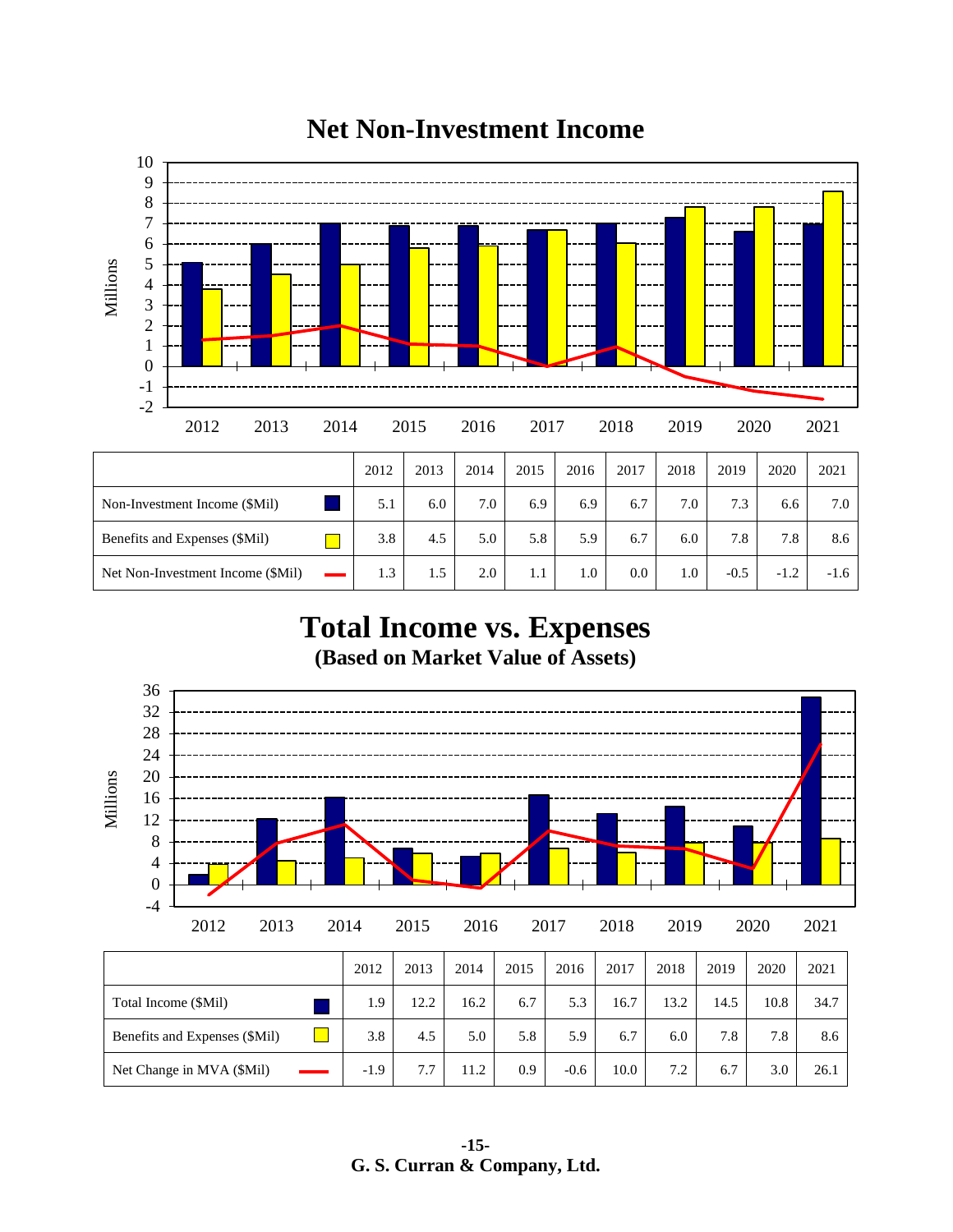# Net Non-Investment Income

| | 2012 | 2013 | 2014 | 2015 | 2016 | 2017 | 2018 | 2019 | 2020 | 2021 |
|---|---|---|---|---|---|---|---|---|---|---|
| Non-Investment Income ($Mil) | 5.1 | 6.0 | 7.0 | 6.9 | 6.9 | 6.7 | 7.0 | 7.3 | 6.6 | 7.0 |
| Benefits and Expenses ($Mil) | 3.8 | 4.5 | 5.0 | 5.8 | 5.9 | 6.7 | 6.0 | 7.8 | 7.8 | 8.6 |
| Net Non-Investment Income ($Mil) | 1.3 | 1.5 | 2.0 | 1.1 | 1.0 | 0.0 | 1.0 | -0.5 | -1.2 | -1.6 |

# Total Income vs. Expenses

**(Based on Market Value of Assets)**

| | 2012 | 2013 | 2014 | 2015 | 2016 | 2017 | 2018 | 2019 | 2020 | 2021 |
|---|---|---|---|---|---|---|---|---|---|---|
| Total Income ($Mil) | 1.9 | 12.2 | 16.2 | 6.7 | 5.3 | 16.7 | 13.2 | 14.5 | 10.8 | 34.7 |
| Benefits and Expenses ($Mil) | 3.8 | 4.5 | 5.0 | 5.8 | 5.9 | 6.7 | 6.0 | 7.8 | 7.8 | 8.6 |
| Net Change in MVA ($Mil) | -1.9 | 7.7 | 11.2 | 0.9 | -0.6 | 10.0 | 7.2 | 6.7 | 3.0 | 26.1 |

**G. S. Curran & Company, Ltd.**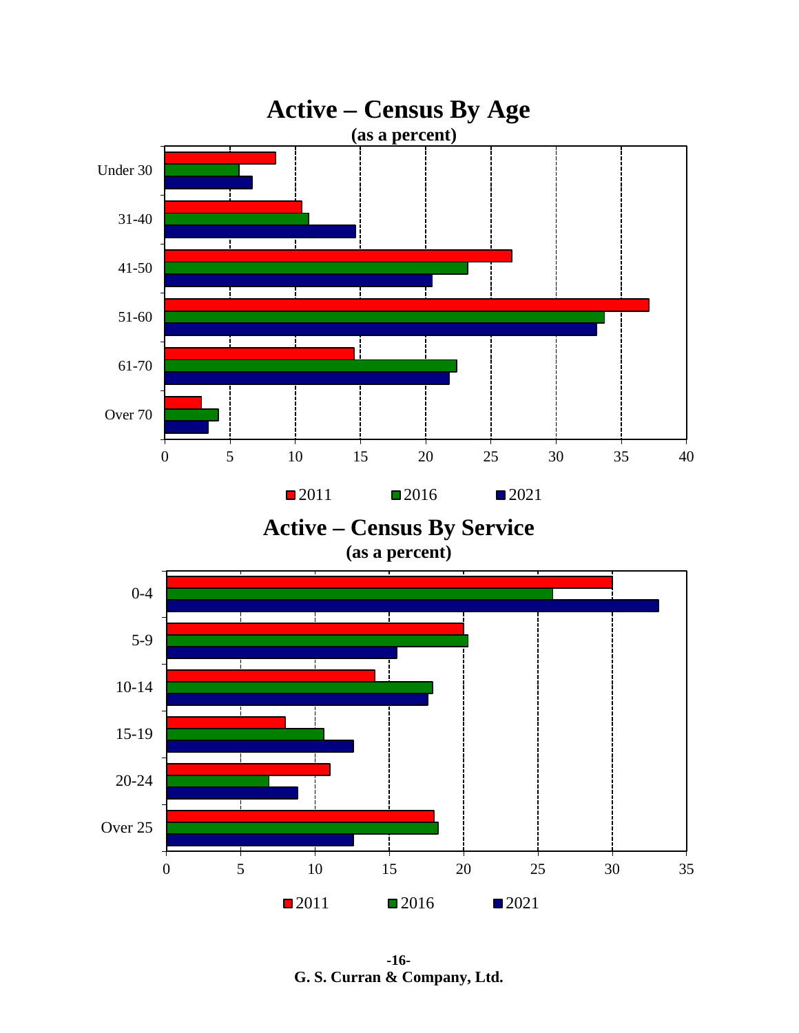## Active – Census By Age

**(as a percent)**

## Active – Census By Service

**(as a percent)**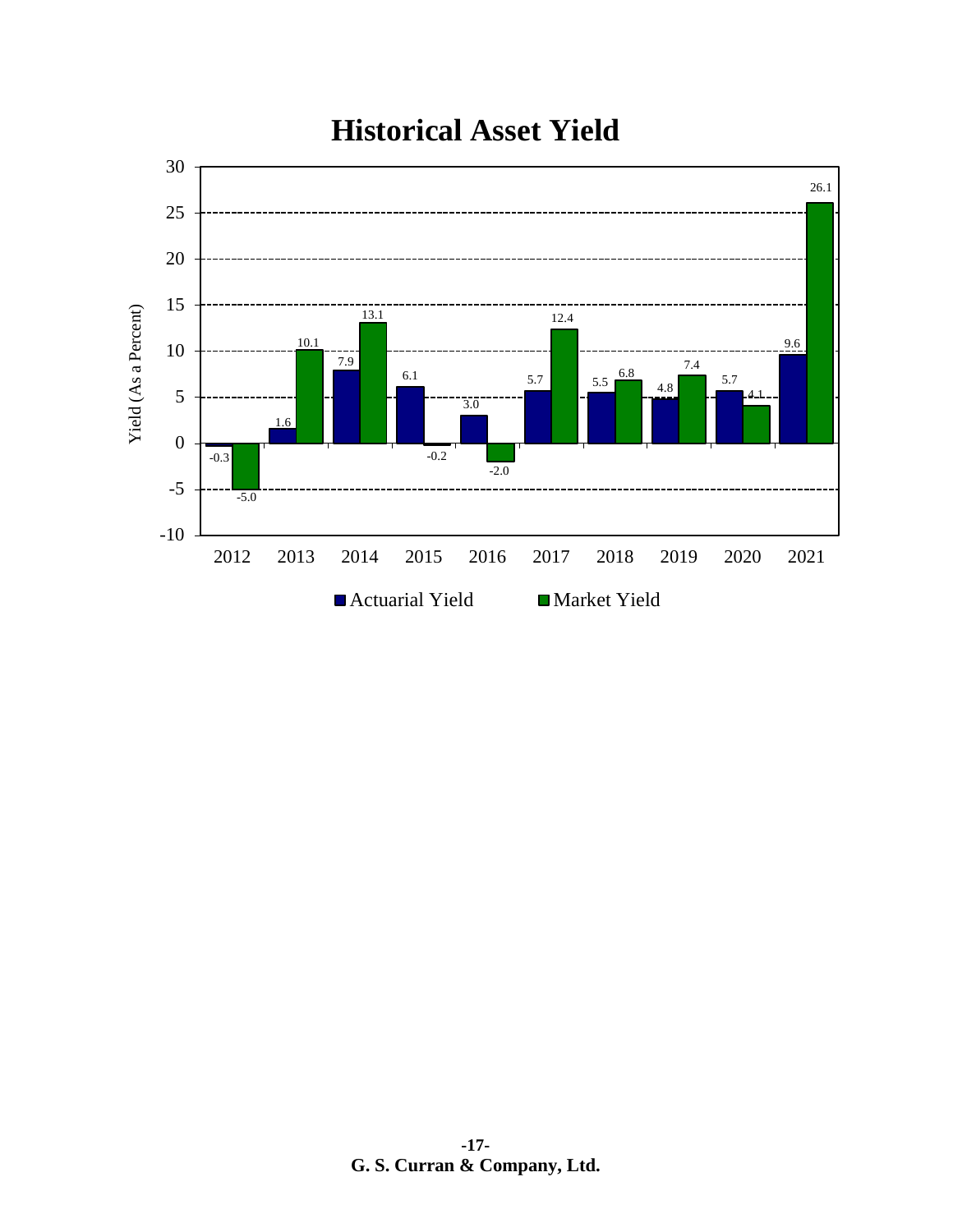# Historical Asset Yield

| Year | Actuarial Yield | Market Yield |
|---|---|---|
| 2012 | -0.3 | -5.0 |
| 2013 | 1.6 | 10.1 |
| 2014 | 7.9 | 13.1 |
| 2015 | 6.1 | -0.2 |
| 2016 | 3.0 | -2.0 |
| 2017 | 5.7 | 12.4 |
| 2018 | 5.5 | 6.8 |
| 2019 | 4.8 | 7.4 |
| 2020 | 5.7 | 4.1 |
| 2021 | 9.6 | 26.1 |

Yield (As a Percent)

■ Actuarial Yield ■ Market Yield

G. S. Curran & Company, Ltd.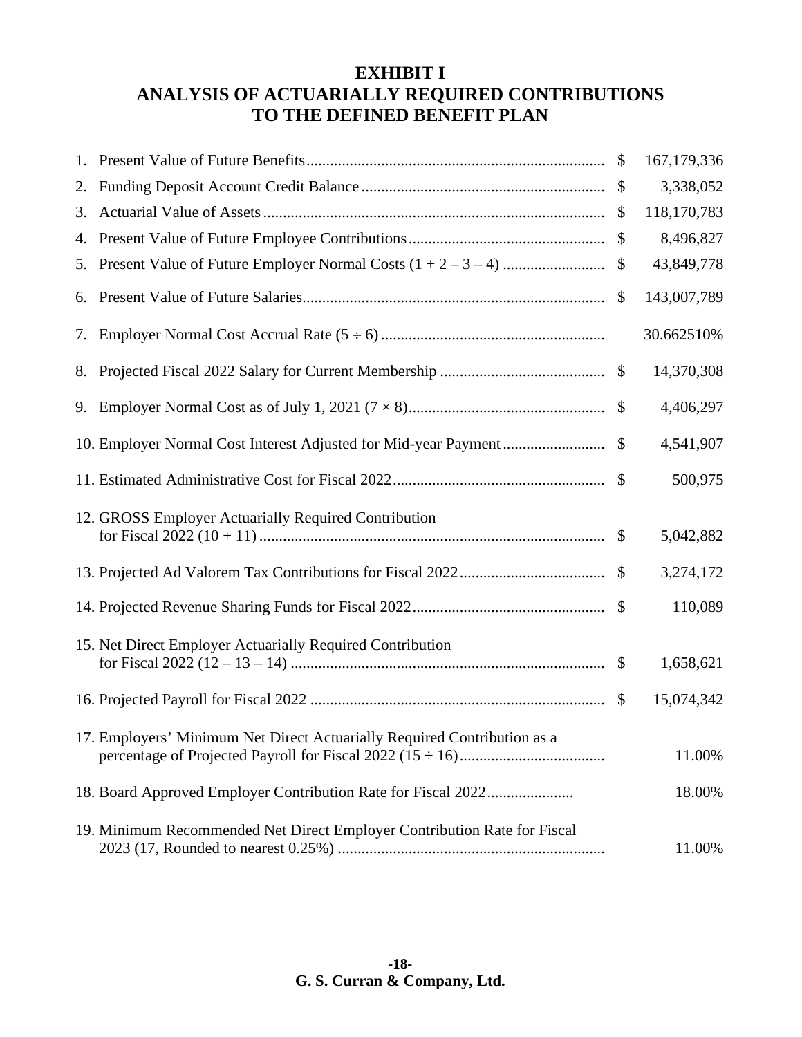# EXHIBIT I
# ANALYSIS OF ACTUARIALLY REQUIRED CONTRIBUTIONS TO THE DEFINED BENEFIT PLAN

| | | | |
|---|---|---|---|
| 1. | Present Value of Future Benefits | $ | 167,179,336 |
| 2. | Funding Deposit Account Credit Balance | $ | 3,338,052 |
| 3. | Actuarial Value of Assets | $ | 118,170,783 |
| 4. | Present Value of Future Employee Contributions | $ | 8,496,827 |
| 5. | Present Value of Future Employer Normal Costs (1 + 2 – 3 – 4) | $ | 43,849,778 |
| 6. | Present Value of Future Salaries | $ | 143,007,789 |
| 7. | Employer Normal Cost Accrual Rate (5 ÷ 6) | | 30.662510% |
| 8. | Projected Fiscal 2022 Salary for Current Membership | $ | 14,370,308 |
| 9. | Employer Normal Cost as of July 1, 2021 (7 × 8) | $ | 4,406,297 |
| 10. | Employer Normal Cost Interest Adjusted for Mid-year Payment | $ | 4,541,907 |
| 11. | Estimated Administrative Cost for Fiscal 2022 | $ | 500,975 |
| 12. | GROSS Employer Actuarially Required Contribution for Fiscal 2022 (10 + 11) | $ | 5,042,882 |
| 13. | Projected Ad Valorem Tax Contributions for Fiscal 2022 | $ | 3,274,172 |
| 14. | Projected Revenue Sharing Funds for Fiscal 2022 | $ | 110,089 |
| 15. | Net Direct Employer Actuarially Required Contribution for Fiscal 2022 (12 – 13 – 14) | $ | 1,658,621 |
| 16. | Projected Payroll for Fiscal 2022 | $ | 15,074,342 |
| 17. | Employers' Minimum Net Direct Actuarially Required Contribution as a percentage of Projected Payroll for Fiscal 2022 (15 ÷ 16) | | 11.00% |
| 18. | Board Approved Employer Contribution Rate for Fiscal 2022 | | 18.00% |
| 19. | Minimum Recommended Net Direct Employer Contribution Rate for Fiscal 2023 (17, Rounded to nearest 0.25%) | | 11.00% |

**G. S. Curran & Company, Ltd.**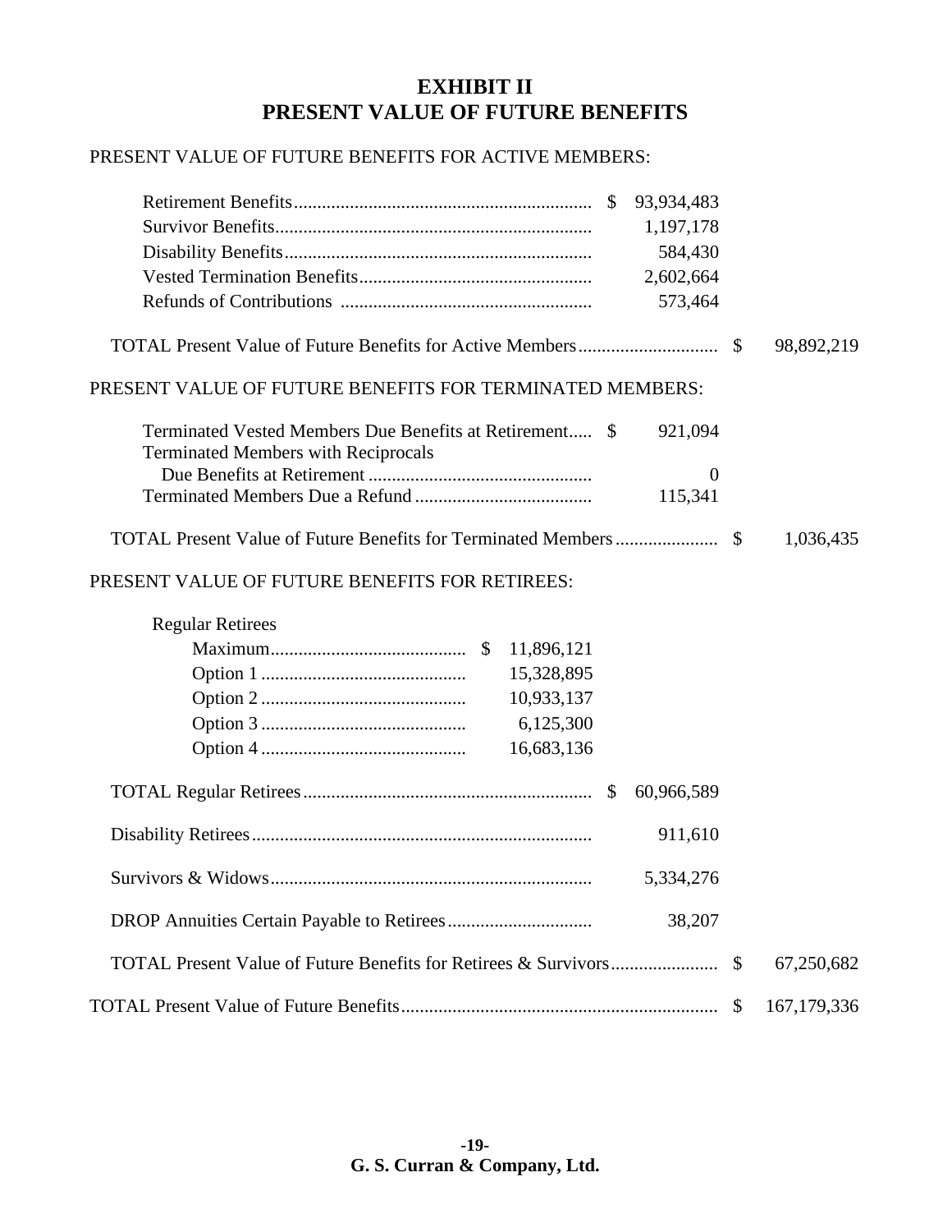# EXHIBIT II
# PRESENT VALUE OF FUTURE BENEFITS

PRESENT VALUE OF FUTURE BENEFITS FOR ACTIVE MEMBERS:

| | | | |
|---|---|---|---|
| Retirement Benefits | $ 93,934,483 | | |
| Survivor Benefits | 1,197,178 | | |
| Disability Benefits | 584,430 | | |
| Vested Termination Benefits | 2,602,664 | | |
| Refunds of Contributions | 573,464 | | |
| TOTAL Present Value of Future Benefits for Active Members | | | $ 98,892,219 |

PRESENT VALUE OF FUTURE BENEFITS FOR TERMINATED MEMBERS:

| | | | |
|---|---|---|---|
| Terminated Vested Members Due Benefits at Retirement | $ 921,094 | | |
| Terminated Members with Reciprocals Due Benefits at Retirement | 0 | | |
| Terminated Members Due a Refund | 115,341 | | |
| TOTAL Present Value of Future Benefits for Terminated Members | | | $ 1,036,435 |

PRESENT VALUE OF FUTURE BENEFITS FOR RETIREES:

| | | | |
|---|---|---|---|
| Regular Retirees | | | |
| Maximum | $ 11,896,121 | | |
| Option 1 | 15,328,895 | | |
| Option 2 | 10,933,137 | | |
| Option 3 | 6,125,300 | | |
| Option 4 | 16,683,136 | | |
| TOTAL Regular Retirees | | $ 60,966,589 | |
| Disability Retirees | | 911,610 | |
| Survivors & Widows | | 5,334,276 | |
| DROP Annuities Certain Payable to Retirees | | 38,207 | |
| TOTAL Present Value of Future Benefits for Retirees & Survivors | | | $ 67,250,682 |
| TOTAL Present Value of Future Benefits | | | $ 167,179,336 |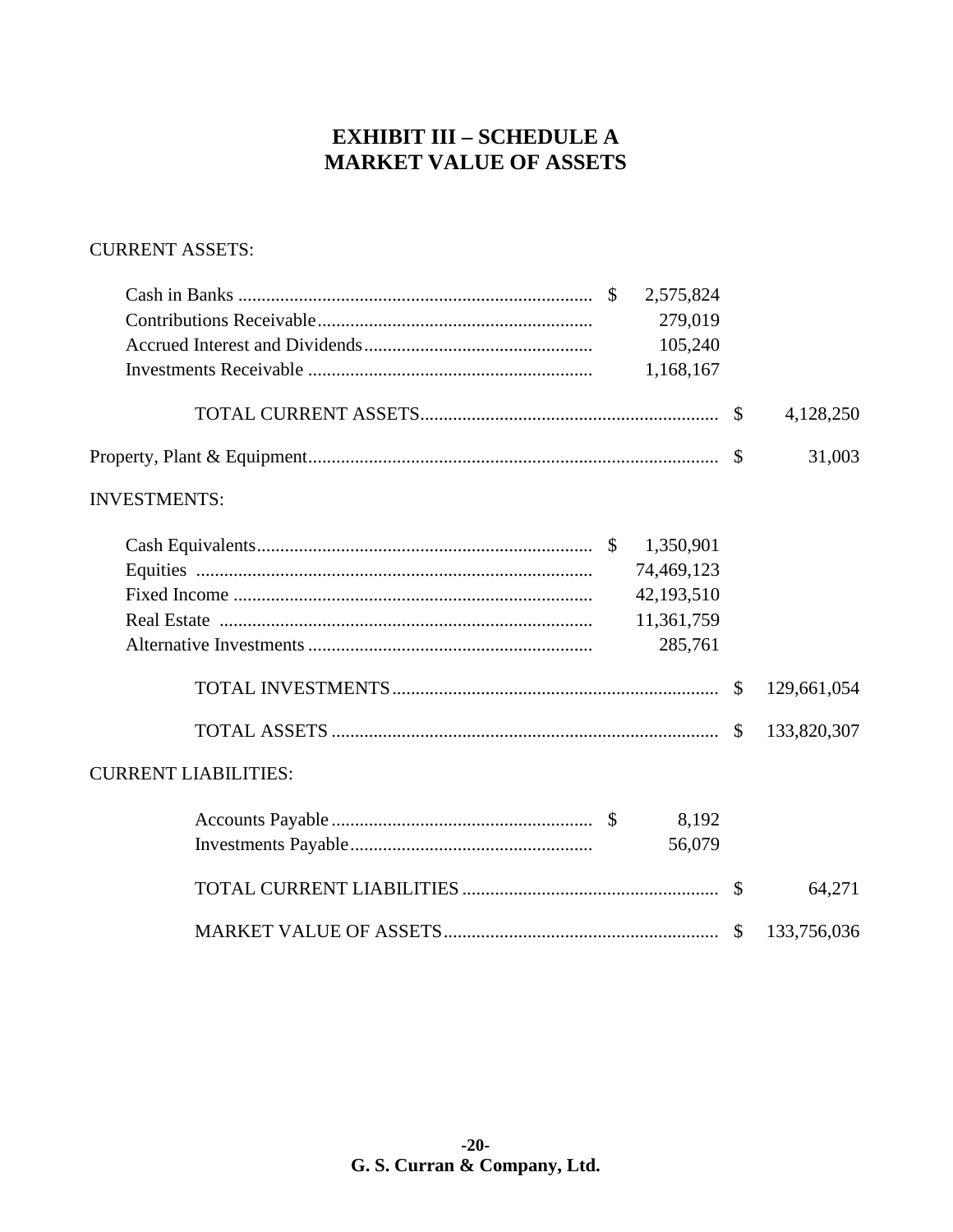# EXHIBIT III – SCHEDULE A
# MARKET VALUE OF ASSETS

CURRENT ASSETS:

| | | |
|---|---|---|
| Cash in Banks | $ 2,575,824 | |
| Contributions Receivable | 279,019 | |
| Accrued Interest and Dividends | 105,240 | |
| Investments Receivable | 1,168,167 | |
| TOTAL CURRENT ASSETS | | $ 4,128,250 |
| Property, Plant & Equipment | | $ 31,003 |

INVESTMENTS:

| | | |
|---|---|---|
| Cash Equivalents | $ 1,350,901 | |
| Equities | 74,469,123 | |
| Fixed Income | 42,193,510 | |
| Real Estate | 11,361,759 | |
| Alternative Investments | 285,761 | |
| TOTAL INVESTMENTS | | $ 129,661,054 |
| TOTAL ASSETS | | $ 133,820,307 |

CURRENT LIABILITIES:

| | | |
|---|---|---|
| Accounts Payable | $ 8,192 | |
| Investments Payable | 56,079 | |
| TOTAL CURRENT LIABILITIES | | $ 64,271 |
| MARKET VALUE OF ASSETS | | $ 133,756,036 |

**G. S. Curran & Company, Ltd.**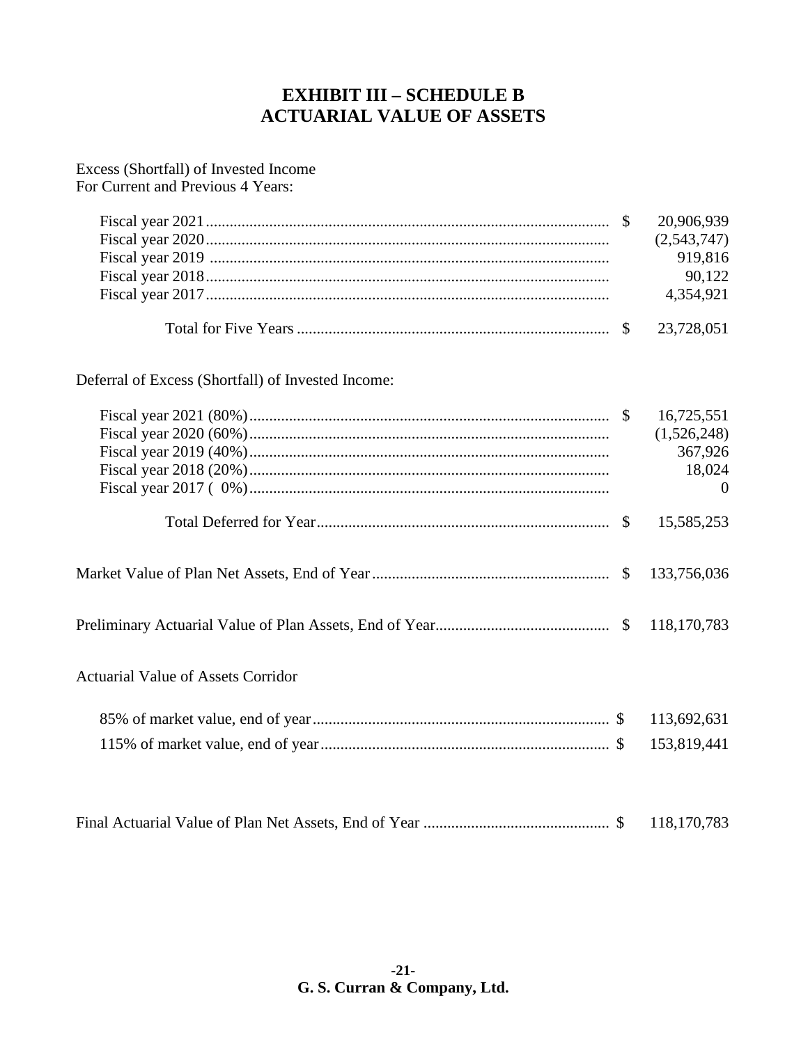# EXHIBIT III – SCHEDULE B
# ACTUARIAL VALUE OF ASSETS

Excess (Shortfall) of Invested Income
For Current and Previous 4 Years:

| | | |
|---|---|---|
| Fiscal year 2021 | $ | 20,906,939 |
| Fiscal year 2020 | | (2,543,747) |
| Fiscal year 2019 | | 919,816 |
| Fiscal year 2018 | | 90,122 |
| Fiscal year 2017 | | 4,354,921 |
| Total for Five Years | $ | 23,728,051 |

Deferral of Excess (Shortfall) of Invested Income:

| | | |
|---|---|---|
| Fiscal year 2021 (80%) | $ | 16,725,551 |
| Fiscal year 2020 (60%) | | (1,526,248) |
| Fiscal year 2019 (40%) | | 367,926 |
| Fiscal year 2018 (20%) | | 18,024 |
| Fiscal year 2017 ( 0%) | | 0 |
| Total Deferred for Year | $ | 15,585,253 |

| | | |
|---|---|---|
| Market Value of Plan Net Assets, End of Year | $ | 133,756,036 |
| Preliminary Actuarial Value of Plan Assets, End of Year | $ | 118,170,783 |

Actuarial Value of Assets Corridor

| | | |
|---|---|---|
| 85% of market value, end of year | $ | 113,692,631 |
| 115% of market value, end of year | $ | 153,819,441 |

| | | |
|---|---|---|
| Final Actuarial Value of Plan Net Assets, End of Year | $ | 118,170,783 |

**G. S. Curran & Company, Ltd.**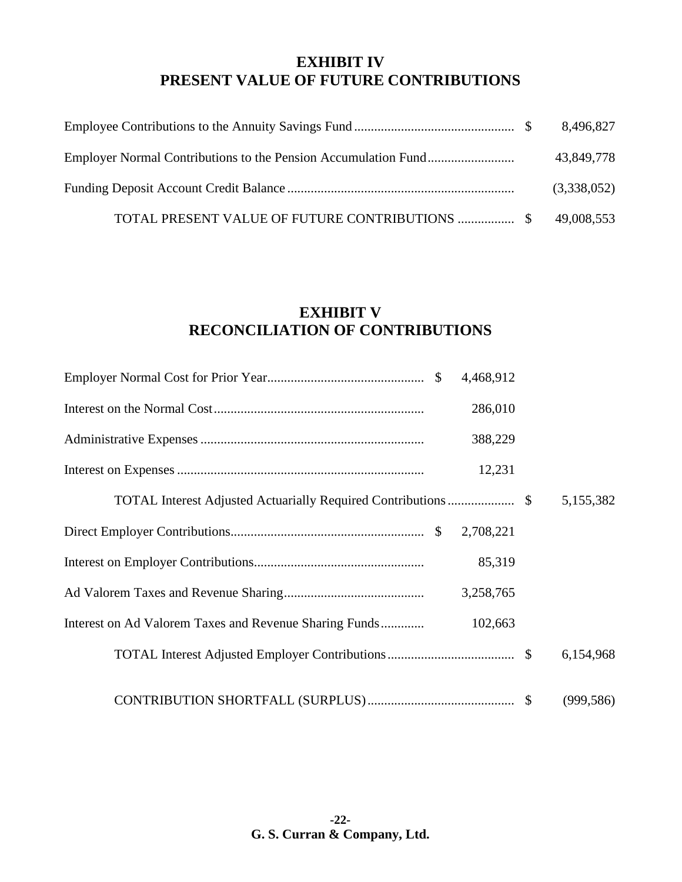# EXHIBIT IV
# PRESENT VALUE OF FUTURE CONTRIBUTIONS

| | |
|---|---|
| Employee Contributions to the Annuity Savings Fund | $ 8,496,827 |
| Employer Normal Contributions to the Pension Accumulation Fund | 43,849,778 |
| Funding Deposit Account Credit Balance | (3,338,052) |
| TOTAL PRESENT VALUE OF FUTURE CONTRIBUTIONS | $ 49,008,553 |

# EXHIBIT V
# RECONCILIATION OF CONTRIBUTIONS

| | | |
|---|---|---|
| Employer Normal Cost for Prior Year | $ 4,468,912 | |
| Interest on the Normal Cost | 286,010 | |
| Administrative Expenses | 388,229 | |
| Interest on Expenses | 12,231 | |
| TOTAL Interest Adjusted Actuarially Required Contributions | | $ 5,155,382 |
| Direct Employer Contributions | $ 2,708,221 | |
| Interest on Employer Contributions | 85,319 | |
| Ad Valorem Taxes and Revenue Sharing | 3,258,765 | |
| Interest on Ad Valorem Taxes and Revenue Sharing Funds | 102,663 | |
| TOTAL Interest Adjusted Employer Contributions | | $ 6,154,968 |
| CONTRIBUTION SHORTFALL (SURPLUS) | | $ (999,586) |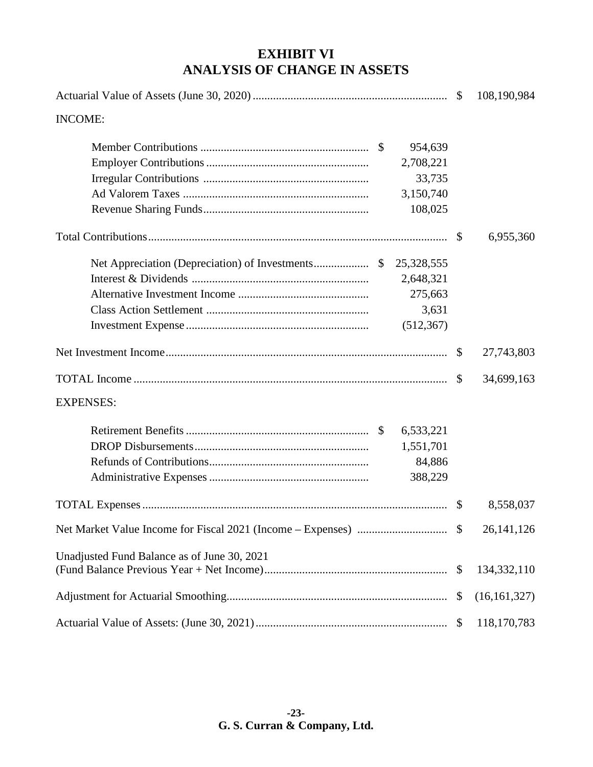# EXHIBIT VI
# ANALYSIS OF CHANGE IN ASSETS

| | | | |
|---|---|---|---|
| Actuarial Value of Assets (June 30, 2020) | | $ | 108,190,984 |
| INCOME: | | | |
| Member Contributions | $ 954,639 | | |
| Employer Contributions | 2,708,221 | | |
| Irregular Contributions | 33,735 | | |
| Ad Valorem Taxes | 3,150,740 | | |
| Revenue Sharing Funds | 108,025 | | |
| Total Contributions | | $ | 6,955,360 |
| Net Appreciation (Depreciation) of Investments | $ 25,328,555 | | |
| Interest & Dividends | 2,648,321 | | |
| Alternative Investment Income | 275,663 | | |
| Class Action Settlement | 3,631 | | |
| Investment Expense | (512,367) | | |
| Net Investment Income | | $ | 27,743,803 |
| TOTAL Income | | $ | 34,699,163 |
| EXPENSES: | | | |
| Retirement Benefits | $ 6,533,221 | | |
| DROP Disbursements | 1,551,701 | | |
| Refunds of Contributions | 84,886 | | |
| Administrative Expenses | 388,229 | | |
| TOTAL Expenses | | $ | 8,558,037 |
| Net Market Value Income for Fiscal 2021 (Income – Expenses) | | $ | 26,141,126 |
| Unadjusted Fund Balance as of June 30, 2021 (Fund Balance Previous Year + Net Income) | | $ | 134,332,110 |
| Adjustment for Actuarial Smoothing | | $ | (16,161,327) |
| Actuarial Value of Assets: (June 30, 2021) | | $ | 118,170,783 |

G. S. Curran & Company, Ltd.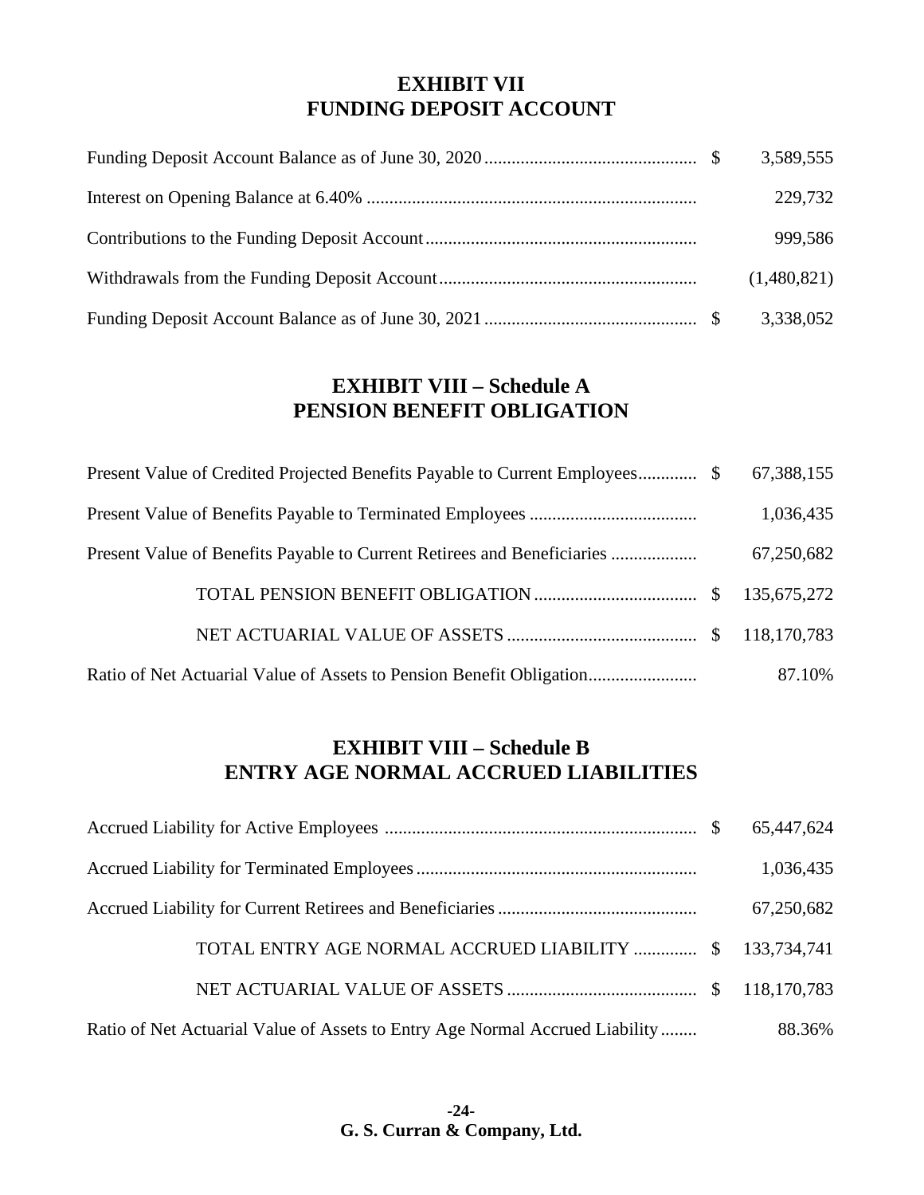## EXHIBIT VII
## FUNDING DEPOSIT ACCOUNT

| | | |
|---|---|---|
| Funding Deposit Account Balance as of June 30, 2020 | $ | 3,589,555 |
| Interest on Opening Balance at 6.40% | | 229,732 |
| Contributions to the Funding Deposit Account | | 999,586 |
| Withdrawals from the Funding Deposit Account | | (1,480,821) |
| Funding Deposit Account Balance as of June 30, 2021 | $ | 3,338,052 |

## EXHIBIT VIII – Schedule A
## PENSION BENEFIT OBLIGATION

| | | |
|---|---|---|
| Present Value of Credited Projected Benefits Payable to Current Employees | $ | 67,388,155 |
| Present Value of Benefits Payable to Terminated Employees | | 1,036,435 |
| Present Value of Benefits Payable to Current Retirees and Beneficiaries | | 67,250,682 |
| TOTAL PENSION BENEFIT OBLIGATION | $ | 135,675,272 |
| NET ACTUARIAL VALUE OF ASSETS | $ | 118,170,783 |
| Ratio of Net Actuarial Value of Assets to Pension Benefit Obligation | | 87.10% |

## EXHIBIT VIII – Schedule B
## ENTRY AGE NORMAL ACCRUED LIABILITIES

| | | |
|---|---|---|
| Accrued Liability for Active Employees | $ | 65,447,624 |
| Accrued Liability for Terminated Employees | | 1,036,435 |
| Accrued Liability for Current Retirees and Beneficiaries | | 67,250,682 |
| TOTAL ENTRY AGE NORMAL ACCRUED LIABILITY | $ | 133,734,741 |
| NET ACTUARIAL VALUE OF ASSETS | $ | 118,170,783 |
| Ratio of Net Actuarial Value of Assets to Entry Age Normal Accrued Liability | | 88.36% |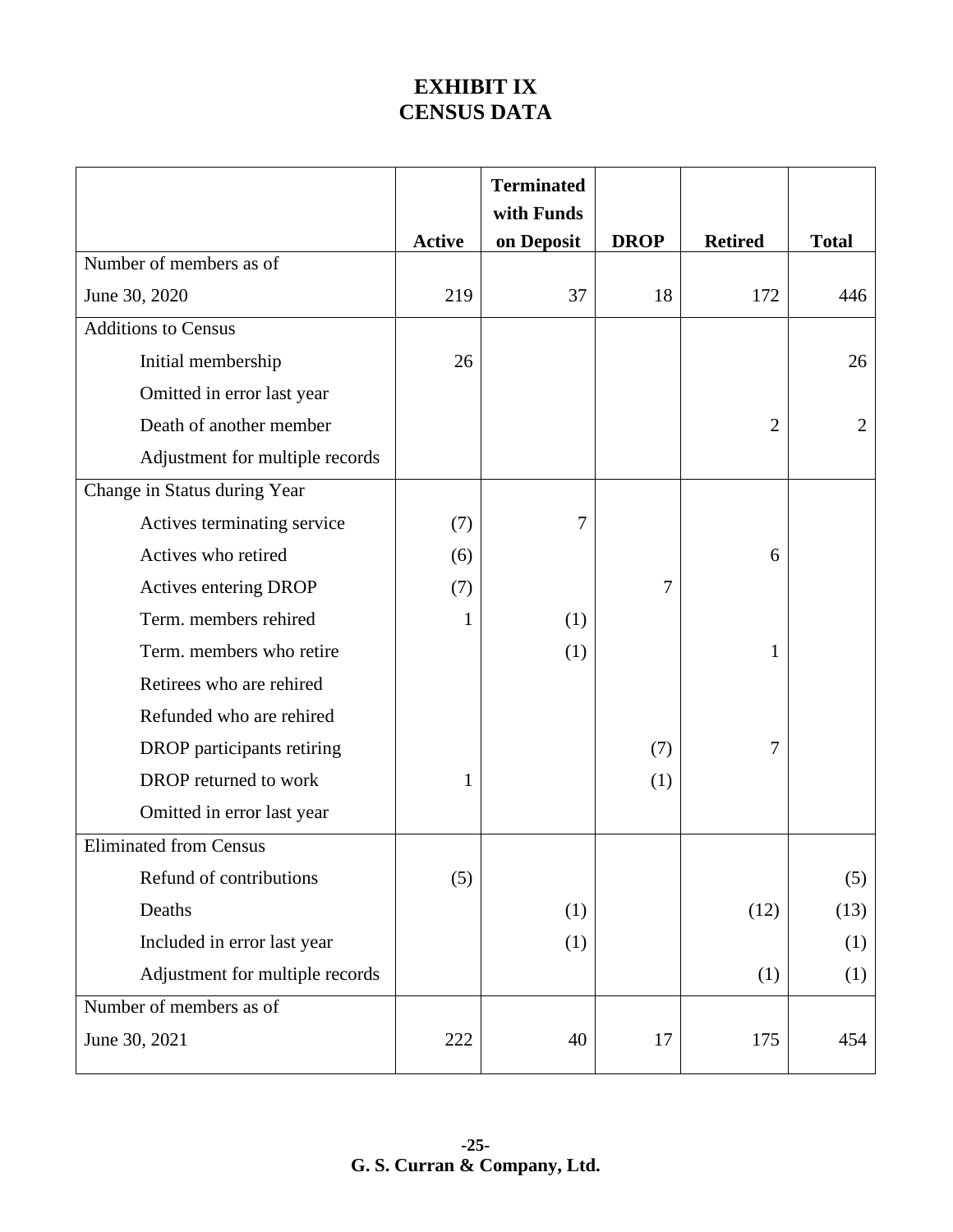# EXHIBIT IX
# CENSUS DATA

| | Active | Terminated with Funds on Deposit | DROP | Retired | Total |
|---|---|---|---|---|---|
| Number of members as of June 30, 2020 | 219 | 37 | 18 | 172 | 446 |
| **Additions to Census** | | | | | |
| Initial membership | 26 | | | | 26 |
| Omitted in error last year | | | | | |
| Death of another member | | | | 2 | 2 |
| Adjustment for multiple records | | | | | |
| **Change in Status during Year** | | | | | |
| Actives terminating service | (7) | 7 | | | |
| Actives who retired | (6) | | | 6 | |
| Actives entering DROP | (7) | | 7 | | |
| Term. members rehired | 1 | (1) | | | |
| Term. members who retire | | (1) | | 1 | |
| Retirees who are rehired | | | | | |
| Refunded who are rehired | | | | | |
| DROP participants retiring | | | (7) | 7 | |
| DROP returned to work | 1 | | (1) | | |
| Omitted in error last year | | | | | |
| **Eliminated from Census** | | | | | |
| Refund of contributions | (5) | | | | (5) |
| Deaths | | (1) | | (12) | (13) |
| Included in error last year | | (1) | | | (1) |
| Adjustment for multiple records | | | | (1) | (1) |
| Number of members as of June 30, 2021 | 222 | 40 | 17 | 175 | 454 |

**G. S. Curran & Company, Ltd.**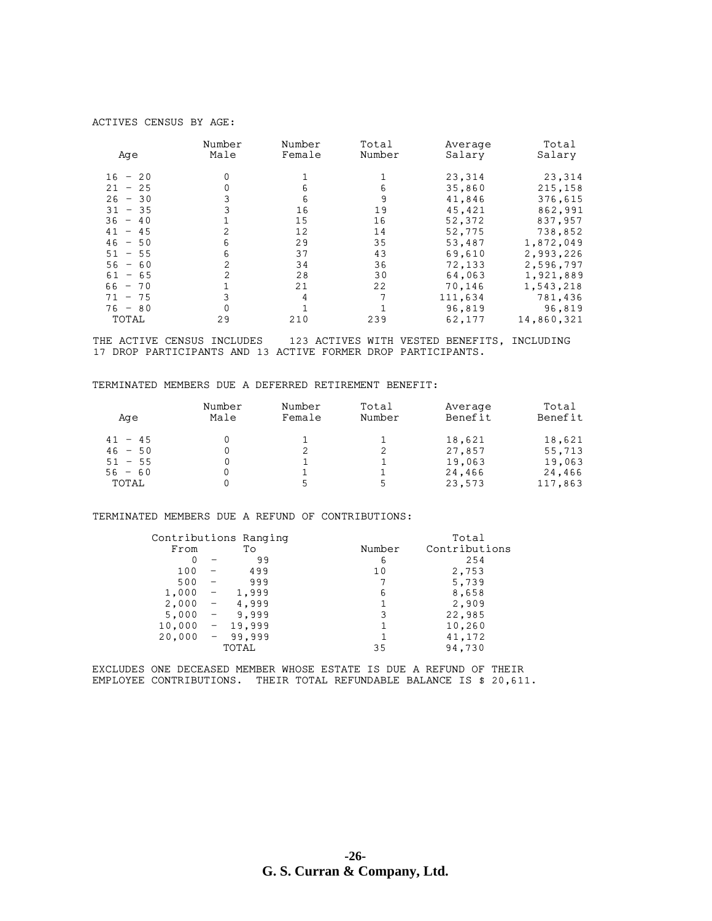ACTIVES CENSUS BY AGE:

| Age | Number Male | Number Female | Total Number | Average Salary | Total Salary |
|---|---|---|---|---|---|
| 16 - 20 | 0 | 1 | 1 | 23,314 | 23,314 |
| 21 - 25 | 0 | 6 | 6 | 35,860 | 215,158 |
| 26 - 30 | 3 | 6 | 9 | 41,846 | 376,615 |
| 31 - 35 | 3 | 16 | 19 | 45,421 | 862,991 |
| 36 - 40 | 1 | 15 | 16 | 52,372 | 837,957 |
| 41 - 45 | 2 | 12 | 14 | 52,775 | 738,852 |
| 46 - 50 | 6 | 29 | 35 | 53,487 | 1,872,049 |
| 51 - 55 | 6 | 37 | 43 | 69,610 | 2,993,226 |
| 56 - 60 | 2 | 34 | 36 | 72,133 | 2,596,797 |
| 61 - 65 | 2 | 28 | 30 | 64,063 | 1,921,889 |
| 66 - 70 | 1 | 21 | 22 | 70,146 | 1,543,218 |
| 71 - 75 | 3 | 4 | 7 | 111,634 | 781,436 |
| 76 - 80 | 0 | 1 | 1 | 96,819 | 96,819 |
| TOTAL | 29 | 210 | 239 | 62,177 | 14,860,321 |

THE ACTIVE CENSUS INCLUDES 123 ACTIVES WITH VESTED BENEFITS, INCLUDING 17 DROP PARTICIPANTS AND 13 ACTIVE FORMER DROP PARTICIPANTS.

TERMINATED MEMBERS DUE A DEFERRED RETIREMENT BENEFIT:

| Age | Number Male | Number Female | Total Number | Average Benefit | Total Benefit |
|---|---|---|---|---|---|
| 41 - 45 | 0 | 1 | 1 | 18,621 | 18,621 |
| 46 - 50 | 0 | 2 | 2 | 27,857 | 55,713 |
| 51 - 55 | 0 | 1 | 1 | 19,063 | 19,063 |
| 56 - 60 | 0 | 1 | 1 | 24,466 | 24,466 |
| TOTAL | 0 | 5 | 5 | 23,573 | 117,863 |

TERMINATED MEMBERS DUE A REFUND OF CONTRIBUTIONS:

| Contributions Ranging From | To | Number | Total Contributions |
|---|---|---|---|
| 0 | 99 | 6 | 254 |
| 100 | 499 | 10 | 2,753 |
| 500 | 999 | 7 | 5,739 |
| 1,000 | 1,999 | 6 | 8,658 |
| 2,000 | 4,999 | 1 | 2,909 |
| 5,000 | 9,999 | 3 | 22,985 |
| 10,000 | 19,999 | 1 | 10,260 |
| 20,000 | 99,999 | 1 | 41,172 |
| | TOTAL | 35 | 94,730 |

EXCLUDES ONE DECEASED MEMBER WHOSE ESTATE IS DUE A REFUND OF THEIR EMPLOYEE CONTRIBUTIONS. THEIR TOTAL REFUNDABLE BALANCE IS $ 20,611.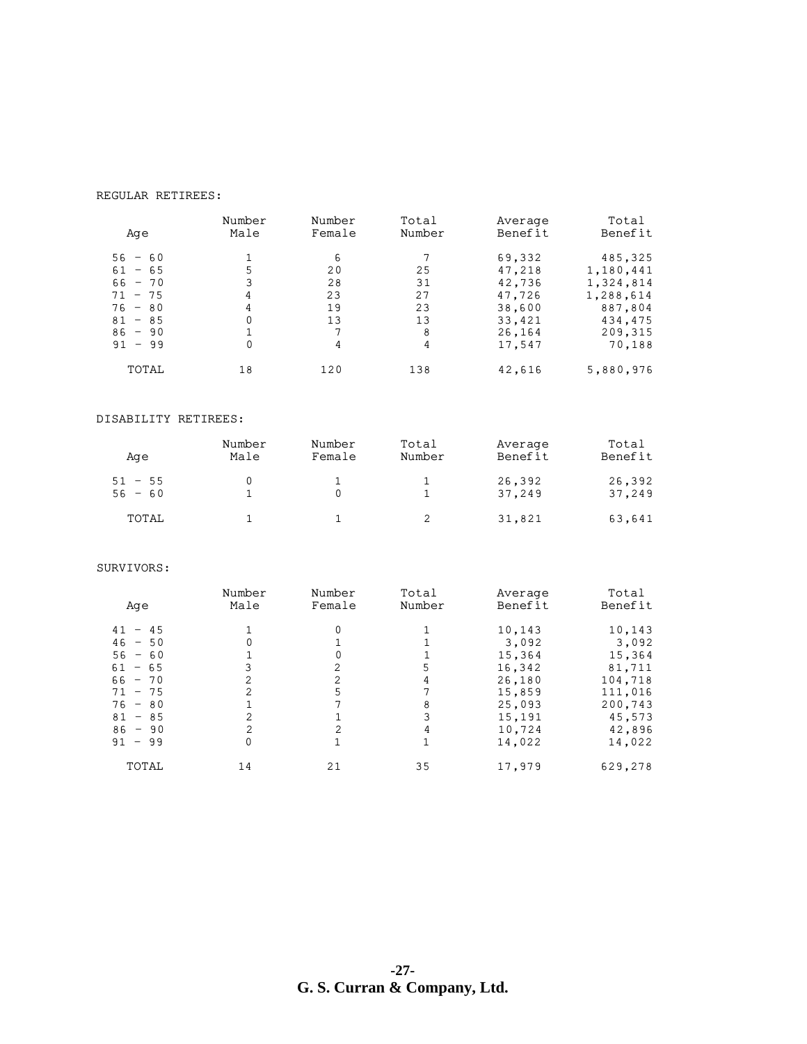REGULAR RETIREES:

| Age | Number Male | Number Female | Total Number | Average Benefit | Total Benefit |
|---|---|---|---|---|---|
| 56 - 60 | 1 | 6 | 7 | 69,332 | 485,325 |
| 61 - 65 | 5 | 20 | 25 | 47,218 | 1,180,441 |
| 66 - 70 | 3 | 28 | 31 | 42,736 | 1,324,814 |
| 71 - 75 | 4 | 23 | 27 | 47,726 | 1,288,614 |
| 76 - 80 | 4 | 19 | 23 | 38,600 | 887,804 |
| 81 - 85 | 0 | 13 | 13 | 33,421 | 434,475 |
| 86 - 90 | 1 | 7 | 8 | 26,164 | 209,315 |
| 91 - 99 | 0 | 4 | 4 | 17,547 | 70,188 |
| TOTAL | 18 | 120 | 138 | 42,616 | 5,880,976 |

DISABILITY RETIREES:

| Age | Number Male | Number Female | Total Number | Average Benefit | Total Benefit |
|---|---|---|---|---|---|
| 51 - 55 | 0 | 1 | 1 | 26,392 | 26,392 |
| 56 - 60 | 1 | 0 | 1 | 37,249 | 37,249 |
| TOTAL | 1 | 1 | 2 | 31,821 | 63,641 |

SURVIVORS:

| Age | Number Male | Number Female | Total Number | Average Benefit | Total Benefit |
|---|---|---|---|---|---|
| 41 - 45 | 1 | 0 | 1 | 10,143 | 10,143 |
| 46 - 50 | 0 | 1 | 1 | 3,092 | 3,092 |
| 56 - 60 | 1 | 0 | 1 | 15,364 | 15,364 |
| 61 - 65 | 3 | 2 | 5 | 16,342 | 81,711 |
| 66 - 70 | 2 | 2 | 4 | 26,180 | 104,718 |
| 71 - 75 | 2 | 5 | 7 | 15,859 | 111,016 |
| 76 - 80 | 1 | 7 | 8 | 25,093 | 200,743 |
| 81 - 85 | 2 | 1 | 3 | 15,191 | 45,573 |
| 86 - 90 | 2 | 2 | 4 | 10,724 | 42,896 |
| 91 - 99 | 0 | 1 | 1 | 14,022 | 14,022 |
| TOTAL | 14 | 21 | 35 | 17,979 | 629,278 |

**G. S. Curran & Company, Ltd.**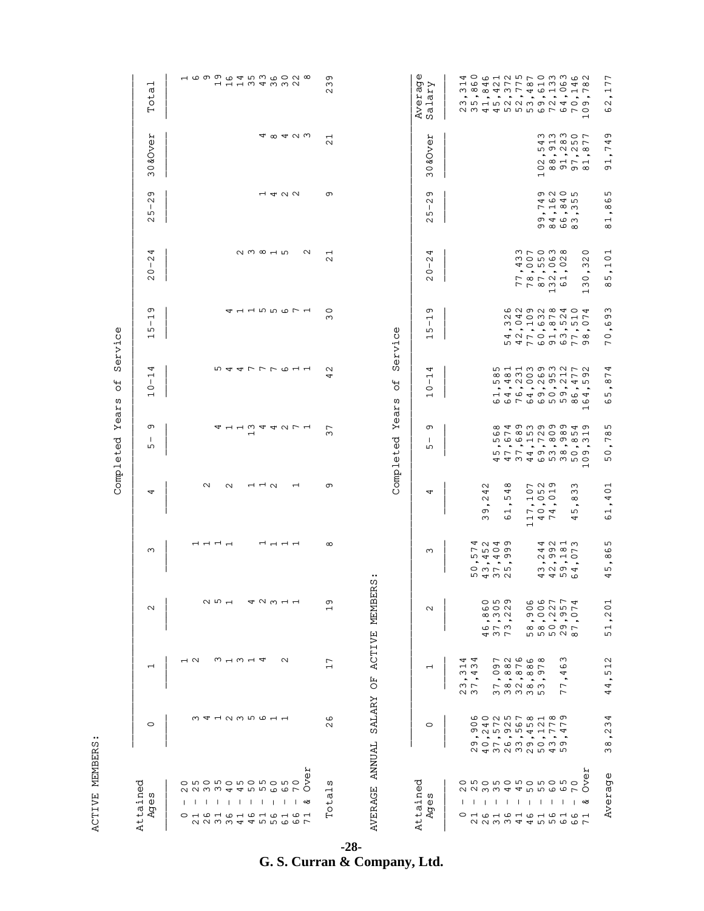ACTIVE MEMBERS:

| Attained Ages | Completed Years of Service | | | | | | | | | | | |
|---|---|---|---|---|---|---|---|---|---|---|---|---|
| | 0 | 1 | 2 | 3 | 4 | 5- 9 | 10-14 | 15-19 | 20-24 | 25-29 | 30&Over | Total |
| 0 - 20 | | 1 | | | | | | | | | | 1 |
| 21 - 25 | 3 | 2 | | 1 | | | | | | | | 6 |
| 26 - 30 | 4 | | 2 | 1 | 2 | | | | | | | 9 |
| 31 - 35 | 1 | 3 | 5 | 1 | | 4 | 5 | | | | | 19 |
| 36 - 40 | 2 | 1 | 1 | 1 | 2 | 1 | 4 | 4 | | | | 16 |
| 41 - 45 | 3 | 3 | | | | 1 | 4 | 1 | 2 | | | 14 |
| 46 - 50 | 5 | 1 | 4 | | 1 | 13 | 7 | 1 | 3 | | | 35 |
| 51 - 55 | 6 | 4 | 2 | 1 | 1 | 4 | 7 | 5 | 8 | 1 | 4 | 43 |
| 56 - 60 | 1 | | 3 | 1 | 2 | 4 | 7 | 5 | 1 | 4 | 8 | 36 |
| 61 - 65 | 1 | 2 | 1 | 1 | | 2 | 6 | 6 | 5 | 2 | 4 | 30 |
| 66 - 70 | | | 1 | 1 | 1 | 7 | 1 | 7 | | 2 | 2 | 22 |
| 71 & Over | | | | | | 1 | 1 | 1 | 2 | | 3 | 8 |
| Totals | 26 | 17 | 19 | 8 | 9 | 37 | 42 | 30 | 21 | 9 | 21 | 239 |

AVERAGE ANNUAL SALARY OF ACTIVE MEMBERS:

| Attained Ages | Completed Years of Service | | | | | | | | | | | Average Salary |
|---|---|---|---|---|---|---|---|---|---|---|---|---|
| | 0 | 1 | 2 | 3 | 4 | 5- 9 | 10-14 | 15-19 | 20-24 | 25-29 | 30&Over | |
| 0 - 20 | | 23,314 | | | | | | | | | | 23,314 |
| 21 - 25 | 29,906 | 37,434 | | 50,574 | | | | | | | | 35,860 |
| 26 - 30 | 40,240 | | 46,860 | 43,452 | 39,242 | | | | | | | 41,846 |
| 31 - 35 | 37,572 | 37,097 | 37,305 | 37,404 | | 45,568 | 61,585 | | | | | 45,421 |
| 36 - 40 | 26,925 | 38,882 | 73,229 | 25,999 | 61,548 | 47,674 | 64,481 | 54,326 | | | | 52,372 |
| 41 - 45 | 33,567 | 32,876 | | | | 37,689 | 76,231 | 42,042 | 77,433 | | | 52,775 |
| 46 - 50 | 29,458 | 38,886 | 58,906 | | 117,107 | 44,153 | 64,003 | 77,109 | 78,007 | | | 53,487 |
| 51 - 55 | 50,121 | 53,978 | 58,006 | 43,244 | 40,052 | 69,729 | 69,269 | 60,632 | 87,550 | 99,749 | 102,543 | 69,610 |
| 56 - 60 | 43,778 | | 50,227 | 42,992 | 74,019 | 53,809 | 50,953 | 91,878 | 132,063 | 84,162 | 88,913 | 72,133 |
| 61 - 65 | 59,479 | 77,463 | 29,957 | 59,181 | | 38,989 | 59,212 | 63,524 | 61,028 | 66,840 | 91,283 | 64,063 |
| 66 - 70 | | | 87,074 | 64,073 | 45,833 | 50,854 | 86,477 | 77,510 | | 83,355 | 97,250 | 70,146 |
| 71 & Over | | | | | | 109,319 | 164,592 | 98,074 | 130,320 | | 81,877 | 109,782 |
| Average | 38,234 | 44,512 | 51,201 | 45,865 | 61,401 | 50,785 | 65,874 | 70,693 | 85,101 | 81,865 | 91,749 | 62,177 |

G. S. Curran & Company, Ltd.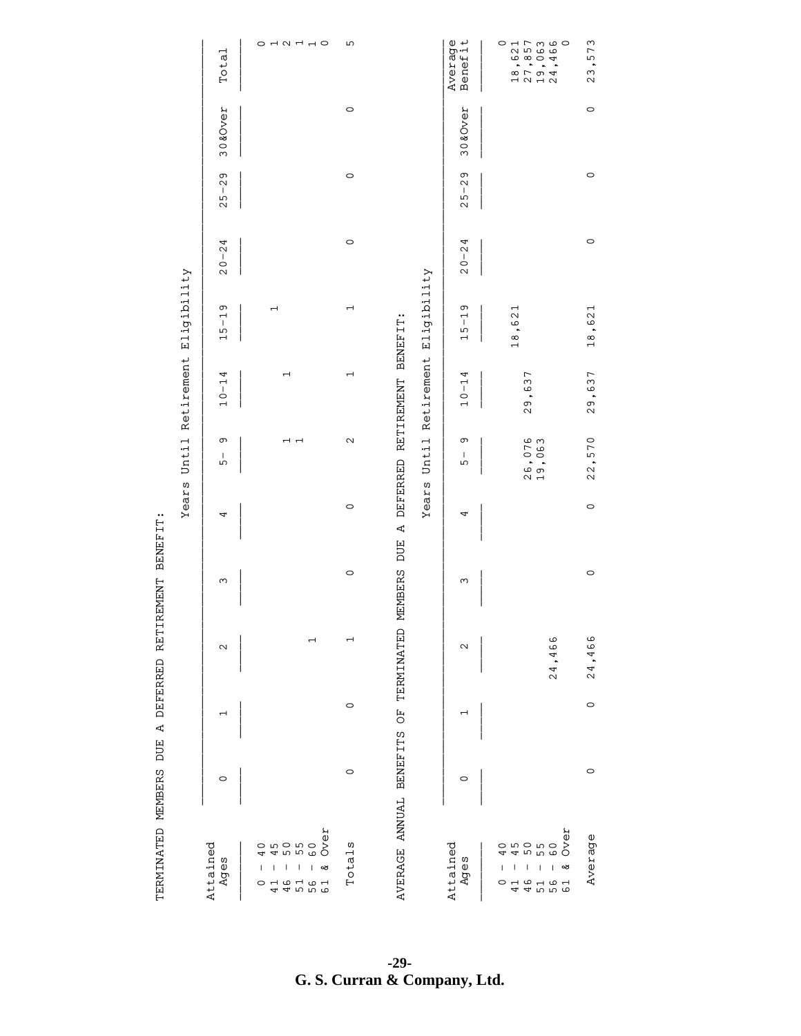TERMINATED MEMBERS DUE A DEFERRED RETIREMENT BENEFIT:

| Attained Ages | Years Until Retirement Eligibility | | | | | | | | | | | |
|---|---|---|---|---|---|---|---|---|---|---|---|---|
| | 0 | 1 | 2 | 3 | 4 | 5- 9 | 10-14 | 15-19 | 20-24 | 25-29 | 30&Over | Total |
| 0 - 40 | | | | | | | | | | | | 0 |
| 41 - 45 | | | | | | | | 1 | | | | 1 |
| 46 - 50 | | | | | | 1 | 1 | | | | | 2 |
| 51 - 55 | | | | | | 1 | | | | | | 1 |
| 56 - 60 | | | 1 | | | | | | | | | 1 |
| 61 & Over | | | | | | | | | | | | 0 |
| Totals | 0 | 0 | 1 | 0 | 0 | 2 | 1 | 1 | 0 | 0 | 0 | 5 |

AVERAGE ANNUAL BENEFITS OF TERMINATED MEMBERS DUE A DEFERRED RETIREMENT BENEFIT:

| Attained Ages | Years Until Retirement Eligibility | | | | | | | | | | | |
|---|---|---|---|---|---|---|---|---|---|---|---|---|
| | 0 | 1 | 2 | 3 | 4 | 5- 9 | 10-14 | 15-19 | 20-24 | 25-29 | 30&Over | Average Benefit |
| 0 - 40 | | | | | | | | | | | | 0 |
| 41 - 45 | | | | | | | | 18,621 | | | | 18,621 |
| 46 - 50 | | | | | | 26,076 | 29,637 | | | | | 27,857 |
| 51 - 55 | | | | | | 19,063 | | | | | | 19,063 |
| 56 - 60 | | | 24,466 | | | | | | | | | 24,466 |
| 61 & Over | | | | | | | | | | | | 0 |
| Average | 0 | 0 | 24,466 | 0 | 0 | 22,570 | 29,637 | 18,621 | 0 | 0 | 0 | 23,573 |

G. S. Curran & Company, Ltd.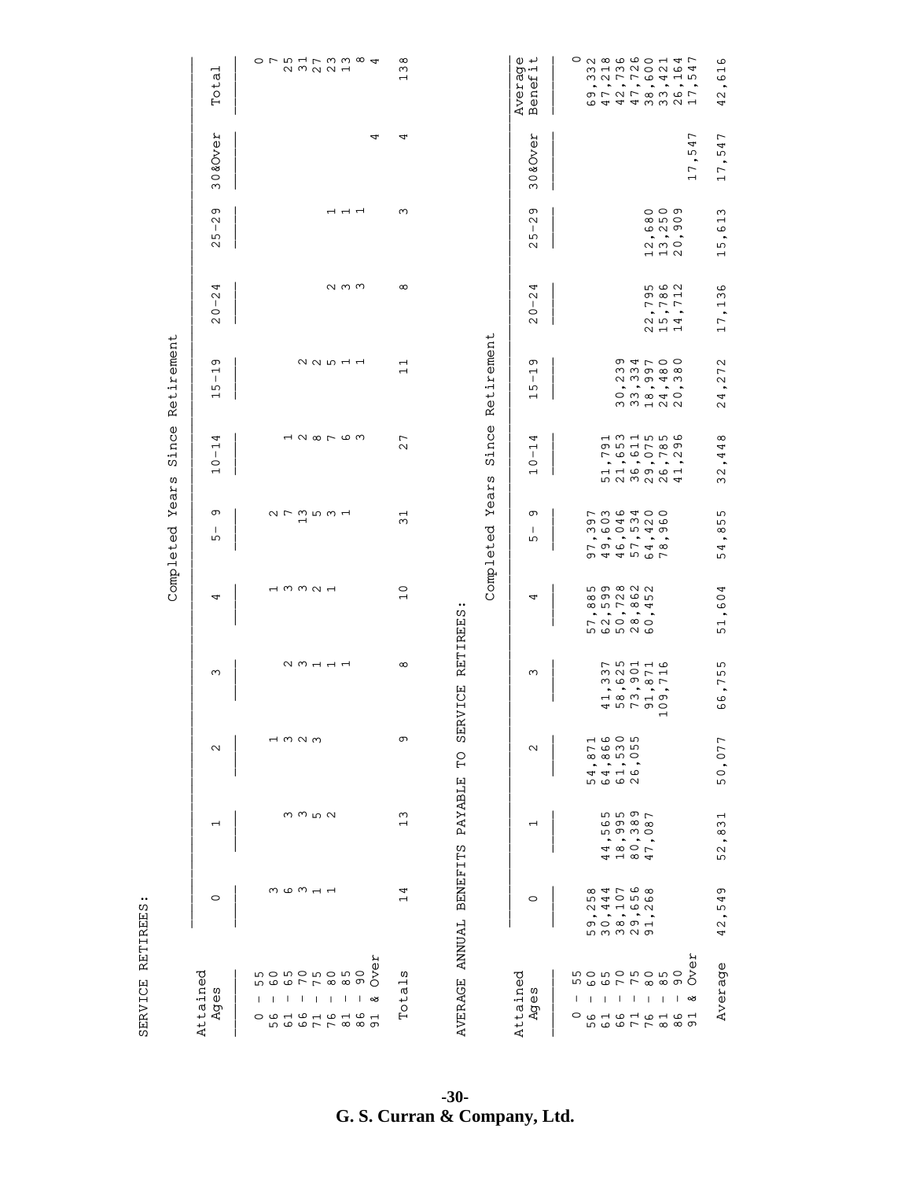SERVICE RETIREES:

| Attained Ages | Completed Years Since Retirement | | | | | | | | | | | |
|---|---|---|---|---|---|---|---|---|---|---|---|---|
| | 0 | 1 | 2 | 3 | 4 | 5- 9 | 10-14 | 15-19 | 20-24 | 25-29 | 30&Over | Total |
| 0 - 55 | | | | | | | | | | | | 0 |
| 56 - 60 | 3 | | 1 | | 1 | 2 | | | | | | 7 |
| 61 - 65 | 6 | 3 | 3 | 2 | 3 | 7 | 1 | | | | | 25 |
| 66 - 70 | 3 | 3 | 2 | 3 | 3 | 13 | 2 | 2 | | | | 31 |
| 71 - 75 | 1 | 5 | 3 | 1 | 2 | 5 | 8 | 2 | | | | 27 |
| 76 - 80 | 1 | 2 | | 1 | 1 | 3 | 7 | 5 | 2 | 1 | | 23 |
| 81 - 85 | | | | 1 | | 1 | 6 | 1 | 3 | 1 | | 13 |
| 86 - 90 | | | | | | | 3 | 1 | 3 | 1 | | 8 |
| 91 & Over | | | | | | | | | | | 4 | 4 |
| Totals | 14 | 13 | 9 | 8 | 10 | 31 | 27 | 11 | 8 | 3 | 4 | 138 |

AVERAGE ANNUAL BENEFITS PAYABLE TO SERVICE RETIREES:

| Attained Ages | Completed Years Since Retirement | | | | | | | | | | | |
|---|---|---|---|---|---|---|---|---|---|---|---|---|
| | 0 | 1 | 2 | 3 | 4 | 5- 9 | 10-14 | 15-19 | 20-24 | 25-29 | 30&Over | Average Benefit |
| 0 - 55 | | | | | | | | | | | | 0 |
| 56 - 60 | 59,258 | | 54,871 | | 57,885 | 97,397 | | | | | | 69,332 |
| 61 - 65 | 30,444 | 44,565 | 64,866 | 41,337 | 62,599 | 49,603 | 51,791 | | | | | 47,218 |
| 66 - 70 | 38,107 | 18,995 | 61,530 | 58,625 | 50,728 | 46,046 | 21,653 | 30,239 | | | | 42,736 |
| 71 - 75 | 29,656 | 80,389 | 26,055 | 73,901 | 28,862 | 57,534 | 36,611 | 33,334 | | | | 47,726 |
| 76 - 80 | 91,268 | 47,087 | | 91,871 | 60,452 | 64,420 | 29,075 | 18,997 | 22,795 | 12,680 | | 38,600 |
| 81 - 85 | | | | 109,716 | | 78,960 | 26,785 | 24,480 | 15,786 | 13,250 | | 33,421 |
| 86 - 90 | | | | | | | 41,296 | 20,380 | 14,712 | 20,909 | | 26,164 |
| 91 & Over | | | | | | | | | | | 17,547 | 17,547 |
| Average | 42,549 | 52,831 | 50,077 | 66,755 | 51,604 | 54,855 | 32,448 | 24,272 | 17,136 | 15,613 | 17,547 | 42,616 |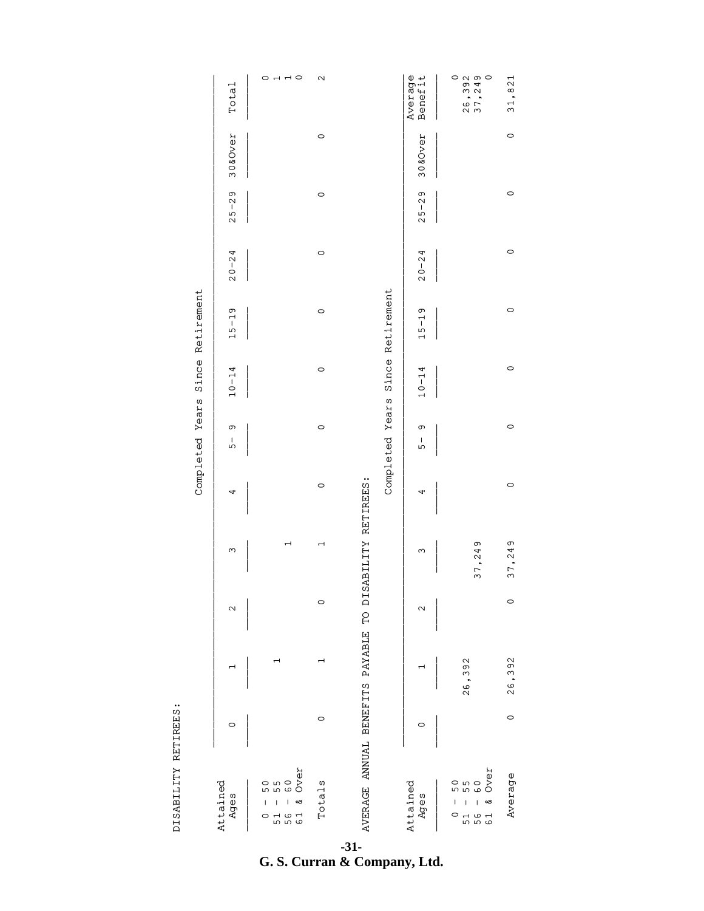DISABILITY RETIREES:

| Attained Ages | Completed Years Since Retirement | | | | | | | | | | | |
|---|---|---|---|---|---|---|---|---|---|---|---|---|
| | 0 | 1 | 2 | 3 | 4 | 5- 9 | 10-14 | 15-19 | 20-24 | 25-29 | 30&Over | Total |
| 0 - 50 | | | | | | | | | | | | 0 |
| 51 - 55 | | 1 | | | | | | | | | | 1 |
| 56 - 60 | | | | 1 | | | | | | | | 1 |
| 61 & Over | | | | | | | | | | | | 0 |
| Totals | 0 | 1 | 0 | 1 | 0 | 0 | 0 | 0 | 0 | 0 | 0 | 2 |

AVERAGE ANNUAL BENEFITS PAYABLE TO DISABILITY RETIREES:

| Attained Ages | Completed Years Since Retirement | | | | | | | | | | | |
|---|---|---|---|---|---|---|---|---|---|---|---|---|
| | 0 | 1 | 2 | 3 | 4 | 5- 9 | 10-14 | 15-19 | 20-24 | 25-29 | 30&Over | Average Benefit |
| 0 - 50 | | | | | | | | | | | | 0 |
| 51 - 55 | | 26,392 | | | | | | | | | | 26,392 |
| 56 - 60 | | | | 37,249 | | | | | | | | 37,249 |
| 61 & Over | | | | | | | | | | | | 0 |
| Average | 0 | 26,392 | 0 | 37,249 | 0 | 0 | 0 | 0 | 0 | 0 | 0 | 31,821 |

G. S. Curran & Company, Ltd.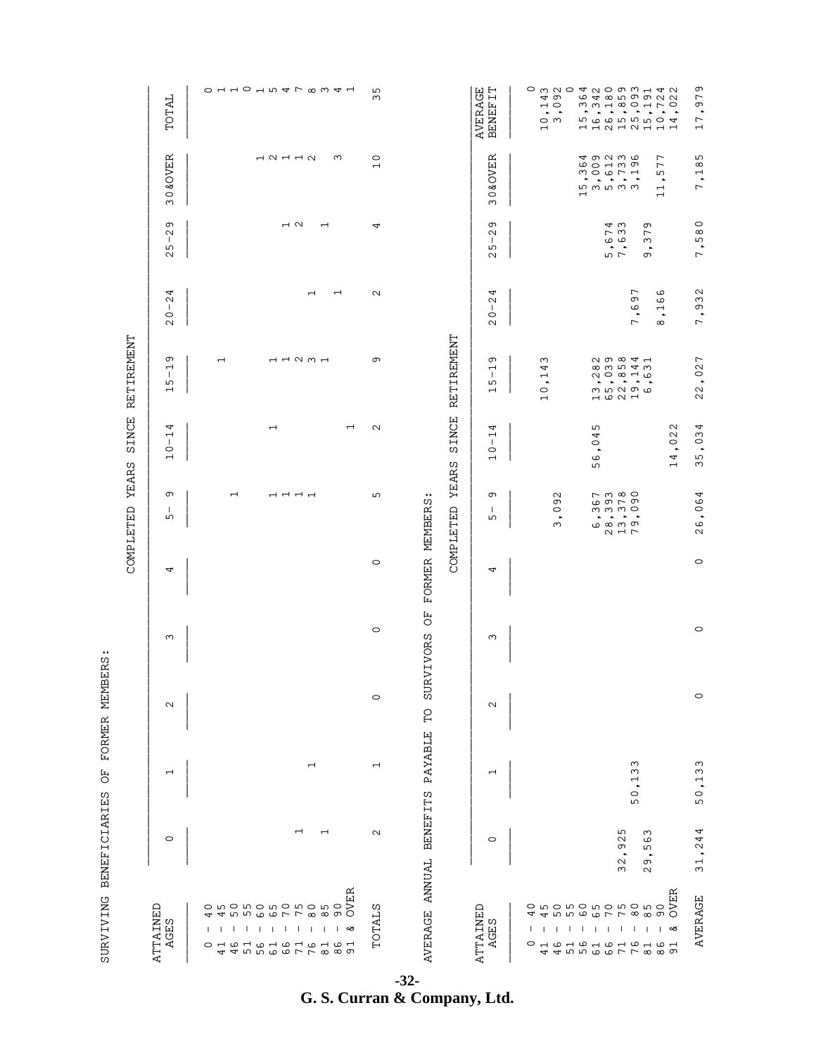SURVIVING BENEFICIARIES OF FORMER MEMBERS:

| ATTAINED AGES | COMPLETED YEARS SINCE RETIREMENT | | | | | | | | | | | |
|---|---|---|---|---|---|---|---|---|---|---|---|---|
| | 0 | 1 | 2 | 3 | 4 | 5- 9 | 10-14 | 15-19 | 20-24 | 25-29 | 30&OVER | TOTAL |
| 0 - 40 | | | | | | | | | | | | 0 |
| 41 - 45 | | | | | | | | 1 | | | | 1 |
| 46 - 50 | | | | | | 1 | | | | | | 1 |
| 51 - 55 | | | | | | | | | | | | 0 |
| 56 - 60 | | | | | | | | | | | 1 | 1 |
| 61 - 65 | | | | | | 1 | 1 | 1 | | | 2 | 5 |
| 66 - 70 | | | | | | 1 | | 1 | | 1 | 1 | 4 |
| 71 - 75 | 1 | | | | | 1 | | 2 | | 2 | 1 | 7 |
| 76 - 80 | | 1 | | | | 1 | | 3 | 1 | | 2 | 8 |
| 81 - 85 | 1 | | | | | | | 1 | | 1 | | 3 |
| 86 - 90 | | | | | | | | | 1 | | 3 | 4 |
| 91 & OVER | | | | | | | 1 | | | | | 1 |
| TOTALS | 2 | 1 | 0 | 0 | 0 | 5 | 2 | 9 | 2 | 4 | 10 | 35 |

AVERAGE ANNUAL BENEFITS PAYABLE TO SURVIVORS OF FORMER MEMBERS:

| ATTAINED AGES | COMPLETED YEARS SINCE RETIREMENT | | | | | | | | | | | |
|---|---|---|---|---|---|---|---|---|---|---|---|---|
| | 0 | 1 | 2 | 3 | 4 | 5- 9 | 10-14 | 15-19 | 20-24 | 25-29 | 30&OVER | AVERAGE BENEFIT |
| 0 - 40 | | | | | | | | | | | | 0 |
| 41 - 45 | | | | | | | | 10,143 | | | | 10,143 |
| 46 - 50 | | | | | | 3,092 | | | | | | 3,092 |
| 51 - 55 | | | | | | | | | | | | 0 |
| 56 - 60 | | | | | | | | | | | 15,364 | 15,364 |
| 61 - 65 | | | | | | 6,367 | 56,045 | 13,282 | | | 3,009 | 16,342 |
| 66 - 70 | | | | | | 28,393 | | 65,039 | | 5,674 | 5,612 | 26,180 |
| 71 - 75 | 32,925 | | | | | 13,378 | | 22,858 | | 7,633 | 3,733 | 15,859 |
| 76 - 80 | | 50,133 | | | | 79,090 | | 19,144 | 7,697 | | 3,196 | 25,093 |
| 81 - 85 | 29,563 | | | | | | | 6,631 | | 9,379 | | 15,191 |
| 86 - 90 | | | | | | | | | 8,166 | | 11,577 | 10,724 |
| 91 & OVER | | | | | | | 14,022 | | | | | 14,022 |
| AVERAGE | 31,244 | 50,133 | 0 | 0 | 0 | 26,064 | 35,034 | 22,027 | 7,932 | 7,580 | 7,185 | 17,979 |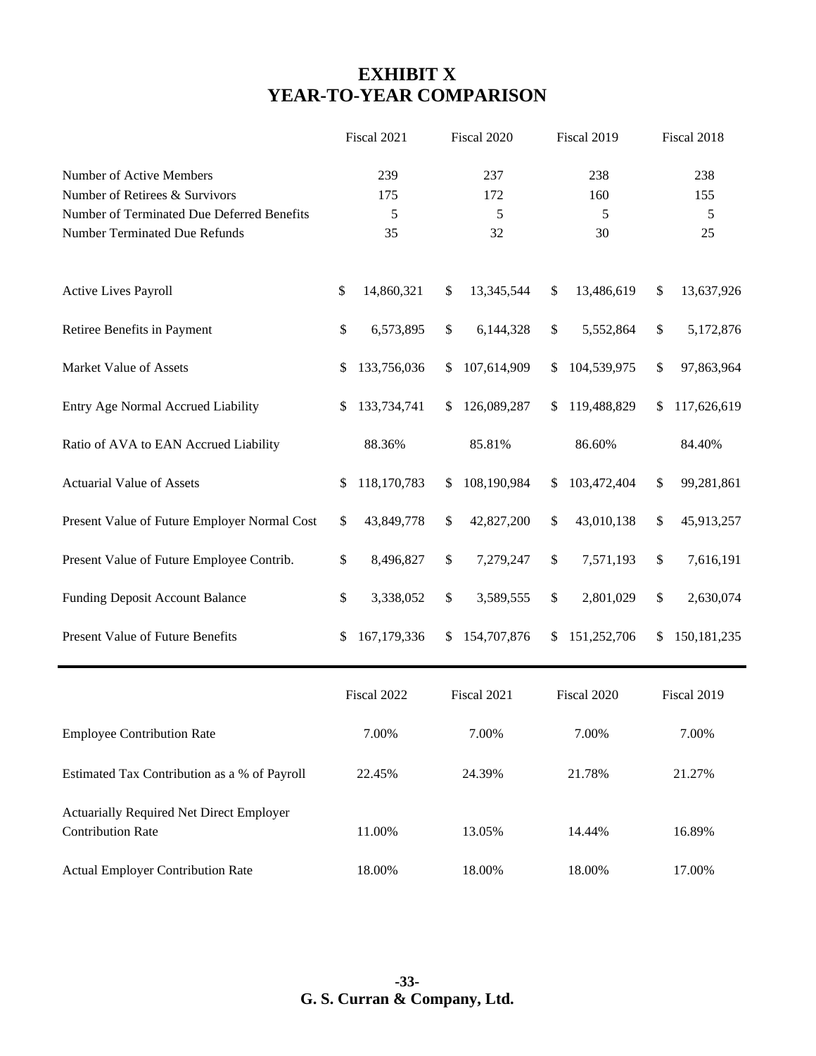# EXHIBIT X
# YEAR-TO-YEAR COMPARISON

| | Fiscal 2021 | Fiscal 2020 | Fiscal 2019 | Fiscal 2018 |
|---|---|---|---|---|
| Number of Active Members | 239 | 237 | 238 | 238 |
| Number of Retirees & Survivors | 175 | 172 | 160 | 155 |
| Number of Terminated Due Deferred Benefits | 5 | 5 | 5 | 5 |
| Number Terminated Due Refunds | 35 | 32 | 30 | 25 |
| Active Lives Payroll | $ 14,860,321 | $ 13,345,544 | $ 13,486,619 | $ 13,637,926 |
| Retiree Benefits in Payment | $ 6,573,895 | $ 6,144,328 | $ 5,552,864 | $ 5,172,876 |
| Market Value of Assets | $ 133,756,036 | $ 107,614,909 | $ 104,539,975 | $ 97,863,964 |
| Entry Age Normal Accrued Liability | $ 133,734,741 | $ 126,089,287 | $ 119,488,829 | $ 117,626,619 |
| Ratio of AVA to EAN Accrued Liability | 88.36% | 85.81% | 86.60% | 84.40% |
| Actuarial Value of Assets | $ 118,170,783 | $ 108,190,984 | $ 103,472,404 | $ 99,281,861 |
| Present Value of Future Employer Normal Cost | $ 43,849,778 | $ 42,827,200 | $ 43,010,138 | $ 45,913,257 |
| Present Value of Future Employee Contrib. | $ 8,496,827 | $ 7,279,247 | $ 7,571,193 | $ 7,616,191 |
| Funding Deposit Account Balance | $ 3,338,052 | $ 3,589,555 | $ 2,801,029 | $ 2,630,074 |
| Present Value of Future Benefits | $ 167,179,336 | $ 154,707,876 | $ 151,252,706 | $ 150,181,235 |

| | Fiscal 2022 | Fiscal 2021 | Fiscal 2020 | Fiscal 2019 |
|---|---|---|---|---|
| Employee Contribution Rate | 7.00% | 7.00% | 7.00% | 7.00% |
| Estimated Tax Contribution as a % of Payroll | 22.45% | 24.39% | 21.78% | 21.27% |
| Actuarially Required Net Direct Employer Contribution Rate | 11.00% | 13.05% | 14.44% | 16.89% |
| Actual Employer Contribution Rate | 18.00% | 18.00% | 18.00% | 17.00% |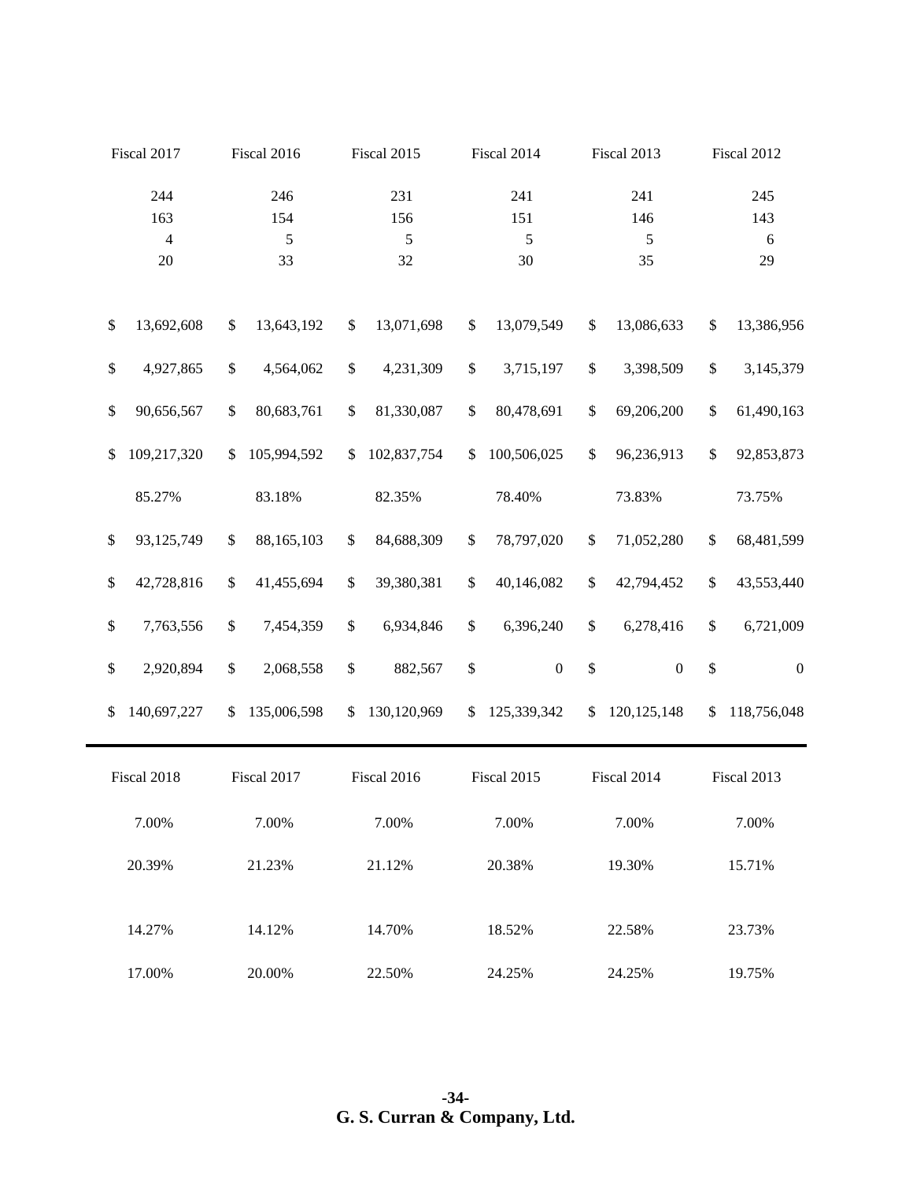| Fiscal 2017 | Fiscal 2016 | Fiscal 2015 | Fiscal 2014 | Fiscal 2013 | Fiscal 2012 |
|---|---|---|---|---|---|
| 244 | 246 | 231 | 241 | 241 | 245 |
| 163 | 154 | 156 | 151 | 146 | 143 |
| 4 | 5 | 5 | 5 | 5 | 6 |
| 20 | 33 | 32 | 30 | 35 | 29 |
| $ 13,692,608 | $ 13,643,192 | $ 13,071,698 | $ 13,079,549 | $ 13,086,633 | $ 13,386,956 |
| $ 4,927,865 | $ 4,564,062 | $ 4,231,309 | $ 3,715,197 | $ 3,398,509 | $ 3,145,379 |
| $ 90,656,567 | $ 80,683,761 | $ 81,330,087 | $ 80,478,691 | $ 69,206,200 | $ 61,490,163 |
| $ 109,217,320 | $ 105,994,592 | $ 102,837,754 | $ 100,506,025 | $ 96,236,913 | $ 92,853,873 |
| 85.27% | 83.18% | 82.35% | 78.40% | 73.83% | 73.75% |
| $ 93,125,749 | $ 88,165,103 | $ 84,688,309 | $ 78,797,020 | $ 71,052,280 | $ 68,481,599 |
| $ 42,728,816 | $ 41,455,694 | $ 39,380,381 | $ 40,146,082 | $ 42,794,452 | $ 43,553,440 |
| $ 7,763,556 | $ 7,454,359 | $ 6,934,846 | $ 6,396,240 | $ 6,278,416 | $ 6,721,009 |
| $ 2,920,894 | $ 2,068,558 | $ 882,567 | $ 0 | $ 0 | $ 0 |
| $ 140,697,227 | $ 135,006,598 | $ 130,120,969 | $ 125,339,342 | $ 120,125,148 | $ 118,756,048 |

| Fiscal 2018 | Fiscal 2017 | Fiscal 2016 | Fiscal 2015 | Fiscal 2014 | Fiscal 2013 |
|---|---|---|---|---|---|
| 7.00% | 7.00% | 7.00% | 7.00% | 7.00% | 7.00% |
| 20.39% | 21.23% | 21.12% | 20.38% | 19.30% | 15.71% |
| 14.27% | 14.12% | 14.70% | 18.52% | 22.58% | 23.73% |
| 17.00% | 20.00% | 22.50% | 24.25% | 24.25% | 19.75% |

**G. S. Curran & Company, Ltd.**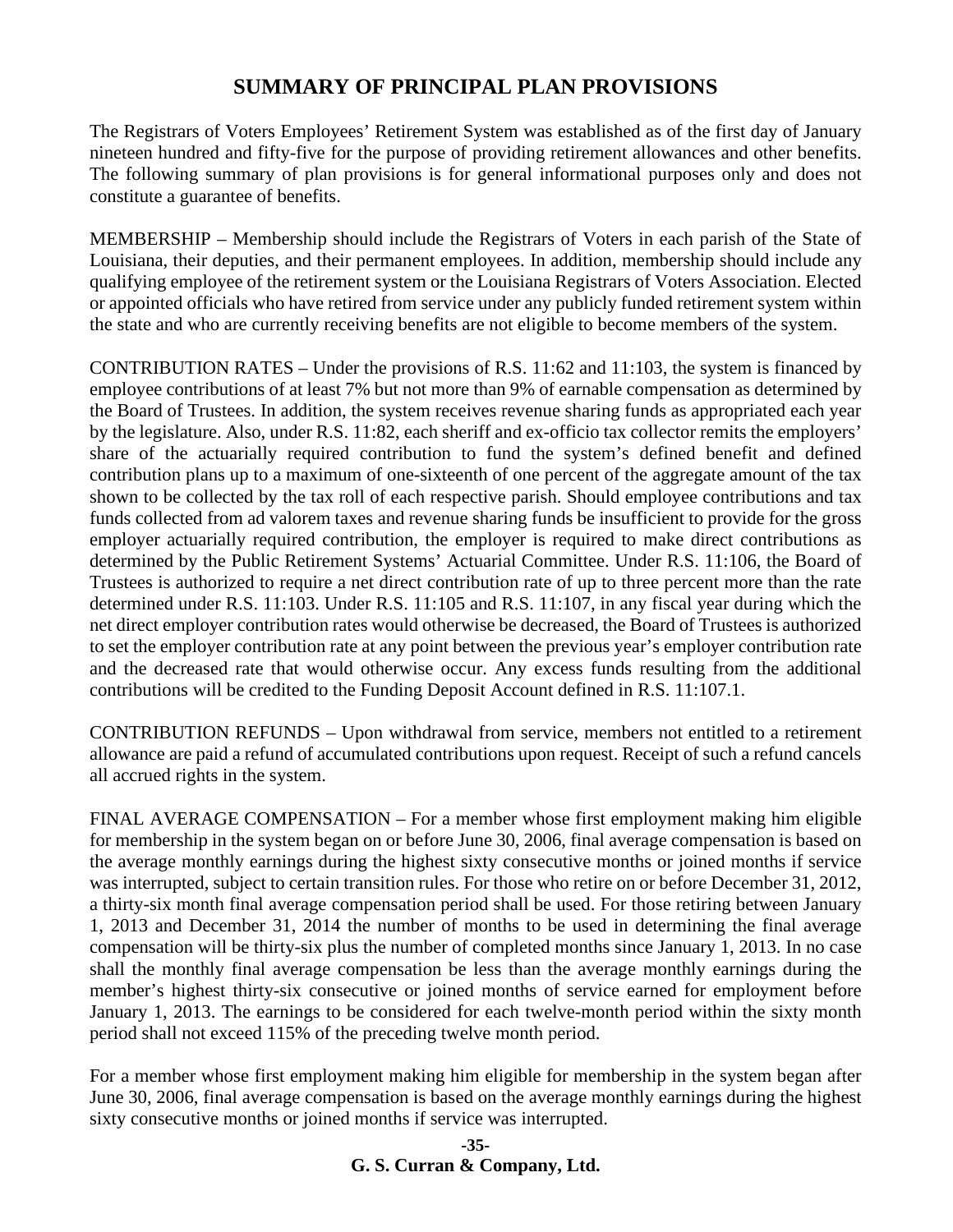# SUMMARY OF PRINCIPAL PLAN PROVISIONS

The Registrars of Voters Employees' Retirement System was established as of the first day of January nineteen hundred and fifty-five for the purpose of providing retirement allowances and other benefits. The following summary of plan provisions is for general informational purposes only and does not constitute a guarantee of benefits.

MEMBERSHIP – Membership should include the Registrars of Voters in each parish of the State of Louisiana, their deputies, and their permanent employees. In addition, membership should include any qualifying employee of the retirement system or the Louisiana Registrars of Voters Association. Elected or appointed officials who have retired from service under any publicly funded retirement system within the state and who are currently receiving benefits are not eligible to become members of the system.

CONTRIBUTION RATES – Under the provisions of R.S. 11:62 and 11:103, the system is financed by employee contributions of at least 7% but not more than 9% of earnable compensation as determined by the Board of Trustees. In addition, the system receives revenue sharing funds as appropriated each year by the legislature. Also, under R.S. 11:82, each sheriff and ex-officio tax collector remits the employers' share of the actuarially required contribution to fund the system's defined benefit and defined contribution plans up to a maximum of one-sixteenth of one percent of the aggregate amount of the tax shown to be collected by the tax roll of each respective parish. Should employee contributions and tax funds collected from ad valorem taxes and revenue sharing funds be insufficient to provide for the gross employer actuarially required contribution, the employer is required to make direct contributions as determined by the Public Retirement Systems' Actuarial Committee. Under R.S. 11:106, the Board of Trustees is authorized to require a net direct contribution rate of up to three percent more than the rate determined under R.S. 11:103. Under R.S. 11:105 and R.S. 11:107, in any fiscal year during which the net direct employer contribution rates would otherwise be decreased, the Board of Trustees is authorized to set the employer contribution rate at any point between the previous year's employer contribution rate and the decreased rate that would otherwise occur. Any excess funds resulting from the additional contributions will be credited to the Funding Deposit Account defined in R.S. 11:107.1.

CONTRIBUTION REFUNDS – Upon withdrawal from service, members not entitled to a retirement allowance are paid a refund of accumulated contributions upon request. Receipt of such a refund cancels all accrued rights in the system.

FINAL AVERAGE COMPENSATION – For a member whose first employment making him eligible for membership in the system began on or before June 30, 2006, final average compensation is based on the average monthly earnings during the highest sixty consecutive months or joined months if service was interrupted, subject to certain transition rules. For those who retire on or before December 31, 2012, a thirty-six month final average compensation period shall be used. For those retiring between January 1, 2013 and December 31, 2014 the number of months to be used in determining the final average compensation will be thirty-six plus the number of completed months since January 1, 2013. In no case shall the monthly final average compensation be less than the average monthly earnings during the member's highest thirty-six consecutive or joined months of service earned for employment before January 1, 2013. The earnings to be considered for each twelve-month period within the sixty month period shall not exceed 115% of the preceding twelve month period.

For a member whose first employment making him eligible for membership in the system began after June 30, 2006, final average compensation is based on the average monthly earnings during the highest sixty consecutive months or joined months if service was interrupted.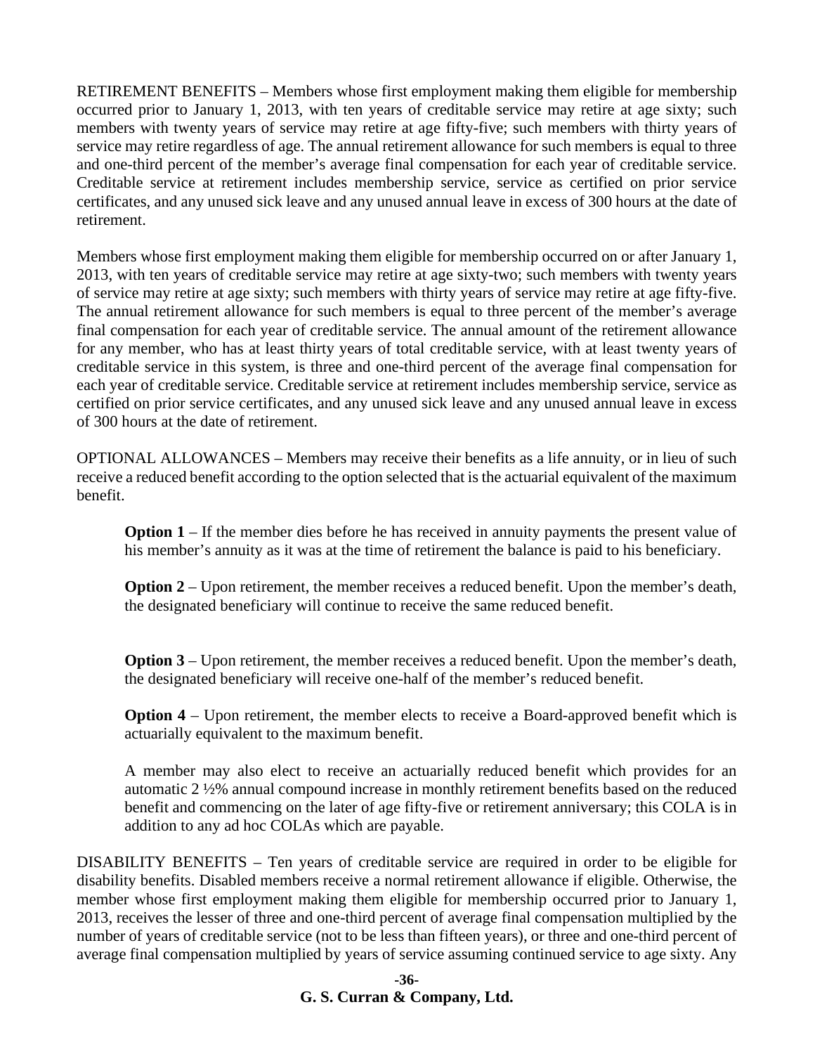RETIREMENT BENEFITS – Members whose first employment making them eligible for membership occurred prior to January 1, 2013, with ten years of creditable service may retire at age sixty; such members with twenty years of service may retire at age fifty-five; such members with thirty years of service may retire regardless of age. The annual retirement allowance for such members is equal to three and one-third percent of the member's average final compensation for each year of creditable service. Creditable service at retirement includes membership service, service as certified on prior service certificates, and any unused sick leave and any unused annual leave in excess of 300 hours at the date of retirement.

Members whose first employment making them eligible for membership occurred on or after January 1, 2013, with ten years of creditable service may retire at age sixty-two; such members with twenty years of service may retire at age sixty; such members with thirty years of service may retire at age fifty-five. The annual retirement allowance for such members is equal to three percent of the member's average final compensation for each year of creditable service. The annual amount of the retirement allowance for any member, who has at least thirty years of total creditable service, with at least twenty years of creditable service in this system, is three and one-third percent of the average final compensation for each year of creditable service. Creditable service at retirement includes membership service, service as certified on prior service certificates, and any unused sick leave and any unused annual leave in excess of 300 hours at the date of retirement.

OPTIONAL ALLOWANCES – Members may receive their benefits as a life annuity, or in lieu of such receive a reduced benefit according to the option selected that is the actuarial equivalent of the maximum benefit.

> **Option 1** – If the member dies before he has received in annuity payments the present value of his member's annuity as it was at the time of retirement the balance is paid to his beneficiary.
>
> **Option 2** – Upon retirement, the member receives a reduced benefit. Upon the member's death, the designated beneficiary will continue to receive the same reduced benefit.
>
> **Option 3** – Upon retirement, the member receives a reduced benefit. Upon the member's death, the designated beneficiary will receive one-half of the member's reduced benefit.
>
> **Option 4** – Upon retirement, the member elects to receive a Board-approved benefit which is actuarially equivalent to the maximum benefit.
>
> A member may also elect to receive an actuarially reduced benefit which provides for an automatic 2 ½% annual compound increase in monthly retirement benefits based on the reduced benefit and commencing on the later of age fifty-five or retirement anniversary; this COLA is in addition to any ad hoc COLAs which are payable.

DISABILITY BENEFITS – Ten years of creditable service are required in order to be eligible for disability benefits. Disabled members receive a normal retirement allowance if eligible. Otherwise, the member whose first employment making them eligible for membership occurred prior to January 1, 2013, receives the lesser of three and one-third percent of average final compensation multiplied by the number of years of creditable service (not to be less than fifteen years), or three and one-third percent of average final compensation multiplied by years of service assuming continued service to age sixty. Any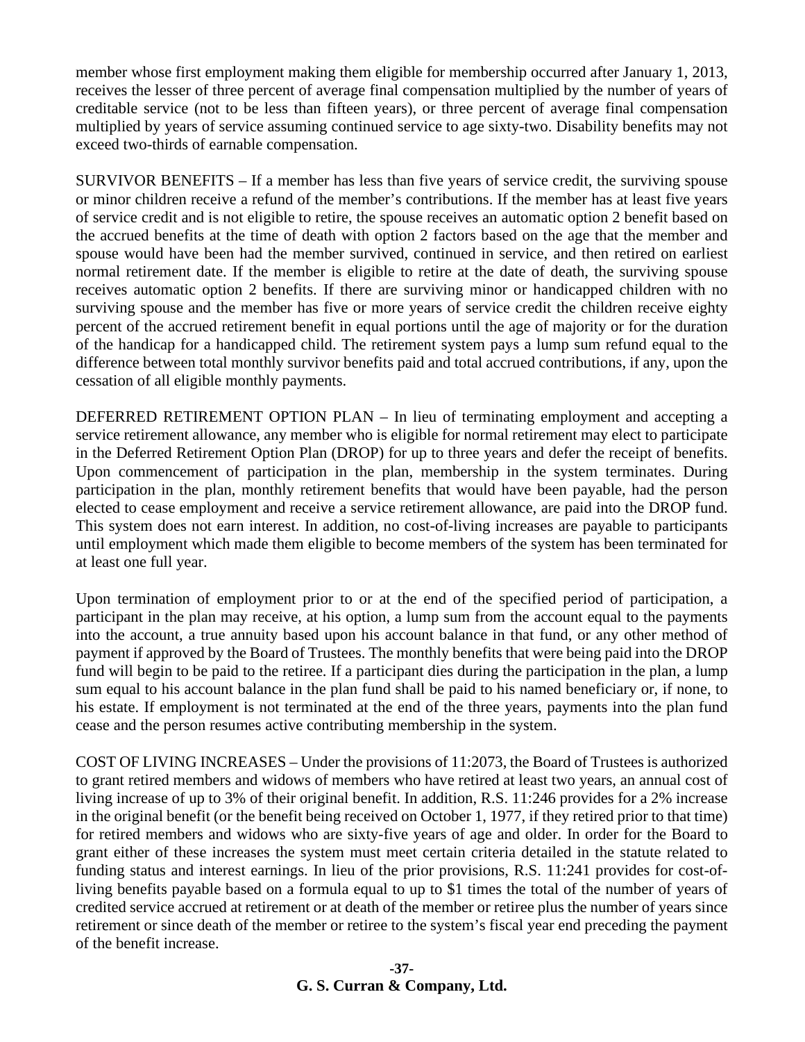member whose first employment making them eligible for membership occurred after January 1, 2013, receives the lesser of three percent of average final compensation multiplied by the number of years of creditable service (not to be less than fifteen years), or three percent of average final compensation multiplied by years of service assuming continued service to age sixty-two. Disability benefits may not exceed two-thirds of earnable compensation.

SURVIVOR BENEFITS – If a member has less than five years of service credit, the surviving spouse or minor children receive a refund of the member's contributions. If the member has at least five years of service credit and is not eligible to retire, the spouse receives an automatic option 2 benefit based on the accrued benefits at the time of death with option 2 factors based on the age that the member and spouse would have been had the member survived, continued in service, and then retired on earliest normal retirement date. If the member is eligible to retire at the date of death, the surviving spouse receives automatic option 2 benefits. If there are surviving minor or handicapped children with no surviving spouse and the member has five or more years of service credit the children receive eighty percent of the accrued retirement benefit in equal portions until the age of majority or for the duration of the handicap for a handicapped child. The retirement system pays a lump sum refund equal to the difference between total monthly survivor benefits paid and total accrued contributions, if any, upon the cessation of all eligible monthly payments.

DEFERRED RETIREMENT OPTION PLAN – In lieu of terminating employment and accepting a service retirement allowance, any member who is eligible for normal retirement may elect to participate in the Deferred Retirement Option Plan (DROP) for up to three years and defer the receipt of benefits. Upon commencement of participation in the plan, membership in the system terminates. During participation in the plan, monthly retirement benefits that would have been payable, had the person elected to cease employment and receive a service retirement allowance, are paid into the DROP fund. This system does not earn interest. In addition, no cost-of-living increases are payable to participants until employment which made them eligible to become members of the system has been terminated for at least one full year.

Upon termination of employment prior to or at the end of the specified period of participation, a participant in the plan may receive, at his option, a lump sum from the account equal to the payments into the account, a true annuity based upon his account balance in that fund, or any other method of payment if approved by the Board of Trustees. The monthly benefits that were being paid into the DROP fund will begin to be paid to the retiree. If a participant dies during the participation in the plan, a lump sum equal to his account balance in the plan fund shall be paid to his named beneficiary or, if none, to his estate. If employment is not terminated at the end of the three years, payments into the plan fund cease and the person resumes active contributing membership in the system.

COST OF LIVING INCREASES – Under the provisions of 11:2073, the Board of Trustees is authorized to grant retired members and widows of members who have retired at least two years, an annual cost of living increase of up to 3% of their original benefit. In addition, R.S. 11:246 provides for a 2% increase in the original benefit (or the benefit being received on October 1, 1977, if they retired prior to that time) for retired members and widows who are sixty-five years of age and older. In order for the Board to grant either of these increases the system must meet certain criteria detailed in the statute related to funding status and interest earnings. In lieu of the prior provisions, R.S. 11:241 provides for cost-of-living benefits payable based on a formula equal to up to $1 times the total of the number of years of credited service accrued at retirement or at death of the member or retiree plus the number of years since retirement or since death of the member or retiree to the system's fiscal year end preceding the payment of the benefit increase.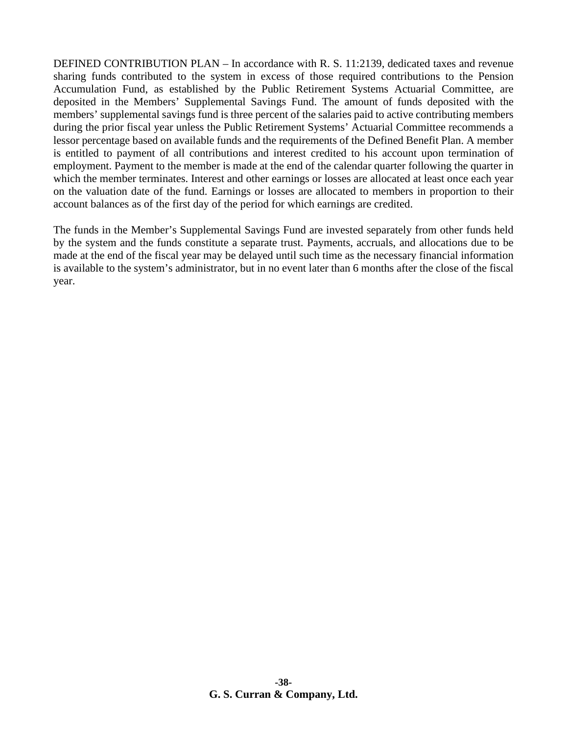DEFINED CONTRIBUTION PLAN – In accordance with R. S. 11:2139, dedicated taxes and revenue sharing funds contributed to the system in excess of those required contributions to the Pension Accumulation Fund, as established by the Public Retirement Systems Actuarial Committee, are deposited in the Members' Supplemental Savings Fund. The amount of funds deposited with the members' supplemental savings fund is three percent of the salaries paid to active contributing members during the prior fiscal year unless the Public Retirement Systems' Actuarial Committee recommends a lessor percentage based on available funds and the requirements of the Defined Benefit Plan. A member is entitled to payment of all contributions and interest credited to his account upon termination of employment. Payment to the member is made at the end of the calendar quarter following the quarter in which the member terminates. Interest and other earnings or losses are allocated at least once each year on the valuation date of the fund. Earnings or losses are allocated to members in proportion to their account balances as of the first day of the period for which earnings are credited.

The funds in the Member's Supplemental Savings Fund are invested separately from other funds held by the system and the funds constitute a separate trust. Payments, accruals, and allocations due to be made at the end of the fiscal year may be delayed until such time as the necessary financial information is available to the system's administrator, but in no event later than 6 months after the close of the fiscal year.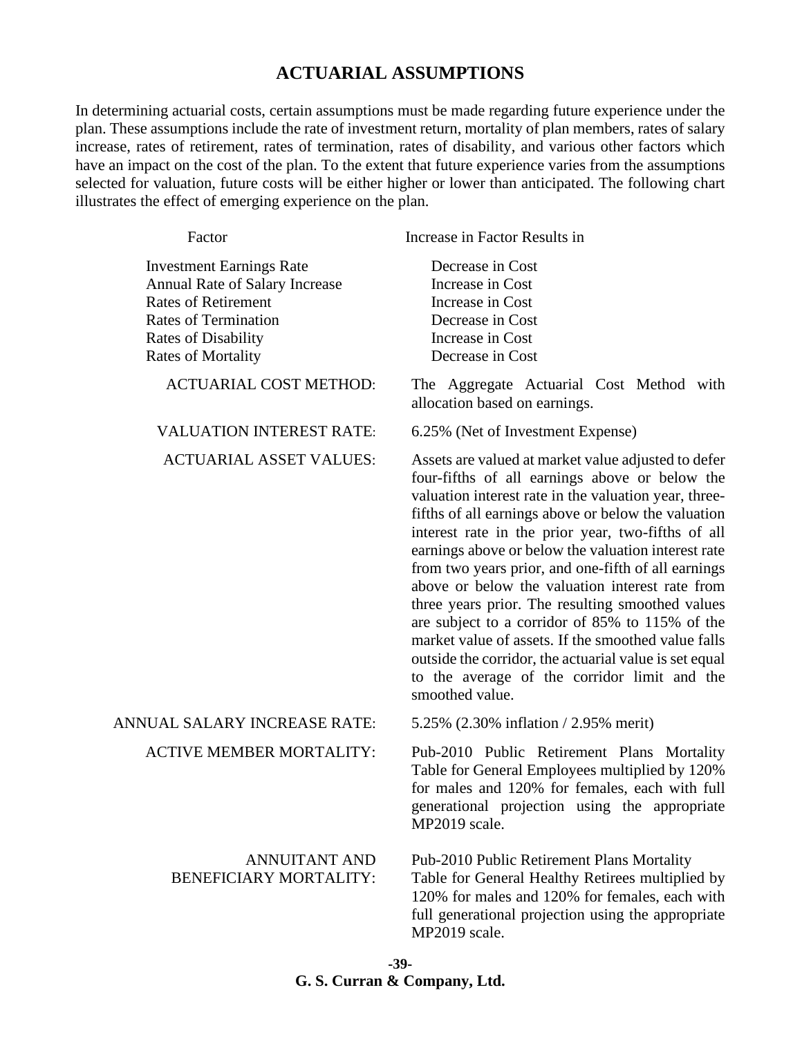## ACTUARIAL ASSUMPTIONS

In determining actuarial costs, certain assumptions must be made regarding future experience under the plan. These assumptions include the rate of investment return, mortality of plan members, rates of salary increase, rates of retirement, rates of termination, rates of disability, and various other factors which have an impact on the cost of the plan. To the extent that future experience varies from the assumptions selected for valuation, future costs will be either higher or lower than anticipated. The following chart illustrates the effect of emerging experience on the plan.

| Factor | Increase in Factor Results in |
| --- | --- |
| Investment Earnings Rate | Decrease in Cost |
| Annual Rate of Salary Increase | Increase in Cost |
| Rates of Retirement | Increase in Cost |
| Rates of Termination | Decrease in Cost |
| Rates of Disability | Increase in Cost |
| Rates of Mortality | Decrease in Cost |

ACTUARIAL COST METHOD: The Aggregate Actuarial Cost Method with allocation based on earnings.

VALUATION INTEREST RATE: 6.25% (Net of Investment Expense)

ACTUARIAL ASSET VALUES: Assets are valued at market value adjusted to defer four-fifths of all earnings above or below the valuation interest rate in the valuation year, three-fifths of all earnings above or below the valuation interest rate in the prior year, two-fifths of all earnings above or below the valuation interest rate from two years prior, and one-fifth of all earnings above or below the valuation interest rate from three years prior. The resulting smoothed values are subject to a corridor of 85% to 115% of the market value of assets. If the smoothed value falls outside the corridor, the actuarial value is set equal to the average of the corridor limit and the smoothed value.

ANNUAL SALARY INCREASE RATE: 5.25% (2.30% inflation / 2.95% merit)

ACTIVE MEMBER MORTALITY: Pub-2010 Public Retirement Plans Mortality Table for General Employees multiplied by 120% for males and 120% for females, each with full generational projection using the appropriate MP2019 scale.

ANNUITANT AND BENEFICIARY MORTALITY: Pub-2010 Public Retirement Plans Mortality Table for General Healthy Retirees multiplied by 120% for males and 120% for females, each with full generational projection using the appropriate MP2019 scale.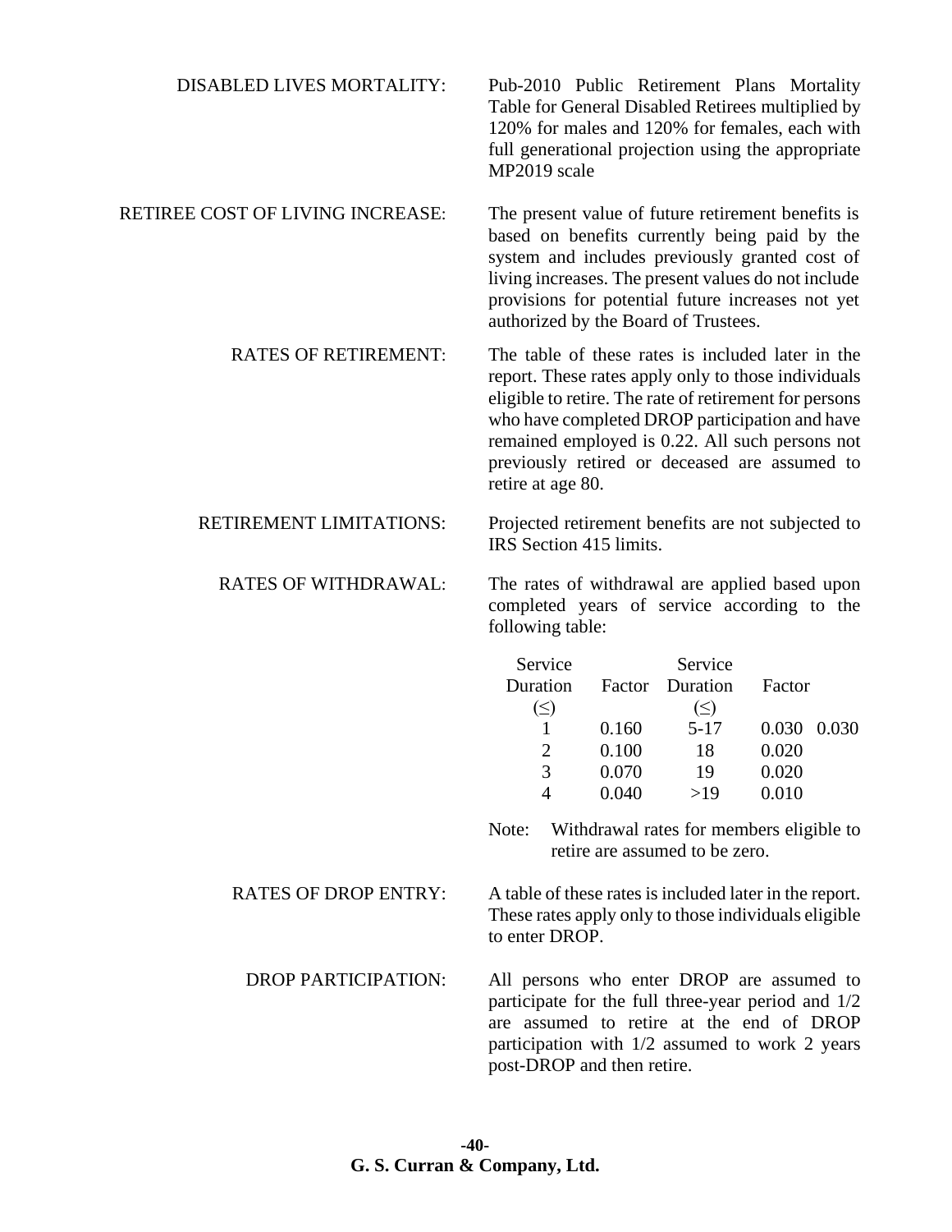DISABLED LIVES MORTALITY: Pub-2010 Public Retirement Plans Mortality Table for General Disabled Retirees multiplied by 120% for males and 120% for females, each with full generational projection using the appropriate MP2019 scale

RETIREE COST OF LIVING INCREASE: The present value of future retirement benefits is based on benefits currently being paid by the system and includes previously granted cost of living increases. The present values do not include provisions for potential future increases not yet authorized by the Board of Trustees.

RATES OF RETIREMENT: The table of these rates is included later in the report. These rates apply only to those individuals eligible to retire. The rate of retirement for persons who have completed DROP participation and have remained employed is 0.22. All such persons not previously retired or deceased are assumed to retire at age 80.

RETIREMENT LIMITATIONS: Projected retirement benefits are not subjected to IRS Section 415 limits.

RATES OF WITHDRAWAL: The rates of withdrawal are applied based upon completed years of service according to the following table:

| Service Duration (≤) | Factor | Service Duration (≤) | Factor | |
|---|---|---|---|---|
| 1 | 0.160 | 5-17 | 0.030 | 0.030 |
| 2 | 0.100 | 18 | 0.020 | |
| 3 | 0.070 | 19 | 0.020 | |
| 4 | 0.040 | >19 | 0.010 | |

Note: Withdrawal rates for members eligible to retire are assumed to be zero.

RATES OF DROP ENTRY: A table of these rates is included later in the report. These rates apply only to those individuals eligible to enter DROP.

DROP PARTICIPATION: All persons who enter DROP are assumed to participate for the full three-year period and 1/2 are assumed to retire at the end of DROP participation with 1/2 assumed to work 2 years post-DROP and then retire.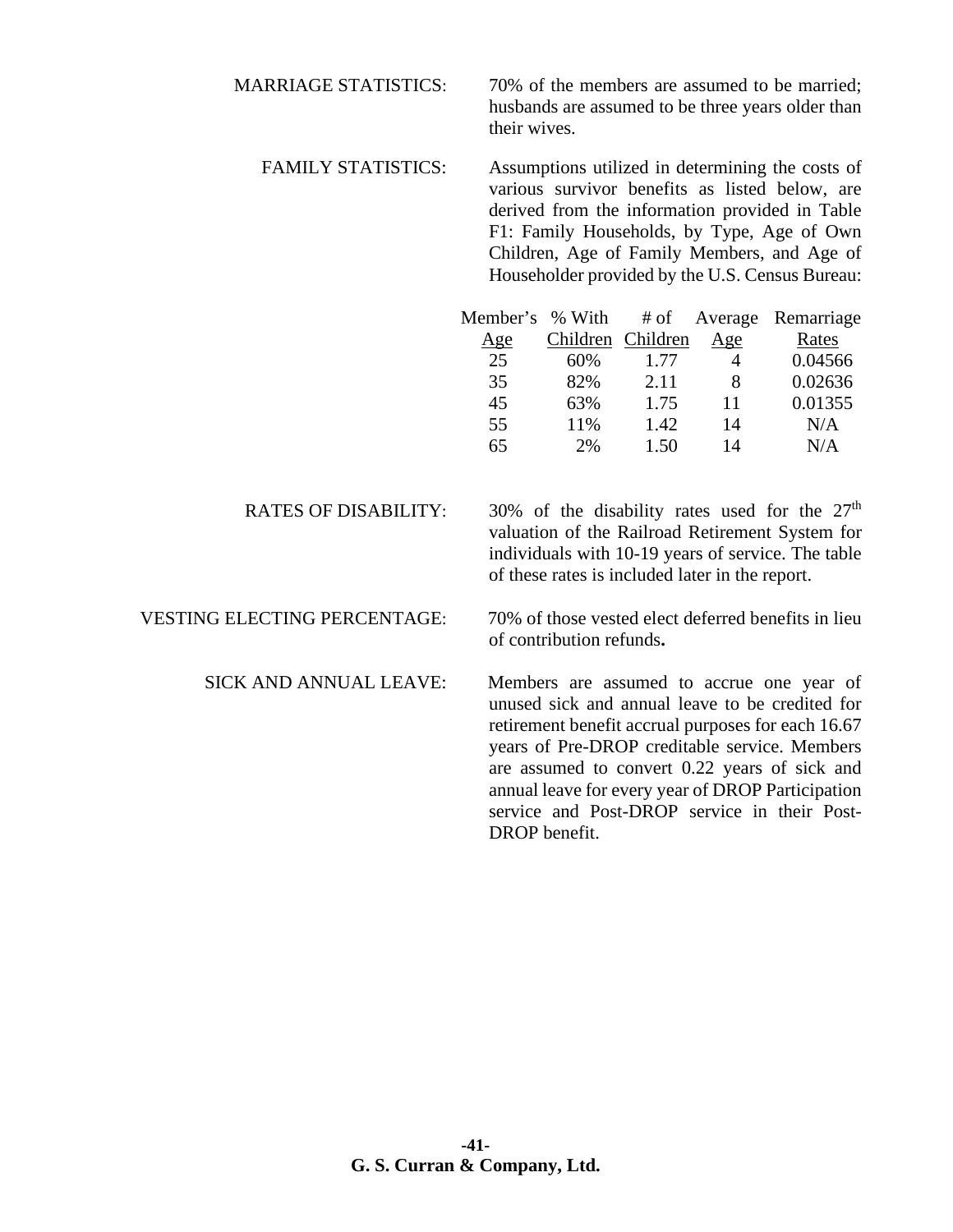MARRIAGE STATISTICS: 70% of the members are assumed to be married; husbands are assumed to be three years older than their wives.

FAMILY STATISTICS: Assumptions utilized in determining the costs of various survivor benefits as listed below, are derived from the information provided in Table F1: Family Households, by Type, Age of Own Children, Age of Family Members, and Age of Householder provided by the U.S. Census Bureau:

| Member's Age | % With Children | # of Children | Average Age | Remarriage Rates |
|---|---|---|---|---|
| 25 | 60% | 1.77 | 4 | 0.04566 |
| 35 | 82% | 2.11 | 8 | 0.02636 |
| 45 | 63% | 1.75 | 11 | 0.01355 |
| 55 | 11% | 1.42 | 14 | N/A |
| 65 | 2% | 1.50 | 14 | N/A |

RATES OF DISABILITY: 30% of the disability rates used for the 27th valuation of the Railroad Retirement System for individuals with 10-19 years of service. The table of these rates is included later in the report.

VESTING ELECTING PERCENTAGE: 70% of those vested elect deferred benefits in lieu of contribution refunds**.**

SICK AND ANNUAL LEAVE: Members are assumed to accrue one year of unused sick and annual leave to be credited for retirement benefit accrual purposes for each 16.67 years of Pre-DROP creditable service. Members are assumed to convert 0.22 years of sick and annual leave for every year of DROP Participation service and Post-DROP service in their Post-DROP benefit.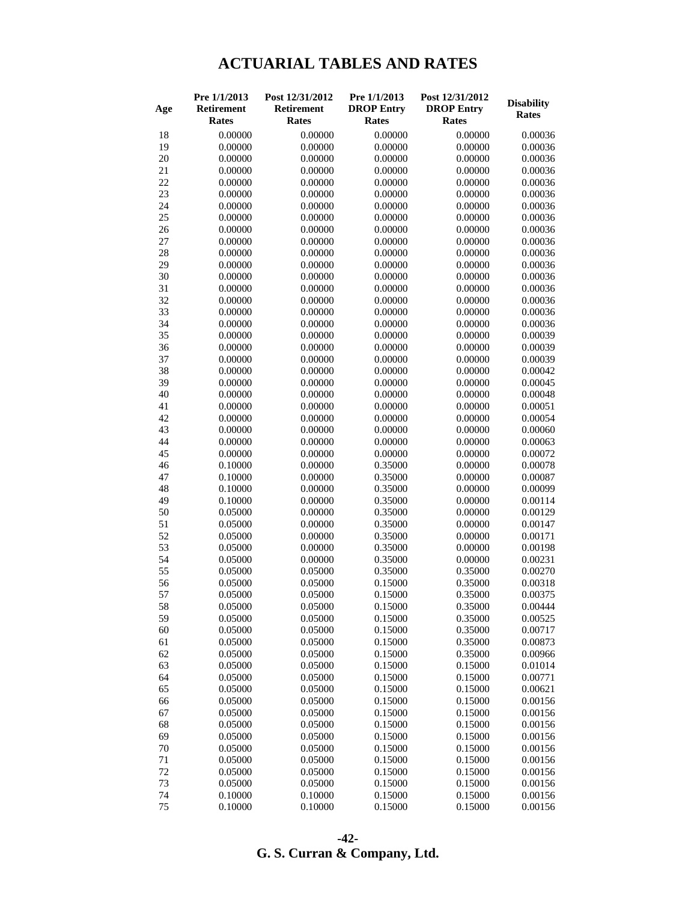# ACTUARIAL TABLES AND RATES

| Age | Pre 1/1/2013 Retirement Rates | Post 12/31/2012 Retirement Rates | Pre 1/1/2013 DROP Entry Rates | Post 12/31/2012 DROP Entry Rates | Disability Rates |
|---|---|---|---|---|---|
| 18 | 0.00000 | 0.00000 | 0.00000 | 0.00000 | 0.00036 |
| 19 | 0.00000 | 0.00000 | 0.00000 | 0.00000 | 0.00036 |
| 20 | 0.00000 | 0.00000 | 0.00000 | 0.00000 | 0.00036 |
| 21 | 0.00000 | 0.00000 | 0.00000 | 0.00000 | 0.00036 |
| 22 | 0.00000 | 0.00000 | 0.00000 | 0.00000 | 0.00036 |
| 23 | 0.00000 | 0.00000 | 0.00000 | 0.00000 | 0.00036 |
| 24 | 0.00000 | 0.00000 | 0.00000 | 0.00000 | 0.00036 |
| 25 | 0.00000 | 0.00000 | 0.00000 | 0.00000 | 0.00036 |
| 26 | 0.00000 | 0.00000 | 0.00000 | 0.00000 | 0.00036 |
| 27 | 0.00000 | 0.00000 | 0.00000 | 0.00000 | 0.00036 |
| 28 | 0.00000 | 0.00000 | 0.00000 | 0.00000 | 0.00036 |
| 29 | 0.00000 | 0.00000 | 0.00000 | 0.00000 | 0.00036 |
| 30 | 0.00000 | 0.00000 | 0.00000 | 0.00000 | 0.00036 |
| 31 | 0.00000 | 0.00000 | 0.00000 | 0.00000 | 0.00036 |
| 32 | 0.00000 | 0.00000 | 0.00000 | 0.00000 | 0.00036 |
| 33 | 0.00000 | 0.00000 | 0.00000 | 0.00000 | 0.00036 |
| 34 | 0.00000 | 0.00000 | 0.00000 | 0.00000 | 0.00036 |
| 35 | 0.00000 | 0.00000 | 0.00000 | 0.00000 | 0.00039 |
| 36 | 0.00000 | 0.00000 | 0.00000 | 0.00000 | 0.00039 |
| 37 | 0.00000 | 0.00000 | 0.00000 | 0.00000 | 0.00039 |
| 38 | 0.00000 | 0.00000 | 0.00000 | 0.00000 | 0.00042 |
| 39 | 0.00000 | 0.00000 | 0.00000 | 0.00000 | 0.00045 |
| 40 | 0.00000 | 0.00000 | 0.00000 | 0.00000 | 0.00048 |
| 41 | 0.00000 | 0.00000 | 0.00000 | 0.00000 | 0.00051 |
| 42 | 0.00000 | 0.00000 | 0.00000 | 0.00000 | 0.00054 |
| 43 | 0.00000 | 0.00000 | 0.00000 | 0.00000 | 0.00060 |
| 44 | 0.00000 | 0.00000 | 0.00000 | 0.00000 | 0.00063 |
| 45 | 0.00000 | 0.00000 | 0.00000 | 0.00000 | 0.00072 |
| 46 | 0.10000 | 0.00000 | 0.35000 | 0.00000 | 0.00078 |
| 47 | 0.10000 | 0.00000 | 0.35000 | 0.00000 | 0.00087 |
| 48 | 0.10000 | 0.00000 | 0.35000 | 0.00000 | 0.00099 |
| 49 | 0.10000 | 0.00000 | 0.35000 | 0.00000 | 0.00114 |
| 50 | 0.05000 | 0.00000 | 0.35000 | 0.00000 | 0.00129 |
| 51 | 0.05000 | 0.00000 | 0.35000 | 0.00000 | 0.00147 |
| 52 | 0.05000 | 0.00000 | 0.35000 | 0.00000 | 0.00171 |
| 53 | 0.05000 | 0.00000 | 0.35000 | 0.00000 | 0.00198 |
| 54 | 0.05000 | 0.00000 | 0.35000 | 0.00000 | 0.00231 |
| 55 | 0.05000 | 0.05000 | 0.35000 | 0.35000 | 0.00270 |
| 56 | 0.05000 | 0.05000 | 0.15000 | 0.35000 | 0.00318 |
| 57 | 0.05000 | 0.05000 | 0.15000 | 0.35000 | 0.00375 |
| 58 | 0.05000 | 0.05000 | 0.15000 | 0.35000 | 0.00444 |
| 59 | 0.05000 | 0.05000 | 0.15000 | 0.35000 | 0.00525 |
| 60 | 0.05000 | 0.05000 | 0.15000 | 0.35000 | 0.00717 |
| 61 | 0.05000 | 0.05000 | 0.15000 | 0.35000 | 0.00873 |
| 62 | 0.05000 | 0.05000 | 0.15000 | 0.35000 | 0.00966 |
| 63 | 0.05000 | 0.05000 | 0.15000 | 0.15000 | 0.01014 |
| 64 | 0.05000 | 0.05000 | 0.15000 | 0.15000 | 0.00771 |
| 65 | 0.05000 | 0.05000 | 0.15000 | 0.15000 | 0.00621 |
| 66 | 0.05000 | 0.05000 | 0.15000 | 0.15000 | 0.00156 |
| 67 | 0.05000 | 0.05000 | 0.15000 | 0.15000 | 0.00156 |
| 68 | 0.05000 | 0.05000 | 0.15000 | 0.15000 | 0.00156 |
| 69 | 0.05000 | 0.05000 | 0.15000 | 0.15000 | 0.00156 |
| 70 | 0.05000 | 0.05000 | 0.15000 | 0.15000 | 0.00156 |
| 71 | 0.05000 | 0.05000 | 0.15000 | 0.15000 | 0.00156 |
| 72 | 0.05000 | 0.05000 | 0.15000 | 0.15000 | 0.00156 |
| 73 | 0.05000 | 0.05000 | 0.15000 | 0.15000 | 0.00156 |
| 74 | 0.10000 | 0.10000 | 0.15000 | 0.15000 | 0.00156 |
| 75 | 0.10000 | 0.10000 | 0.15000 | 0.15000 | 0.00156 |

**G. S. Curran & Company, Ltd.**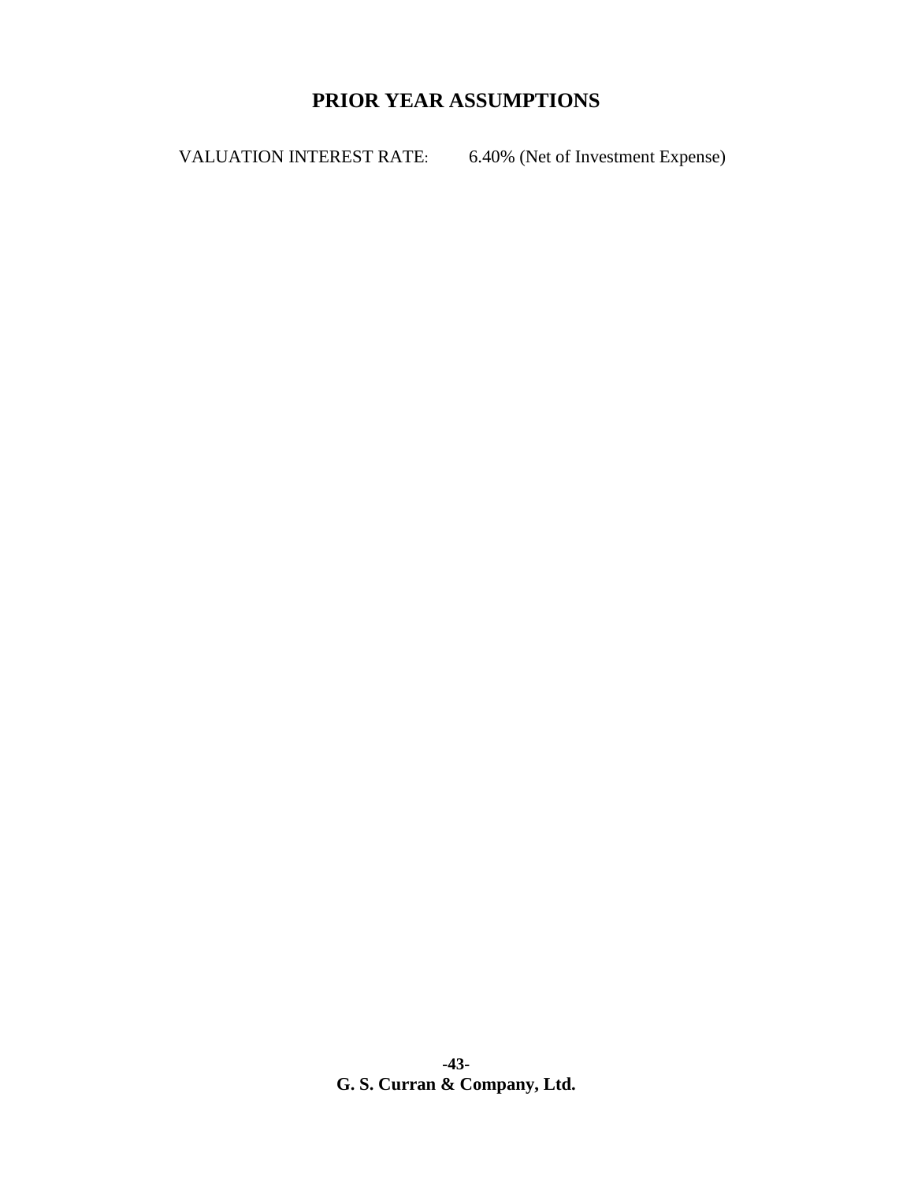# PRIOR YEAR ASSUMPTIONS

VALUATION INTEREST RATE: 6.40% (Net of Investment Expense)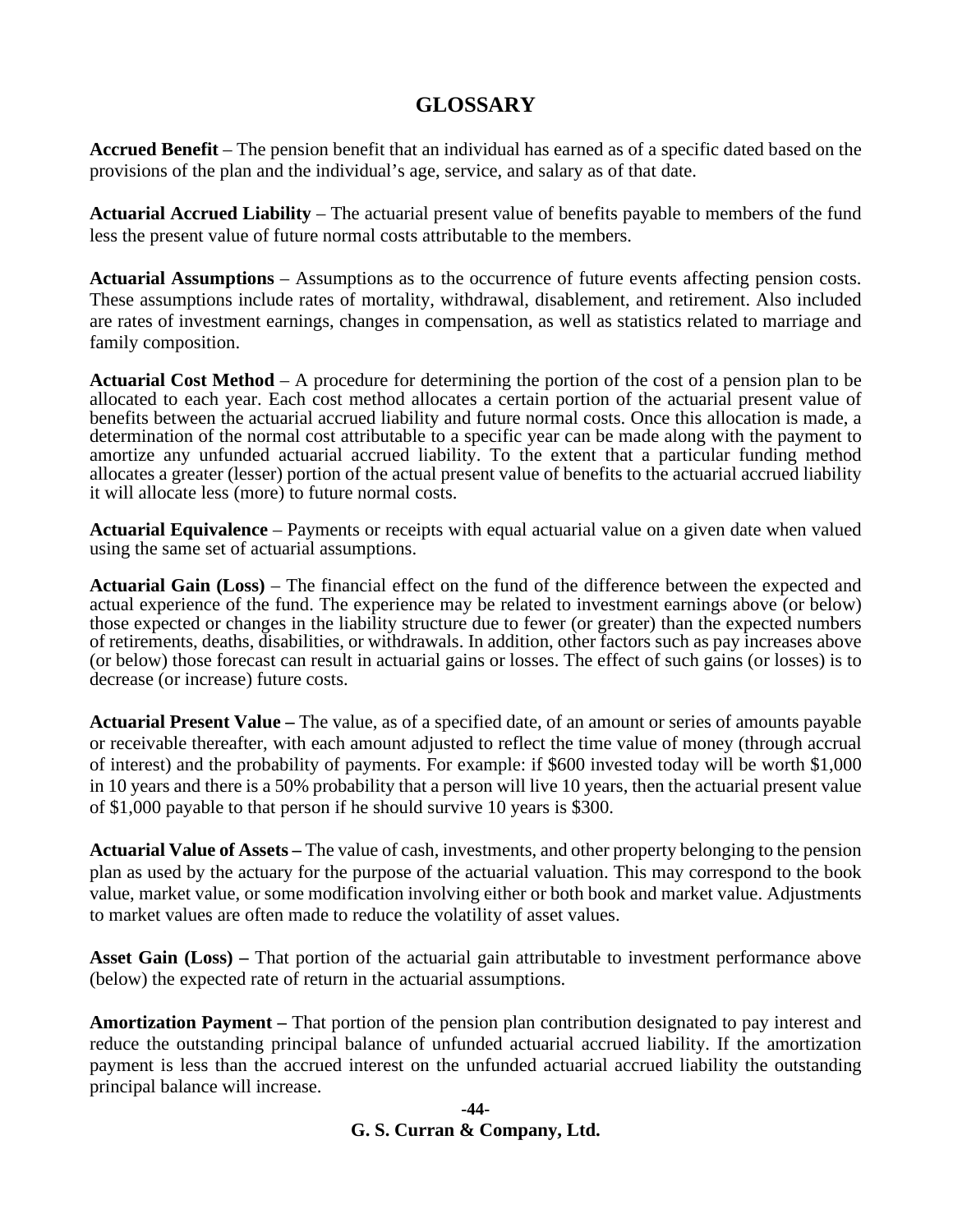# GLOSSARY

**Accrued Benefit** – The pension benefit that an individual has earned as of a specific dated based on the provisions of the plan and the individual's age, service, and salary as of that date.

**Actuarial Accrued Liability** – The actuarial present value of benefits payable to members of the fund less the present value of future normal costs attributable to the members.

**Actuarial Assumptions** – Assumptions as to the occurrence of future events affecting pension costs. These assumptions include rates of mortality, withdrawal, disablement, and retirement. Also included are rates of investment earnings, changes in compensation, as well as statistics related to marriage and family composition.

**Actuarial Cost Method** – A procedure for determining the portion of the cost of a pension plan to be allocated to each year. Each cost method allocates a certain portion of the actuarial present value of benefits between the actuarial accrued liability and future normal costs. Once this allocation is made, a determination of the normal cost attributable to a specific year can be made along with the payment to amortize any unfunded actuarial accrued liability. To the extent that a particular funding method allocates a greater (lesser) portion of the actual present value of benefits to the actuarial accrued liability it will allocate less (more) to future normal costs.

**Actuarial Equivalence** – Payments or receipts with equal actuarial value on a given date when valued using the same set of actuarial assumptions.

**Actuarial Gain (Loss)** – The financial effect on the fund of the difference between the expected and actual experience of the fund. The experience may be related to investment earnings above (or below) those expected or changes in the liability structure due to fewer (or greater) than the expected numbers of retirements, deaths, disabilities, or withdrawals. In addition, other factors such as pay increases above (or below) those forecast can result in actuarial gains or losses. The effect of such gains (or losses) is to decrease (or increase) future costs.

**Actuarial Present Value –** The value, as of a specified date, of an amount or series of amounts payable or receivable thereafter, with each amount adjusted to reflect the time value of money (through accrual of interest) and the probability of payments. For example: if $600 invested today will be worth $1,000 in 10 years and there is a 50% probability that a person will live 10 years, then the actuarial present value of $1,000 payable to that person if he should survive 10 years is $300.

**Actuarial Value of Assets –** The value of cash, investments, and other property belonging to the pension plan as used by the actuary for the purpose of the actuarial valuation. This may correspond to the book value, market value, or some modification involving either or both book and market value. Adjustments to market values are often made to reduce the volatility of asset values.

**Asset Gain (Loss) –** That portion of the actuarial gain attributable to investment performance above (below) the expected rate of return in the actuarial assumptions.

**Amortization Payment –** That portion of the pension plan contribution designated to pay interest and reduce the outstanding principal balance of unfunded actuarial accrued liability. If the amortization payment is less than the accrued interest on the unfunded actuarial accrued liability the outstanding principal balance will increase.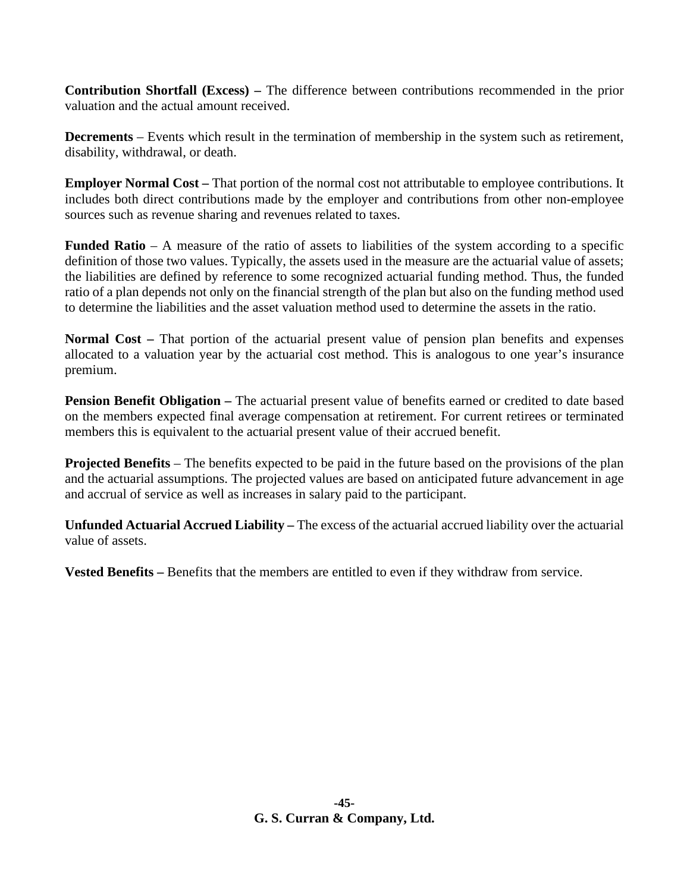**Contribution Shortfall (Excess) –** The difference between contributions recommended in the prior valuation and the actual amount received.

**Decrements** – Events which result in the termination of membership in the system such as retirement, disability, withdrawal, or death.

**Employer Normal Cost –** That portion of the normal cost not attributable to employee contributions. It includes both direct contributions made by the employer and contributions from other non-employee sources such as revenue sharing and revenues related to taxes.

**Funded Ratio** – A measure of the ratio of assets to liabilities of the system according to a specific definition of those two values. Typically, the assets used in the measure are the actuarial value of assets; the liabilities are defined by reference to some recognized actuarial funding method. Thus, the funded ratio of a plan depends not only on the financial strength of the plan but also on the funding method used to determine the liabilities and the asset valuation method used to determine the assets in the ratio.

**Normal Cost –** That portion of the actuarial present value of pension plan benefits and expenses allocated to a valuation year by the actuarial cost method. This is analogous to one year's insurance premium.

**Pension Benefit Obligation –** The actuarial present value of benefits earned or credited to date based on the members expected final average compensation at retirement. For current retirees or terminated members this is equivalent to the actuarial present value of their accrued benefit.

**Projected Benefits** – The benefits expected to be paid in the future based on the provisions of the plan and the actuarial assumptions. The projected values are based on anticipated future advancement in age and accrual of service as well as increases in salary paid to the participant.

**Unfunded Actuarial Accrued Liability –** The excess of the actuarial accrued liability over the actuarial value of assets.

**Vested Benefits –** Benefits that the members are entitled to even if they withdraw from service.